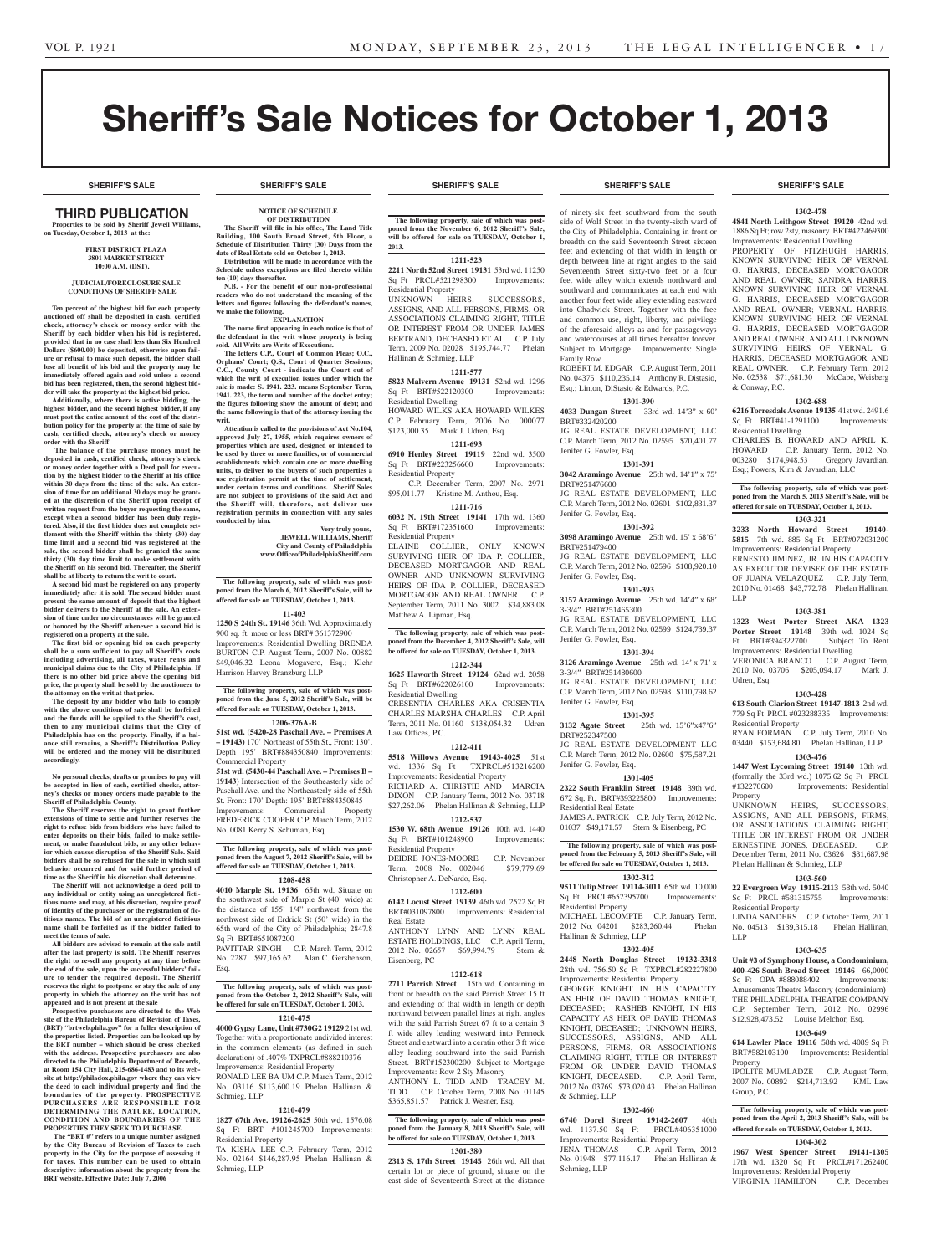# Sheriff's Sale Notices for October 1, 2013

## SHERIFF'S SALE

### THIRD PUBLICATION

**Properties to be sold by Sheriff Jewell Williams, on Tuesday, October 1, 2013 at the:**

**FIRST DISTRICT PLAZA**
**3801 MARKET STREET**
**10:00 A.M. (DST).**

**JUDICIAL/FORECLOSURE SALE CONDITIONS OF SHERIFF SALE**

**Ten percent of the highest bid for each property auctioned off shall be deposited in cash, certified check, attorney's check or money order with the Sheriff by each bidder when his bid is registered, provided that in no case shall less than Six Hundred Dollars ($600.00) be deposited, otherwise upon failure or refusal to make such deposit, the bidder shall lose all benefit of his bid and the property may be immediately offered again and sold unless a second bid has been registered, then, the second highest bidder will take the property at the highest bid price.**

**Additionally, where there is active bidding, the highest bidder, and the second highest bidder, if any must post the entire amount of the cost of the distribution policy for the property at the time of sale by cash, certified check, attorney's check or money order with the Sheriff**

**The balance of the purchase money must be deposited in cash, certified check, attorney's check or money order together with a Deed poll for execution by the highest bidder to the Sheriff at his office within 30 days from the time of the sale. An extension of time for an additional 30 days may be granted at the discretion of the Sheriff upon receipt of written request from the buyer requesting the same, except when a second bidder has been duly registered. Also, if the first bidder does not complete settlement with the Sheriff within the thirty (30) day time limit and a second bid was registered at the sale, the second bidder shall be granted the same thirty (30) day time limit to make settlement with the Sheriff on his second bid. Thereafter, the Sheriff shall be at liberty to return the writ to court.**

**A second bid must be registered on any property immediately after it is sold. The second bidder must present the same amount of deposit that the highest bidder delivers to the Sheriff at the sale. An extension of time under no circumstances will be granted or honored by the Sheriff whenever a second bid is registered on a property at the sale.**

**The first bid or opening bid on each property shall be a sum sufficient to pay all Sheriff's costs including advertising, all taxes, water rents and municipal claims due to the City of Philadelphia. If there is no other bid price above the opening bid price, the property shall be sold by the auctioneer to the attorney on the writ at that price.**

**The deposit by any bidder who fails to comply with the above conditions of sale shall be forfeited and the funds will be applied to the Sheriff's cost, then to any municipal claims that the City of Philadelphia has on the property. Finally, if a balance still remains, a Sheriff's Distribution Policy will be ordered and the money will be distributed accordingly.**

**No personal checks, drafts or promises to pay will be accepted in lieu of cash, certified checks, attorney's checks or money orders made payable to the Sheriff of Philadelphia County.**

**The Sheriff reserves the right to grant further extensions of time to settle and further reserves the right to refuse bids from bidders who have failed to enter deposits on their bids, failed to make settlement, or make fraudulent bids, or any other behavior which causes disruption of the Sheriff Sale. Said bidders shall be so refused for the sale in which said behavior occurred and for said further period of time as the Sheriff in his discretion shall determine.**

**The Sheriff will not acknowledge a deed poll to any individual or entity using an unregistered fictitious name and may, at his discretion, require proof of identity of the purchaser or the registration of fictitious names. The bid of an unregistered fictitious name shall be forfeited as if the bidder failed to meet the terms of sale.**

**All bidders are advised to remain at the sale until after the last property is sold. The Sheriff reserves the right to re-sell any property at any time before the end of the sale, upon the successful bidders' failure to tender the required deposit. The Sheriff reserves the right to postpone or stay the sale of any property in which the attorney on the writ has not appeared and is not present at the sale**

**Prospective purchasers are directed to the Web site of the Philadelphia Bureau of Revision of Taxes, (BRT) "brtweb.phila.gov" for a fuller description of the properties listed. Properties can be looked up by the BRT number – which should be cross checked with the address. Prospective purchasers are also directed to the Philadelphia Department of Records, at Room 154 City Hall, 215-686-1483 and to its website at http://philadox.phila.gov where they can view the deed to each individual property and find the boundaries of the property. PROSPECTIVE PURCHASERS ARE RESPONSIBLE FOR DETERMINING THE NATURE, LOCATION, CONDITION AND BOUNDARIES OF THE PROPERTIES THEY SEEK TO PURCHASE.**

**The "BRT #" refers to a unique number assigned by the City Bureau of Revision of Taxes to each property in the City for the purpose of assessing it for taxes. This number can be used to obtain descriptive information about the property from the BRT website. Effective Date: July 7, 2006**

**NOTICE OF SCHEDULE OF DISTRIBUTION**

**The Sheriff will file in his office, The Land Title Building, 100 South Broad Street, 5th Floor, a Schedule of Distribution Thirty (30) Days from the date of Real Estate sold on October 1, 2013.**

**Distribution will be made in accordance with the Schedule unless exceptions are filed thereto within ten (10) days thereafter.**

**N.B. - For the benefit of our non-professional readers who do not understand the meaning of the letters and figures following the defendant's names, we make the following.**

**EXPLANATION**

**The name first appearing in each notice is that of the defendant in the writ whose property is being sold. All Writs are Writs of Executions.**

**The letters C.P., Court of Common Pleas; O.C., Orphans' Court; Q.S., Court of Quarter Sessions; C.C., County Court - indicate the Court out of which the writ of execution issues under which the sale is made: S. 1941. 223. means September Term, 1941. 223, the term and number of the docket entry; the figures following show the amount of debt; and the name following is that of the attorney issuing the writ.**

**Attention is called to the provisions of Act No.104, approved July 27, 1955, which requires owners of properties which are used, designed or intended to be used by three or more families, or of commercial establishments which contain one or more dwelling units, to deliver to the buyers of such properties a use registration permit at the time of settlement, under certain terms and conditions. Sheriff Sales are not subject to provisions of the said Act and the Sheriff will, therefore, not deliver use registration permits in connection with any sales conducted by him.**

**Very truly yours,**
**JEWELL WILLIAMS, Sheriff**
**City and County of Philadelphia**
**www.OfficeofPhiladelphiaSheriff.com**

**The following property, sale of which was postponed from the March 6, 2012 Sheriff's Sale, will be offered for sale on TUESDAY, October 1, 2013.**

**11-403**

**1250 S 24th St. 19146** 36th Wd. Approximately 900 sq. ft. more or less BRT# 361372900 Improvements: Residential Dwelling BRENDA BURTON C.P. August Term, 2007 No. 00882 $49,046.32 Leona Mogavero, Esq.; Klehr Harrison Harvey Branzburg LLP

**The following property, sale of which was postponed from the June 5, 2012 Sheriff's Sale, will be offered for sale on TUESDAY, October 1, 2013.**

**1206-376A-B**

**51st wd. (5420-28 Paschall Ave. – Premises A – 19143)** 170' Northeast of 55th St., Front: 130', Depth 195' BRT#884350840 Improvements: Commercial Property

**51st wd. (5430-44 Paschall Ave. – Premises B – 19143)** Intersection of the Southeasterly side of Paschall Ave. and the Northeasterly side of 55th St. Front: 170' Depth: 195' BRT#884350845 Improvements: Commercial Property FREDERICK COOPER C.P. March Term, 2012 No. 0081 Kerry S. Schuman, Esq.

**The following property, sale of which was postponed from the August 7, 2012 Sheriff's Sale, will be offered for sale on TUESDAY, October 1, 2013.**

**1208-458**

**4010 Marple St. 19136** 65th wd. Situate on the southwest side of Marple St (40' wide) at the distance of 155' 1/4" northwest from the northwest side of Erdrick St (50' wide) in the 65th ward of the City of Philadelphia; 2847.8 Sq Ft BRT#651087200

PAVITTAR SINGH C.P. March Term, 2012 No. 2287 $97,165.62 Alan C. Gershenson, Esq.

**The following property, sale of which was postponed from the October 2, 2012 Sheriff's Sale, will be offered for sale on TUESDAY, October 1, 2013.**

**1210-475**

**4000 Gypsy Lane, Unit #730G2 19129** 21st wd. Together with a proportionate undivided interest in the common elements (as defined in such declaration) of .407% TXPRCL#888210376 Improvements: Residential Property

RONALD LEE BA UM C.P. March Term, 2012 No. 03116 $113,600.19 Phelan Hallinan & Schmieg, LLP

**1210-479**

**1827 67th Ave. 19126-2625** 50th wd. 1576.08 Sq Ft BRT #101245700 Improvements: Residential Property

TA KISHA LEE C.P. February Term, 2012 No. 02164 $146,287.95 Phelan Hallinan & Schmieg, LLP

**The following property, sale of which was postponed from the November 6, 2012 Sheriff's Sale, will be offered for sale on TUESDAY, October 1, 2013.**

**1211-523**

**2211 North 52nd Street 19131** 53rd wd. 11250 Sq Ft PRCL#521298300 Improvements: Residential Property

UNKNOWN HEIRS, SUCCESSORS, ASSIGNS, AND ALL PERSONS, FIRMS, OR ASSOCIATIONS CLAIMING RIGHT, TITLE OR INTEREST FROM OR UNDER JAMES BERTRAND, DECEASED ET AL. C.P. July Term, 2009 No. 02028 $195,744.77 Phelan Hallinan & Schmieg, LLP

**1211-577**

**5823 Malvern Avenue 19131** 52nd wd. 1296 Sq Ft BRT#522120300 Improvements: Residential Dwelling

HOWARD WILKS AKA HOWARD WILKES C.P. February Term, 2006 No. 000077 $123,000.35 Mark J. Udren, Esq.

**1211-693**

**6910 Henley Street 19119** 22nd wd. 3500 Sq Ft BRT#223256600 Improvements: Residential Property

C.P. December Term, 2007 No. 2971 $95,011.77 Kristine M. Anthou, Esq.

**1211-716**

**6032 N. 19th Street 19141** 17th wd. 1360 Sq Ft BRT#172351600 Improvements: Residential Property

ELAINE COLLIER, ONLY KNOWN SURVIVING HEIR OF IDA P. COLLIER, DECEASED MORTGAGOR AND REAL OWNER AND UNKNOWN SURVIVING HEIRS OF IDA P. COLLIER, DECEASED MORTGAGOR AND REAL OWNER C.P. September Term, 2011 No. 3002 $34,883.08 Matthew A. Lipman, Esq.

**The following property, sale of which was postponed from the December 4, 2012 Sheriff's Sale, will be offered for sale on TUESDAY, October 1, 2013.**

**1212-344**

**1625 Haworth Street 19124** 62nd wd. 2058 Sq Ft BRT#622026100 Improvements: Residential Dwelling

CRESENTIA CHARLES AKA CRISENTIA CHARLES MARSHA CHARLES C.P. April Term, 2011 No. 01160 $138,054.32 Udren Law Offices, P.C.

**1212-411**

**5518 Willows Avenue 19143-4025** 51st wd. 1336 Sq Ft TXPRCL#513216200 Improvements: Residential Property

RICHARD A. CHRISTIE AND MARCIA DIXON C.P. January Term, 2012 No. 03718 $27,262.06 Phelan Hallinan & Schmieg, LLP

**1212-537**

**1530 W. 68th Avenue 19126** 10th wd. 1440 Sq Ft BRT#101248900 Improvements: Residential Property

DEIDRE JONES-MOORE C.P. November Term, 2008 No. 002046 $79,779.69 Christopher A. DeNardo, Esq.

**1212-600**

**6142 Locust Street 19139** 46th wd. 2522 Sq Ft BRT#031097800 Improvements: Residential Real Estate

ANTHONY LYNN AND LYNN REAL ESTATE HOLDINGS, LLC C.P. April Term, 2012 No. 02657 $69,994.79 Stern & Eisenberg, PC

**1212-618**

**2711 Parrish Street** 15th wd. Containing in front or breadth on the said Parrish Street 15 ft and extending of that width in length or depth northward between parallel lines at right angles with the said Parrish Street 67 ft to a certain 3 ft wide alley leading westward into Pennock Street and eastward into a ceratin other 3 ft wide alley leading southward into the said Parrish Street. BRT#152300200 Subject to Mortgage Improvements: Row 2 Sty Masonry

ANTHONY L. TIDD AND TRACEY M. TIDD C.P. October Term, 2008 No. 01145 $365,851.57 Patrick J. Wesner, Esq.

**The following property, sale of which was postponed from the January 8, 2013 Sheriff's Sale, will be offered for sale on TUESDAY, October 1, 2013.**

**1301-380**

**2313 S. 17th Street 19145** 26th wd. All that certain lot or piece of ground, situate on the east side of Seventeenth Street at the distance of ninety-six feet southward from the south side of Wolf Street in the twenty-sixth ward of the City of Philadelphia. Containing in front or breadth on the said Seventeenth Street sixteen feet and extending of that width in length or depth between line at right angles to the said Seventeenth Street sixty-two feet or a four feet wide alley which extends northward and southward and communicates at each end with another four feet wide alley extending eastward into Chadwick Street. Together with the free and common use, right, liberty, and privilege of the aforesaid alleys as and for passageways and watercourses at all times hereafter forever. Subject to Mortgage Improvements: Single Family Row

ROBERT M. EDGAR C.P. August Term, 2011 No. 04375 $110,235.14 Anthony R. Distasio, Esq.; Linton, DiStasio & Edwards, P.C.

**1301-390**

**4033 Dungan Street** 33rd wd. 14'3" x 60' BRT#332420200

JG REAL ESTATE DEVELOPMENT, LLC C.P. March Term, 2012 No. 02595 $70,401.77 Jenifer G. Fowler, Esq.

**1301-391**

**3042 Aramingo Avenue** 25th wd. 14'1" x 75' BRT#251476600

JG REAL ESTATE DEVELOPMENT, LLC C.P. March Term, 2012 No. 02601 $102,831.37 Jenifer G. Fowler, Esq.

**1301-392**

**3098 Aramingo Avenue** 25th wd. 15' x 68'6" BRT#251479400

JG REAL ESTATE DEVELOPMENT, LLC C.P. March Term, 2012 No. 02596 $108,920.10 Jenifer G. Fowler, Esq.

**1301-393**

**3157 Aramingo Avenue** 25th wd. 14'4" x 68' 3-3/4" BRT#251465300

JG REAL ESTATE DEVELOPMENT, LLC C.P. March Term, 2012 No. 02599 $124,739.37 Jenifer G. Fowler, Esq.

**1301-394**

**3126 Aramingo Avenue** 25th wd. 14' x 71' x 3-3/4" BRT#251480600

JG REAL ESTATE DEVELOPMENT, LLC C.P. March Term, 2012 No. 02598 $110,798.62 Jenifer G. Fowler, Esq.

**1301-395**

**3132 Agate Street** 25th wd. 15'6"x47'6" BRT#252347500

JG REAL ESTATE DEVELOPMENT LLC C.P. March Term, 2012 No. 02600 $75,587.21 Jenifer G. Fowler, Esq.

**1301-405**

**2322 South Franklin Street 19148** 39th wd. 672 Sq. Ft. BRT#393225800 Improvements: Residential Real Estate

JAMES A. PATRICK C.P. July Term, 2012 No. 01037 $49,171.57 Stern & Eisenberg, PC

**The following property, sale of which was postponed from the February 5, 2013 Sheriff's Sale, will be offered for sale on TUESDAY, October 1, 2013.**

**1302-312**

**9511 Tulip Street 19114-3011** 65th wd. 10,000 Sq Ft PRCL#652395700 Improvements: Residential Property

MICHAEL LECOMPTE C.P. January Term, 2012 No. 04201 $283,260.44 Phelan Hallinan & Schmieg, LLP

**1302-405**

**2448 North Douglas Street 19132-3318** 28th wd. 756.50 Sq Ft TXPRCL#282227800 Improvements: Residential Property

GEORGE KNIGHT IN HIS CAPACITY AS HEIR OF DAVID THOMAS KNIGHT, DECEASED; RASHEB KNIGHT, IN HIS CAPACITY AS HEIR OF DAVID THOMAS KNIGHT, DECEASED; UNKNOWN HEIRS, SUCCESSORS, ASSIGNS, AND ALL PERSONS, FIRMS, OR ASSOCIATIONS CLAIMING RIGHT, TITLE OR INTEREST FROM OR UNDER DAVID THOMAS KNIGHT, DECEASED. C.P. April Term, 2012 No. 03769 $73,020.43 Phelan Hallinan & Schmieg, LLP

**1302-460**

**6740 Dorel Street 19142-2607** 40th wd. 1137.50 Sq Ft PRCL#406351000 Improvements: Residential Property

JENA THOMAS C.P. April Term, 2012 No. 01948 $77,116.17 Phelan Hallinan & Schmieg, LLP

**1302-478**

**4841 North Leithgow Street 19120** 42nd wd. 1886 Sq Ft; row 2sty, masonry BRT#422469300 Improvements: Residential Dwelling

PROPERTY OF FITZHUGH HARRIS, KNOWN SURVIVING HEIR OF VERNAL G. HARRIS, DECEASED MORTGAGOR AND REAL OWNER; SANDRA HARRIS, KNOWN SURVIVING HEIR OF VERNAL G. HARRIS, DECEASED MORTGAGOR AND REAL OWNER; VERNAL HARRIS, KNOWN SURVIVING HEIR OF VERNAL G. HARRIS, DECEASED MORTGAGOR AND REAL OWNER; AND ALL UNKNOWN SURVIVING HEIRS OF VERNAL G. HARRIS, DECEASED MORTGAGOR AND REAL OWNER. C.P. February Term, 2012 No. 02538 $71,681.30 McCabe, Weisberg & Conway, P.C.

**1302-688**

**6216 Torresdale Avenue 19135** 41st wd. 2491.6 Sq Ft BRT#41-1291100 Improvements: Residential Dwelling

CHARLES B. HOWARD AND APRIL K. HOWARD C.P. January Term, 2012 No. 003280 $174,948.53 Gregory Javardian, Esq.; Powers, Kirn & Javardian, LLC

**The following property, sale of which was postponed from the March 5, 2013 Sheriff's Sale, will be offered for sale on TUESDAY, October 1, 2013.**

**1303-321**

**3233 North Howard Street 19140-5815** 7th wd. 885 Sq Ft BRT#072031200 Improvements: Residential Property

ERNESTO JIMINEZ, JR. IN HIS CAPACITY AS EXECUTOR DEVISEE OF THE ESTATE OF JUANA VELAZQUEZ C.P. July Term, 2010 No. 01468 $43,772.78 Phelan Hallinan, LLP

**1303-381**

**1323 West Porter Street AKA 1323 Porter Street 19148** 39th wd. 1024 Sq Ft BRT#394322700 Subject To Rent Improvements: Residential Dwelling

VERONICA BRANCO C.P. August Term, 2010 No. 03706 $205,094.17 Mark J. Udren, Esq.

**1303-428**

**613 South Clarion Street 19147-1813** 2nd wd. 779 Sq Ft PRCL #023288335 Improvements: Residential Property

RYAN FORMAN C.P. July Term, 2010 No. 03440 $153,684.80 Phelan Hallinan, LLP

**1303-476**

**1447 West Lycoming Street 19140** 13th wd. (formally the 33rd wd.) 1075.62 Sq Ft PRCL #132270600 Improvements: Residential Property

UNKNOWN HEIRS, SUCCESSORS, ASSIGNS, AND ALL PERSONS, FIRMS, OR ASSOCIATIONS CLAIMING RIGHT, TITLE OR INTEREST FROM OR UNDER ERNESTINE JONES, DECEASED. C.P. December Term, 2011 No. 03626 $31,687.98 Phelan Hallinan & Schmieg, LLP

**1303-560**

**22 Evergreen Way 19115-2113** 58th wd. 5040 Sq Ft PRCL #581315755 Improvements: Residential Property

LINDA SANDERS C.P. October Term, 2011 No. 04513 $139,315.18 Phelan Hallinan, LLP

**1303-635**

**Unit #3 of Symphony House, a Condominium, 400-426 South Broad Street 19146** 66,0000 Sq Ft OPA #888088402 Improvements: Amusements Theatre Masonry (condominium)

THE PHILADELPHIA THEATRE COMPANY C.P. September Term, 2012 No. 02996 $12,928,473.52 Louise Melchor, Esq.

**1303-649**

**614 Lawler Place 19116** 58th wd. 4089 Sq Ft BRT#582103100 Improvements: Residential Property

IPOLITE MUMLADZE C.P. August Term, 2007 No. 00892 $214,713.92 KML Law Group, P.C.

**The following property, sale of which was postponed from the April 2, 2013 Sheriff's Sale, will be offered for sale on TUESDAY, October 1, 2013.**

**1304-302**

**1967 West Spencer Street 19141-1305** 17th wd. 1320 Sq Ft PRCL#171262400 Improvements: Residential Property

VIRGINIA HAMILTON C.P. December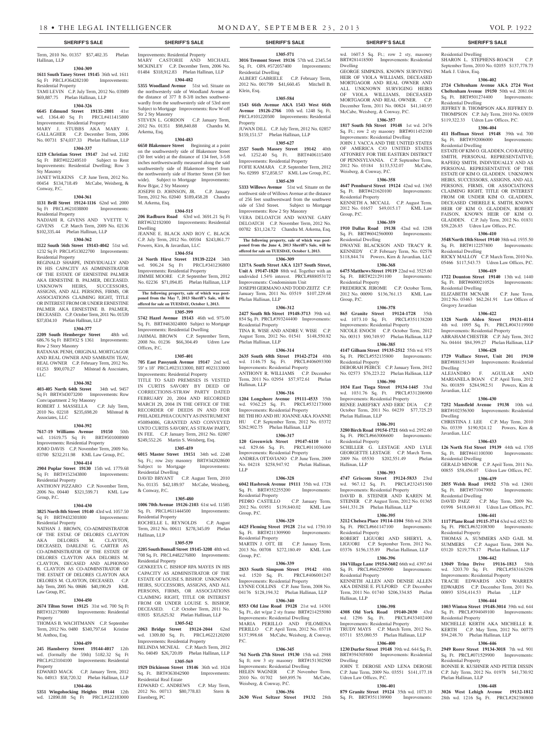Term, 2010 No. 01357 $57,402.35 Phelan Hallinan, LLP

**1304-309**

**1611 South Taney Street 19145** 36th wd. 1611 Sq Ft PRCL#364282100 Improvements: Residential Property

TAMI LEVIN C.P. July Term, 2012 No. 03989 $69,887.75 Phelan Hallinan, LLP

**1304-326**

**6645 Edmund Street 19135-2801** 41st wd. 1364.40 Sq Ft PRCL#411415800 Improvements: Residential Property

MARY J. STUBBS AKA MARY J. GALLAGHER C.P. December Term, 2006 No. 00731 $74,037.33 Phelan Hallinan, LLP

**1304-337**

**1219 Christian Street 19147** 2nd wd. 2182 Sq Ft BRT#022249510 Subject to Rent Improvements: Residential Dwelling; Row 3 Sty Masonry

JANET WILKENS C.P. June Term, 2012 No. 00454 $134,718.49 McCabe, Weisberg, & Conway, P.C.

**1304-361**

**1131 Brill Street 19124-1116** 62nd wd. 2000 Sq Ft PRCL#621038800 Improvements: Residential Property

NADJAHI R. GIVENS AND YVETTE V. GIVENS C.P. March Term, 2009 No. 02136 $102,335.44 Phelan Hallinan, LLP

**1304-362**

**1122 South 56th Street 19143-4042** 51st wd. 1232 Sq Ft PRCL#513022700 Improvements: Residential Property

REGINALD SHARPE, INDIVIDUALLY AND IN HIS CAPACITY AS ADMINISTRATOR OF THE ESTATE OF ERNESTINE PALMER AKA ERNESTINE B. PALMER, DECEASED. UNKNOWN HEIRS, SUCCESSORS, ASSIGNS, AND ALL PERSONS, FIRMS, OR ASSOCIATIONS CLAIMING RIGHT, TITLE OR INTEREST FROM OR UNDER ERNESTINE PALMER AKA ERNESTINE B. PALMER, DECEASED. C.P. October Term, 2011 No. 01539 $37,834.10 Phelan Hallinan, LLP

**1304-377**

**2209 South Hemberger Street** 48th wd. 686.76 Sq Ft BRT#32 S 1361 Improvements: Row 2 Story Masonry

RATANAK PENH, ORIGINAL MORTGAGOR AND REAL OWNER AND SAMBATH TEAV, REAL OWNER C.P. February Term, 2012 No. 01253 $90,070.27 Milstead & Asscoiates, LLC

**1304-382**

**403-405 North 64th Street** 34th wd. 9457 Sq Ft BRT#343073200 Improvements: Row Conv/apartment 2 Sty Masonry

ROBERT J. MASSELLA C.P. July Term, 2010 No. 02218 $235,698.20 Milstead & Associates, LLC

**1304-392**

**7617-19 Williams Avenue 19150** 50th wd. 11619.75 Sq Ft BRT#501008900 Improvements: Residential Property

JOMO DAVIS C.P. November Term, 2009 No. 03700 $232,211.98 KML Law Group, P.C.

**1304-414**

**2904 Poplar Street 19130** 15th wd. 1779.68 Sq Ft BRT#152343800 Improvements: Residential Property

ANTHONY PIZZARO C.P. November Term, 2006 No. 00440 $321,599.71 KML Law Group, P.C.

**1304-430**

**3825 North 8th Street 19140** 43rd wd. 1057.50 Sq Ft BRT#432301800 Improvements: Residential Property

NATHAN J. BROWN, CO-ADMINISTRATOR OF THE ESTATE OF DELORES CLAYTON AKA DELORES M. CLAYTON, DECEASED, DARLENE G. CARTER AS CO-ADMINISTRATOR OF THE ESTATE OF DELORES CLAYTON AKA DELORES M. CLAYTON, DECASED AND ALPHONSO B. CLAYTON AS CO-ADMINSTRATOR OF THE ESTAET OF DELORES CLAYTON AKA DELORES M. CLAYTON, DECEASED. C.P. July Term, 2005 No. 00686 $40,190.29 KML Law Group, P.C.

**1304-450**

**2674 Tilton Street 19125** 31st wd. 700 Sq Ft BRT#312179080 Improvements: Residential Property

THOMAS B. WACHTMANN C.P. September Term, 2012 No. 0480 $340,797.64 Kristine M. Anthou, Esq.

**1304-459**

**245 Hansberry Street 19144-4017** 12th wd. (formally the 59th) 5182.32 Sq Ft PRCL#123104100 Improvements: Residential Property

EDWARD MACK C.P. January Term, 2012 No. 04913 $58,720.32 Phelan Hallinan, LLP

**1304-466**

**5351 Wingohocking Heights 19144** 12th wd. 12890.88 Sq Ft PRCL#122183000 Improvements: Residential Property

MARY CASTORIE AND MICHAEL MCKINLEY C.P. December Term, 2006 No. 01484 $318,912.83 Phelan Hallinan, LLP

**1304-482**

**5355 Woodland Avenue** 51st wd. Situate on the northwesterly side of Woodland Avenue at the distance of 377 ft 8-3/8 inches southwestwardly from the southwesterly side of 53rd stret Subject to Mortgage Improvements: Row W-off Str 2 Sty Masonry

STEVEN L. GORDON C.P. January Term, 2012 No. 01351 $98,840.88 Chandra M. Arkema, Esq.

**1304-483**

**6650 Blakemore Street** Beginning at a point on the southwesterly side of Blakemore Street (50 feet wide) at the distance of 134 feet, 3-5/8 inches northwestwardly measured along the said southwesterly side of Blakemore Street from the northwesterly side of Hortter Street (50 feet wide). Subject to Mortgage Improvements: Row B/gar, 2 Sty Masonry

JOSEPH D. JOHNSON, JR. C.P. January Term, 2012 No. 02040 $189,458.28 Chandra M. Arkema, Esq.

**1304-515**

**206 Radburn Road** 63rd wd. 3691.21 Sq Ft BRT#632192000 Improvements: Residential Dwelling

JEANNE E. BLACK AND ROY C. BLACK C.P. July Term, 2012 No. 00594 $243,861.77 Powers, Kirn, & Javardian, LLC

**1304-554**

**24 North Hirst Street 19139-2224** 34th wd. 906.24 Sq Ft PRCL#341236800 Improvements: Residential Property

JIMMIE MOORE C.P. September Term, 2012 No. 02236 $71,094.85 Phelan Hallinan, LLP

**The following property, sale of which was postponed from the May 7, 2013 Sheriff's Sale, will be offered for sale on TUESDAY, October 1, 2013.**

**1305-399**

**5742 Hazel Avenue 19143** 46th wd. 975.00 Sq. Ft. BRT#463024000 Subject to Mortgage Improvements: Residential Dwelling

JAHMAL BROWN C.P. September Term, 2008 No. 01236 $66,304.49 Udren Law Offices, P.C.

**1305-401**

**705 East Passyunk Avenue 19147** 2nd wd. 59' x 18' PRCL#023133000, BRT #023133000 Improvements: Residential Property

TITLE TO SAID PREMISES IS VESTED IN CURTIS SAVORY BY DEED OF CORRECTIONS-STRAW PARTY DATED FEBRUARY 20, 2004 AND RECORDED MARCH 29, 2004 IN THE OFFICE OF THE RECORDER OF DEEDS IN AND FOR PHILADELPHIA COUNTY AS INSTRUMENT #50894086, GRANTED AND CONVEYED UNTO CURTIS SAVORY, AS STRAW PARTY, IN FEE. C.P. January Term, 2012 No. 02007 $249,552.26 Martin S. Weisberg, Esq.

**1305-459**

**6015 Master Street 19151** 34th wd. 2248 Sq. Ft.; row 2sty masonry BRT#342028600 Subject to Mortgage Improvements: Residential Dwelling

DAVID BRYANT C.P. August Term, 2010 No. 01135 $42,189.97 McCabe, Weisberg, & Conway, P.C.

**1305-480**

**1006 70th Avenue 19126-2103** 61st wd. 11585 Sq. Ft. PRCL#611444500 Improvements: Residential Property

ROCHELLE L. REYNOLDS C.P. August Term, 2012 No. 00611 $278,345.09 Phelan Hallinan, LLP

**1305-539**

**2205 South Bonsall Street 19145-3208** 48th wd. 708 Sq. Ft. PRCL#482276800 Improvements: Residential Property

GENKEETA C. BISHOP RPA MAYES IN HIS CAPACITY AS ADMINISTRATOR OF THE ESTATE OF LOUISE S. BISHOP. UNKNOWN HEIRS, SUCCESSORS, ASSIGNS, AND ALL PERSONS, FIRMS, OR ASSOCIATIONS CLAIMING RIGHT, TITLE OR INTEREST FROM OR UNDER LOUISE S. BISHOP, DECEASED. C.P. October Term, 2011 No. 03935 $35,625.92 Phelan Hallinan, LLP

**1305-542**

**2063 Bridge Street 19124-2044** 62nd wd. 1309.80 Sq. Ft. PRCL#622120200 Improvements: Residential Property

BELINDA MCNEAL C.P. March Term, 2012 No. 04049 $26,720.09 Phelan Hallinan, LLP

**1305-569**

**1929 Dickinson Street 19146** 36th wd. 1024 Sq. Ft. BRT#363042900 Improvements: Residential Real Estate

EDWARD C. ANDREWS C.P. May Term, 2012 No. 00713 $80,778.83 Stern & Eisenberg, PC

**1305-571**

**3016 Tremont Street 19136** 57th wd. 2345.54 Sq. Ft. OPA #572057400 Improvements: Residential Dwelling

ALBERT GABRIELE C.P. February Term, 2012 No. 001799 $41,660.45 Mitchell B. Klein, Esq.

**1305-584**

**1543 66th Avenue AKA 1543 West 66th Avenue 19126-2766** 10th wd. 1248 Sq. Ft. PRCL#101220500 Improvements: Residential Property

JUWAN DILL C.P. July Term, 2012 No. 02857 $159,151.57 Phelan Hallinan, LLP

**1305-627**

**2557 South Massey Street 19142** 40th wd. 1252.40 Sq. Ft. BRT#406115400 Improvements: Residential Property

FOFIE KAMARA C.P. September Term, 2012 No. 02999 $72,858.57 KML Law Group, P.C.

**1305-639**

**5333 Willows Avenue** 51st wd. Situate on the northwest side of Willows Avenue at the distance of 256 feet southwestward from the southwest side of 53rd Street. Subject to Mortgage Improvements: Row 2 Sty Masonry

VERA DELOATCH AND WAYNE GARY DELOATCH C.P. November Term, 2012 No. 00782 $31,124.72 Chandra M. Arkema, Esq.

**The following property, sale of which was postponed from the June 4, 2013 Sheriff's Sale, will be offered for sale on TUESDAY, October 1, 2013.**

**1306-309**

**1217A South Street AKA 1217 South Street, Unit A 19147-1820** 88th wd. Together with an undivided 1.54% interest. PRCL#888053172 Improvements: Condominium Unit

JOSEPH GERMANO AND TODD ZEITZ C.P. January Term, 2011 No. 03519 $107,229.68 Phelan Hallinan, LLP

**1306-312**

**2427 South 8th Street 19148-3713** 39th wd. 854 Sq. Ft. PRCL#393244400 Improvements: Residential Property

TINA R. WISE AND ANDRE V. WISE C.P. August Term, 2012 No. 01541 $148,550.82 Phelan Hallinan, LLP

**1306-314**

**2635 South 68th Street 19142-2724** 40th wd. 1146.75 Sq. Ft. PRCL#406093300 Improvements: Residential Property

ANTHONY R. WILLIAMS C.P. December Term, 2011 No. 02954 $57,972.61 Phelan Hallinan, LLP

**1306-316**

**1204 Longshore Avenue 19111-4533** 35th wd. 9362.25 Sq. Ft. PRCL#532173000 Improvements: Residential Property

BE THI HO AND HU JOANNE AKA JOANNE HU C.P. September Term, 2012 No. 03372 $262,902.75 Phelan Hallinan, LLP

**1306-317**

**120 Greenwich Street 19147-6110** 1st wd. 829.66 Sq. Ft. PRCL#011036000 Improvements: Residential Property

ANDREA OTTAVIANO C.P. June Term, 2009 No. 04218 $258,947.92 Phelan Hallinan, LLP

**1306-328**

**6042 Hasbrook Avenue 19111** 35th wd. 1728 Sq. Ft. BRT#352255200 Improvements: Residential Property

PEDRO CASTILLO C.P. January Term, 2012 No. 01951 $139,840.02 KML Law Group, P.C.

**1306-329**

**4425 Fleming Street 19128** 21st wd. 1750.10 Sq. Ft. BRT#211309900 Improvements: Residential Property

MARTIN J. OTT, III C.P. January Term, 2013 No. 00708 $272,180.49 KML Law Group, P.C.

**1306-339**

**2833 South Simpson Street 19142** 40th wd. 1520 Sq. Ft. PRCL#406001247 Improvements: Residential Property

LYNNE COLLINS C.P. June Term, 2008 No. 04176 $128,194.32 Phelan Hallinan, LLP

**1306-340**

**8553 Old Line Road 19128** 21st wd. 14301 Sq. Ft., det w/gar 2 sty frame BRT#214255080 Improvements: Residential Dwelling

MARIA PERILLO AND FILOMENA PERILLO C.P. April Term, 2012 No. 03718 $137,998.68 McCabe, Weisberg, & Conway, P.C.

**1306-345**

**761 North 27th Street 19130** 15th wd. 2988 Sq ft; row 3 sty masonry BRT#151302500 Improvements: Residential Dwelling

HELEN WAGNER C.P. November Term, 2010 No. 01702 $69,895.76 McCabe, Weisberg, & Conway, P.C.

**1306-356**

**2630 West Seltzer Street 19132** 28th wd. 1607.5 Sq. Ft.; row 2 sty, masonry BRT#281418500 Improvements: Residential Dwelling

GEORGE SIMPKINS, KNOWN SURVIVING HEIR OF VIOLA WILLIAMS, DECEASED MORTGAGOR AND REAL OWNER AND ALL UNKNOWN SURVIGING HEIRS OF VIOLA WILLIAMS, DECEASED MORTGAGOR AND REAL OWNER. C.P. December Term, 2011 No. 00824 $41,140.93 McCabe, Weisberg, & Conway, P.C.

**1306-357**

**1817 South 5th Street 19148** 1st wd. 2476 Sq. Ft.; row 2 sty masonry BRT#011452100 Improvements: Residential Dwelling

JOHN J. VACCA AND THE UNITED STATES OF AMERICA C/O UNITED STATES ATTONREY FOR THE EASTERN DISTRICT OF PENNSYLVANIA. C.P. September Term, 2012 No. 03184 $133,532.07 McCabe, Weisberg, & Conway, P.C.

**1306-358**

**4647 Pennhurst Street 19124** 42nd wd. 1365 Sq. Ft. BRT#421620100 Improvements: Residential Property

KENNETH A. MCCALL C.P. August Term, 2012 No. 01657 $49,015.17 KML Law Group, P.C.

**1306-359**

**1910 Dallas Road 19138** 42nd wd. 1288 Sq. Ft. BRT#6042560000 Improvements: Residential Dwelling

DWAYNE BLACKSON AND TRACY R. KENNEDY C.P. February Term, No. 02578 $118,844.74 Powers, Kirn & Javardian, LLC

**1306-368**

**6475 Matthews Street 19119** 22nd wd. 3525.60 Sq. Ft. BRT#221291100 Improvements: Residential Property

FREDERICK JEROME C.P. October Term, 2012 No. 00090 $136,761.13 KML Law Group, P.C.

**1306-378**

**865 Granite Street 19124-1728** 35th wd. 1073.10 Sq. Ft. PRCL#351138200 Improvements: Residential Property

NICOLE ENOCH C.P. October Term, 2012 No. 00313 $90,749.97 Phelan Hallinan, LLP

**1306-385**

**4147 Gilham Street 19135-2512** 55th wd. 975 Sq. Ft. PRCL#552135800 Improvements: Residential Property

DEBORAH PEIRCE C.P. January Term, 2012 No. 02573 $76,223.22 Phelan Hallinan, LLP

**1306-390**

**1034 East Tioga Street 19134-1445** 33rd wd. 1031.76 Sq. Ft. PRCL#331206900 Improvements: Residential Property

RENEE JAREFSKY AND ERIC DUA C.P. October Term, 2011 No. 04239 $77,725.23 Phelan Hallinan, LLP

**1306-391**

**3280 Birch Road 19154-1721** 66th wd. 2952.60 Sq. Ft. PRCL#663006600 Improvements: Residential Property

SCHILLER G. LESTAGE AND LYLE GEORGETTE LESTAGE C.P. March Term, 2009 No. 05530 $202,551.49 Phelan Hallinan, LLP

**1306-393**

**4747 Griscom Street 19124-5833** 23rd wd. 967.12 Sq. Ft. PRCL#232451500 Improvements: Residential Property

DAVID B. STEINER AND KAREN M. STEINER C.P. August Term, 2012 No. 01365 $441,331.28 Phelan Hallinan, LLP

**1306-395**

**3212 Chelsea Place 19114-1104** 58th wd. 2838 Sq. Ft. PRCL#661147100 Improvements: Residential Property

ROBERT LIGUORI AND SHERYL A. LIGUORI C.P. September Term, 2012 No. 03376 $156,135.89 Phelan Hallinan, LLP

**1306-396**

**104 Village Lane 19154-3602** 66th wd. 4397.64 Sq. Ft. PRCL#662290900 Improvements: Residential Property

KENNETH ALLEN AND DENISE ALLEN AKA DENISE E. FULFORD C.P. December Term, 2011 No. 01740 $206,334.85 Phelan Hallinan, LLP

**1306-398**

**4308 Old York Road 19140-2030** 43rd wd. 1296 Sq. Ft. PRCL#433402400 Improvements: Residential Property

TRUDY MAYS C.P. March Term, 2012 No. 03711 $55,080.55 Phelan Hallinan, LLP

**1306-400**

**1230 Durfor Street 19148** 39th wd. 644 Sq. Ft. BRT#394305800 Improvements: Residential Dwelling

JOHN T. DEROSE AND LENA DEROSE C.P. June Term, 2009 No. 03551 $141,177.18 Udren Law Offices, P.C.

**1306-401**

**879 Granite Street 19124** 35th wd. 1073.10 Sq. Ft. BRT#351138900 Improvements: Residential Dwelling

SHARON L. STEPHENS-ROACH C.P. September Term, 2010 No. 02055 $137,778.73 Mark J. Udren, Esq.

**1306-402**

**2724 Cleltenham Avenue AKA 2724 West Cheltenham Avenue 19150** 50th wd. 2081.04 Sq. Ft. BRT#501274400 Improvements: Residential Dwelling

JEFFREY B. THOMPSON AKA JEFFREY D. THOMPSON C.P. July Term, 2010 No. 03039 $119,322.33 Udren Law Offices, P.C.

**1306-404**

**411 Hoffman Street 19148** 39th wd. 700 Sq. Ft. BRT#392006000 Improvements: Residential Dwelling

ESTATE OF KIM O. GLADDEN, C/O RAFEEQ SMITH, PERSONAL REPRESENTATIVE; RAFEEQ SMITH, INDIVIDUALLY AND AS PERSONAL REPRESENTATIVE OF THE ESTATE OF KIM O. GLADDEN. UNKNOWN HEIRS, SUCCESSORS, ASSIGNS, AND ALL PERSONS, FIRMS, OR ASSOCIATIONS CLAIMING RIGHT, TITLE OR INTEREST FROM OR UNDER KIM O. GLADDEN, DECEASED CHERELE K. SMITH, KNOWN HEIR OF KIM O. GLADDEN, ROBERT FAISON, KNOWN HEIR OF KIM O. GLADDEN. C.P. July Term, 2012 No. 01831 $58,226.85 Udren Law Offices, P.C.

**1306-410**

**3548 North 18th Street 19140** 38th wd. 1935.50 Sq. Ft. BRT#112257800 Improvements: Residential Dwelling

RICKY MALLOY C.P. March Term, 2010 No. 05466 $117,543.73 Udren Law Offices, P.C.

**1306-419**

**1722 Dounton Street 19140** 13th wd. 1440 Sq. Ft. BRT#6000210526 Improvements: Residential Dwelling

ELIZABETH MCNAIR C.P. June Term, 2012 No. 03463 $62,261.91 Law Offices of Gregory Javardian

**1306-422**

**1328 North Alden Street 19131-4114** 4th wd. 1095 Sq. Ft. PRCL#043119900 Improvements: Residential Property

ABRAHAM CHESTER C.P. July Term, 2012 No. 04444 $84,399.27 Phelan Hallinan, LLP

**1306-428**

**1729 Wallace Street, Unit 201 19130** BRT#888151349 Improvements: Residential Dwelling

ALEJANDRO F. AGUILAR AND MARIANELA BOAN C.P. April Term, 2012 No. 001859 $284,982.51 Powers, Kirn & Javardian, LLC

**1306-430**

**7252 Mansfield Avenue 19138** 10th wd. BRT#102356300 Improvements: Residential Dwelling

CHRISTINA J. LEE C.P. May Term, 2010 No. 03339 $190,924.12 Powers, Kirn & Javardian, LLC

**1306-433**

**126 North 51st Street 19139** 44th wd. 1705 Sq. Ft. BRT#441100300 Improvements: Residential Dwelling

GERALD MINOR C.P. April Term, 2011 No. 00855 $58,456.07 Udren Law Offices, P.C.

**1306-439**

**2855 Welsh Road 19152** 57th wd. 12801 Sq. Ft. BRT#571047900 Improvements: Residential Dwelling

DAVID PAEZ C.P. May Term, 2009 No. 01998 $418,049.81 Udren Law Offices, P.C.

**1306-441**

**1117 Plane Road 19115-3714** 63rd wd. 6523.50 Sq. Ft. PRCL#632108300 Improvements: Residential Property

THOMAS A. SUMMERS AND GAIL M. SUMMERS C.P. August Term, 2008 No. 03120 $219,778.17 Phelan Hallinan, LLP

**1306-442**

**13049 Trina Drive 19116-1813** 58th wd. 3203.70 Sq. Ft. PRCL#583163298 Improvements: Residential Property

TRACIE EDWARDS AND WARREN EDWARDS C.P. December Term, 2011 No. 00893 $354,414.53 Phelan , LLP

**1306-444**

**1003 Winton Street 19148-3014** 39th wd. 644 Sq. Ft. PRCL#394049100 Improvements: Residential Property

MICHELLE KERTH AKA MICHELLE R. KERTH C.P. May Term, 2012 No. 00775 $94,248.70 Phelan Hallinan, LLP

**1306-446**

**2949 Rorer Street 19134-3018** 7th wd. 901 Sq. Ft. PRCL#071529900 Improvements: Residential Property

BONNIE R. KUSHNER AND PETER DISSIN C.P. July Term, 2012 No. 01978 $41,730.92 Phelan Hallinan, LLP

**1306-448**

**3026 West Lehigh Avenue 19132-1812** 28th wd. 1216 Sq. Ft. PRCL#282380800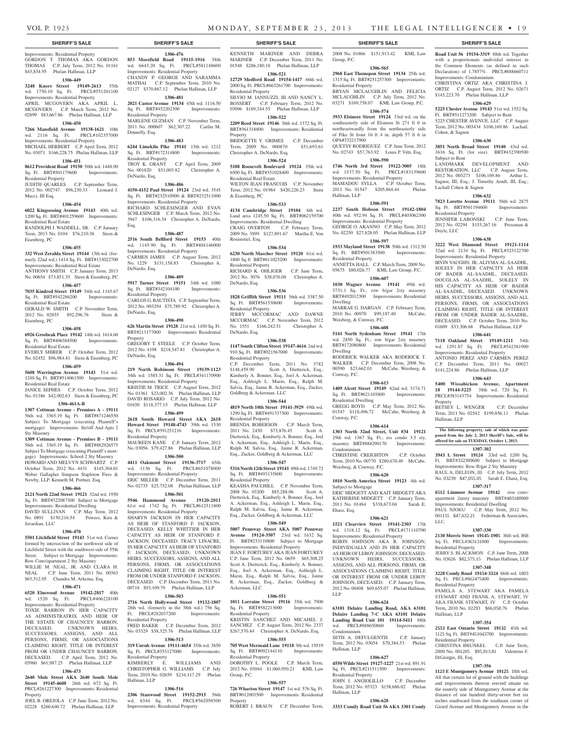## SHERIFF'S SALE

Improvements: Residential Property
GORDON T. THOMAS AKA GORDON THOMAS C.P. July Term, 2012 No. 01161 $43,834.95 Phelan Hallinan, LLP

**1306-449**

**3248 Knorr Street 19149-2613** 55th wd. 1750.10 Sq. Ft. PRCL#551201100 Improvements: Residential Property
APRIL MCGOVERN AKA APRIL L. MCGOVERN C.P. March Term, 2012 No. 02899 $83,667.86 Phelan Hallinan, LLP

**1306-450**

**7266 Mansfield Avenue 19138-1621** 10th wd. 2116 Sq. Ft. PRCL#102357000 Improvements: Residential Property
MICHAEL HERBERT C.P. April Term, 2012 No. 03071 $166,228.75 Phelan Hallinan, LLP

**1306-451**

**8612 Provident Road 19150** 50th wd. 1448.90 Sq. Ft. BRT#501179600 Improvements: Residential Property
JUDITH QUARLES C.P. September Term, 2012 No. 002747 $96,230.33 Leonard J. Mucci, III Esq.

**1306-454**

**6022 Kingsessing Avenue 19143** 40th wd. 1200 Sq. Ft. BRT#401259600 Improvements: Residential Real Estate
RANDOLPH J. WADDELL, SR. C.P. January Term, 2013 No. 0104 $76,210.38 Stern & Eisenberg, PC

**1306-455**

**332 West Zeralda Street 19144** 13th wd. (formerly 22nd wd.) 1414 Sq. Ft. BRT#133022700 Improvements: Residential Real Estate
ANTHONY SMITH C.P. January Term, 2013 No. 00654 $73,851.35 Stern & Eisenberg, PC

**1306-457**

**7035 Kindred Street 19149** 54th wd. 1145.67 Sq. Ft. BRT#542286200 Improvements: Residential Real Estate
GERALD W. SMITH C.P. November Term, 2012 No. 02855 $92,296.76 Stern & Eisenberg, PC

**1306-458**

**6926 Grosbeak Place 19142** 14th wd. 1614.60 Sq. Ft. BRT#406588500 Improvements: Residential Real Estate
EVERLY SHIRER C.P. October Term, 2012 No. 02452 $96,984.41 Stern & Eisenberg, PC

**1306-459**

**5608 Warrington Avenue 19143** 51st wd. 1248 Sq. Ft. BRT#514061500 Improvements: Residential Real Estate
JANICE SEPHES C.P. October Term, 2012 No. 01386 $42,902.63 Stern & Eisenberg, PC

**1306-461A-B**

**1307 Cottman Avenue - Premises A - 19111** 56th wd. 3365.19 Sq. Ft. BRT#871246550 Subject To Mortgage (executing Plaintiff's mortgage) Improvements: Str/off And Apts 2 Sty Masonry
**1309 Cottman Avenue - Premises B - 19111** 56th wd. 3365.19 Sq. Ft. BRT#882926575 Subject To Mortgage (executing Plaintiff's mortgage) Improvements: School 2 Sty Masonry
HOWARD AND MELVYN SCHWARTZ C.P. October Term, 2012 No. 4431 $145,304.01 Weber Gallagher Simpson Stapleton Fires & Newby, LLP, Kenneth M. Portner, Esq.

**1306-466**

**2121 North 22nd Street 19121** 32nd wd. 1950 Sq. Ft. BRT#322087300 Subject to Mortgage Improvements: Residential Dwelling
DAVID SULLIVAN C.P. May Term, 2012 No. 0891 $150,216.54 Powers, Kirn & Javardian, LLC

**1306-470**

**5501 Litchfield Street 19143** 51st wd. Corner formed by intersection of the northwest side of Litchfield Street with the southwest side of 55th Street. Subject to Mortgage Improvements: Row Conv/apartment 2 Sty Masonry
WILLIE M. NEAL, JR. AND CLARA H. NEAL C.P. June Term, 2011 No. 00363 $63,512.05 Chandra M. Arkema, Esq.

**1306-471**

**6520 Elmwood Avenue 19142-2817** 40th wd. 1520 Sq. Ft. PRCL#406228100 Improvements: Residential Property
TOXIE BARRON IN HER CAPACITY AS ADMINISTRATRIX AND HEIR OF THE ESTATE OF CHAUNCEY BARRON, DECEASED. UNKNOWN HEIRS, SUCCESSORS, ASSIGNS, AND ALL PERSONS, FIRMS, OR ASSOCIATIONS CLAIMING RIGHT, TITLE OR INTEREST FROM OR UNDER CHAUNCEY BARRON, DECEASED. C.P. April Term, 2012 No. 03960 $61,987.25 Phelan Hallinan, LLP

**1306-473**

**2640 Mole Street AKA 2640 South Mole Street 19145-4608** 26th wd. 672 Sq. Ft. PRCL#261227300 Improvements: Residential Property
JOEL B. OREJOLA C.P. June Term, 2012 No. 02228 $260,640.72 Phelan Hallinan, LLP

**1306-476**

**853 Morefield Road 19115-1916** 58th wd. 6643.20 Sq. Ft. PRCL#581148600 Improvements: Residential Property
CHANDY P. GEORGE AND SARAMMA MATHAI C.P. September Term, 2010 No. 02127 $370,867.12 Phelan Hallinan, LLP

**1306-481**

**2021 Castor Avenue 19134** 45th wd. 1116.50 Sq. Ft. BRT#452202300 Improvements: Residential Property
MARLENE GUZMAN C.P. November Term, 2011 No. 000607 $62,307.22 Caitlin M. Donnelly, Esq.

**1306-483**

**6244 Limekiln Pike 19141** 15th wd. 1212 Sq. Ft. BRT#172314800 Improvements: Residential Property
TROY K. GRANT C.P. April Term, 2009 No. 001820 $51,003.82 Christopher A. DeNardo, Esq.

**1306-486**

**4150-4152 Paul Street 19124** 23rd wd. 3545 Sq. Ft. BRT#232510900 & BRT#232511000 Improvements: Residential Property
RICHARD SCHLESINGER AND EVAN SCHLESINGER C.P. March Term, 2012 No. 3947 $106,316.34 Christopher A. DeNardo, Esq.

**1306-487**

**2516 South Bellford Street 19153** 40th wd. 1145.90 Sq. Ft. BRT#404146000 Improvements: Residential Property
CARMEN JAMES C.P. August Term, 2012 No. 1229 $131,158.83 Christopher A. DeNardo, Esq.

**1306-489**

**5917 Turner Street 19151** 34th wd. 1080 Sq. Ft. BRT#342104100 Improvements: Residential Property
CARLOS G. BAUTISTA C.P. September Term, 2012 No. 003294 $75,789.92 Christopher A. DeNardo, Esq.

**1306-490**

**626 Martin Street 19128** 21st wd. 1450 Sq. Ft. BRT#213177000 Improvements: Residential Property
GREGORY T. STEELE C.P. October Term, 2012 No. 4198 $218,547.81 Christopher A. DeNardo, Esq.

**1306-494**

**219 North Robinson Street 19139-1123** 34th wd. 1585.31 Sq. Ft. PRCL#341170900 Improvements: Residential Property
KRISTIE M. TRICE C.P. August Term, 2012 No. 01361 $23,002.36 Phelan Hallinan, LLP
DAVID ROSARIO C.P. July Term, 2012 No. 01650 $118,377.15 Phelan Hallinan, LLP

**1306-499**

**2618 South Howard Street AKA 2618 Howard Street 19148-4743** 39th wd. 1530 Sq. Ft. PRCL#391251216 Improvements: Residential Property
MAUREEN KANE C.P. January Term, 2012 No. 03056 $79,427.86 Phelan Hallinan, LLP

**1306-500**

**4411 Oakmont Street 19136-3717** 65th wd. 1136 Sq. Ft. PRCL#651078000 Improvements: Residential Property
ERIC MILLER C.P. December Term, 2011 No. 02735 $25,752.08 Phelan Hallinan, LLP

**1306-501**

**5946 Hammond Avenue 19120-2011** 61st wd. 1742 Sq. Ft. PRCL#612511800 Improvements: Residential Property
SHARYN JACKSON IN HER CAPACITY AS HEIR OF STANFORD F. JACKSON, DECEASED; KELLY WHITTIER IN HER CAPACITY AS HEIR OF STANFORD F. JACKSON, DECEASED; TRACY LINACRE, IN HER CAPACITY AS HEIR OF STANFORD F. JACKSON, DECEASED; UNKNOWN HEIRS, SUCCESSORS, ASSIGNS, AND ALL PERSONS, FIRMS, OR ASSOCIATIONS CLAIMING RIGHT, TITLE OR INTEREST FROM OR UNDER STANFORD F. JACKSON, DECEASED. C.P. December Term, 2011 No. 00718 $93,109.79 Phelan Hallinan, LLP

**1306-503**

**2716 North Hollywood Street 19132-1807** 28th wd. (formerly in the 38th wd.) 756 Sq. Ft. PRCL#282037200 Improvements: Residential Property
FRED BAKER C.P. December Term, 2012 No. 03329 $58,325.76 Phelan Hallinan, LLP

**1306-513**

**319 Unruh Avenue 19111-4654** 35th wd. 3850 Sq. Ft. PRCL#353127000 Improvements: Residential Property
KIMBERLY E. WILLIAMS AND CHRISTOPHER G. WILLIAMS C.P. July Term, 2010 No. 02659 $234,117.29 Phelan Hallinan, LLP

**1306-516**

**2306 Stanwood Street 19152-2915** 56th wd. 6344 Sq. Ft. PRCL#562050300 Improvements: Residential Property
KENNETH MARINER AND DEBRA MARINER C.P. December Term, 2011 No. 01548 $286,180.18 Phelan Hallinan, LLP

**1306-521**

**12729 Medford Road 19154-1417** 66th wd. 2000 Sq. Ft. PRCL#663261700 Improvements: Residential Property
SILVIO M. IANNUZZI, III AND NANCY L. BOSSERT C.P. February Term, 2012 No. 03096 $169,344.55 Phelan Hallinan, LLP

**1306-522**

**2209 Reed Street 19146** 36th wd. 1372 Sq. Ft. BRT#361318800 Improvements: Residential Property
BRIDGETTE Y. GRIMES C.P. December Term, 2009 No. 000870 $51,693.61 Christopher A. DeNardo, Esq.

**1306-524**

**5108 Roosevelt Boulevard 19124** 35th wd. 6500 Sq. Ft. BRT#351028400 Improvements: Residential Real Estate
WILTON JEAN FRANCOIS C.P. November Term, 2012 No. 01984 $420,226.23 Stern & Eisenberg, PC

**1306-533**

**4134 Cambridge Street 19104** 6th wd. Land area 1245.50 Sq. Ft. BRT#062159700 Improvements: Residential Dwelling
CRAIG OVERTON C.P. February Term, 2009 No. 3899 $127,891.67 Martha E. Von Rosenstiel, Esq.

**1306-534**

**6230 North Mascher Street 19120** 61st wd. 1800 Sq ft BRT#611025200 Improvements: Residential Property
RICHARD K. OHLIGER C.P. June Term, 2012 No. 3076 $38,076.08 Christopher A. DeNardo, Esq.

**1306-536**

**1828 Griffith Street 19111** 56th wd. 5387.50 Sq. Ft. BRT#561530600 Improvements: Residential Property
JERRY MCCORMAC AND DAWNE MCCORMAC C.P. November Term, 2012 No. 1551 $166,242.51 Christopher A. DeNardo, Esq.

**1306-538**

**1147 South Clifton Street 19147-4616** 2nd wd. 910 Sq. Ft. BRT#021567000 Improvements: Residential Property
C.P. December Term, 2011 No. 3782 $148,459.90 Scott A. Dietterick, Esq., Kimberly A. Bonner, Esq., Joel A. Ackerman, Esq., Ashleigh L. Marin, Esq., Ralph M. Salvia, Esq., Jaime R. Ackerman, Esq., Zucker, Goldberg & Ackerman, LLC

**1306-544**

**4819 North 10th Street 19141-3929** 49th wd. 1290 Sq. Ft. BRT#491337300 Improvements: Residential Property
BRENDA ROBERSON C.P. March Term, 2011 No. 2430 $73,876.45 Scott A. Dietterick, Esq., Kimberly A. Bonner, Esq., Joel A. Ackerman, Esq., Ashleigh L. Marin, Esq., Ralph M. Salvia, Esq., Jaime R. Ackerman, Esq., Zucker, Goldberg & Ackerman, LLC

**1306-547**

**5316 North 12th Street 19141** 49th wd. 1749.72 Sq. Ft. BRT#493135800 Improvements: Residential Property
KEASHA PAULHILL C.P. November Term, 2008 No. 03200 $85,288.06 Scott A. Dietterick, Esq., Kimberly A. Bonner, Esq., Joel A. Ackerman, Esq., Ashleigh L. Marin, Esq., Ralph M. Salvia, Esq., Jaime R. Ackerman, Esq., Zucker, Goldberg & Ackerman, LLC

**1306-549**

**5007 Pennway Street AKA 5007 Pennway Avenue 19124-3507** 23rd wd. 1632 Sq. Ft. BRT#233110800 Subject to Mortgage Improvements: Residential Property
JEAN F. FORTUREY AKA JEAN FORTUREY C.P. June Term, 2012 No. 0659 $65,308.25 Scott A. Dietterick, Esq., Kimberly A. Bonner, Esq., Joel A. Ackerman, Esq., Ashleigh L. Marin, Esq., Ralph M. Salvia, Esq., Jaime R. Ackerman, Esq., Zucker, Goldberg & Ackerman, LLC

**1306-551**

**1011 Lorraine Street 19116** 35th wd. 7900 Sq. Ft. BRT#582213000 Improvements: Residential Property
KRISTIN SANCHEZ AND MICAHEL J. SANCHEZ C.P. August Term, 2012 No. 2337 $267,570.44 Christopher A. DeNardo, Esq.

**1306-555**

**705 West Mermaid Lane 19118** 9th wd. 19519 Sq. Ft. BRT#092144110 Improvements: Residential Property
DOROTHY L. POOLE C.P. March Term, 2012 No. 03044 $1,060,950.21 KML Law Group, P.C.

**1306-557**

**726 Wharton Street 19147** 1st wd. 576 Sq. Ft. BRT#012003500 Improvements: Residential Property
ROBERT J. BRAUN C.P. December Term, 2008 No. 01866 $151,913.42 KML Law Group, P.C.

**1306-565**

**2968 East Thompson Street 19134** 25th wd. 1315 Sq. Ft. BRT#251257300 Improvements: Residential Property
BRYAN MCLAUGHLIN AND FELICIA MCLAUGHLIN C.P. July Term, 2012 No. 03271 $169,758.07 KML Law Group, P.C.

**1306-574**

**3933 Elsinore Street 19124** 33rd wd. on the southeasterly side of Elsinore St 271 ft 0 in northeastwardly from the northeasterly side of Pike St front 16 ft 4 in, depth 57 ft 6 in OPA#332217900
QUETSY RODRIGUEZ C.P. June Term, 2012 No. 02743 $57,763.92 Louis P. Vitti, Esq.

**1306-590**

**1746 North 3rd Street 19122-3005** 18th wd. 1537.50 Sq. Ft. PRCL#183139600 Improvements: Residential Property
MAMADOU SYLLA C.P. October Term, 2011 No. 01547 $205,864.44 Phelan Hallinan, LLP

**1306-591**

**2237 South Hobson Street 19142-1804** 40th wd. 952.94 Sq. Ft. PRCL#403062300 Improvements: Residential Property
GEORGE O. AKANNO C.P. May Term, 2012 No. 02250 $27,828.05 Phelan Hallinan, LLP

**1306-597**

**1933 Mayland Street 19138** 50th wd. 1312.50 Sq. Ft. BRT#501383500 Improvements: Residential Property
ANNETTA HALL C.P. March Term, 2009 No. 05675 $80,026.77 KML Law Group, P.C.

**1306-607**

**1030 Wagner Avenue 19141** 49th wd. 3731.1 Sq. Ft.; row b/gar 2sty masonry BRT#492012300 Improvements: Residential Dwelling
MARRAE G. DARGAN C.P. February Term, 2010 No. 00970 $99,187.40 McCabe, Weisberg, & Conway, P.C.

**1306-608**

**5141 North Sydenham Street 19141** 17th wd. 2850 Sq. Ft.; row b/gar 2sty masonry BRT#172080800 Improvements: Residential Dwelling
RODERICK WALKER AKA RODERICK T. WALKER C.P. December Term, 2008 No. 00390 $23,662.01 McCabe, Weisberg, & Conway, P.C.

**1306-613**

**1409 Alcott Street 19149** 62nd wd. 3174.71 Sq. Ft. BRT#621103800 Improvements: Residential Dwelling
GREGG BOYD C.P. May Term, 2012 No. 01547 $118,496.72 McCabe, Weisberg, & Conway, P.C.

**1306-614**

**1303 North 32nd Street, Unit #34 19121** 29th wd. 1367 Sq. Ft.; res condo 3.5 sty, masonry BRT#888290170 Improvements: Condominium
CHRISTINE CREIGHTON C.P. October Term, 2010 No. 00770 $280,670.40 McCabe, Weisberg, & Conway, P.C.

**1306-620**

**1010 North America Street 19123** 4th wd. Subject to Mortgage
ERIC MIDGETT AND KAIT MIDGETT AKA KATHERINE MIDGETT C.P. January Term, 2011 No. 01484 $338,673.04 Sarah E. Ehasz, Esq.

**1306-621**

**1521 Clearview Street 19141-2303** 17th wd. 1318.12 Sq. Ft. PRCL#171110700 Improvements: Residential Property
ROBIN JOHNSON AKA R. JOHNSON, INDIVIDUALLY AND IN HER CAPACITY AS HEIR OF LEROY JOHNSON, DECEASED. UNKNOWN HEIRS, SUCCESSORS, ASSIGNS, AND ALL PERSONS, FIRMS, OR ASSOCIATIONS CLAIMING RIGHT, TITLE OR INTEREST FROM OR UNDER LEROY JOHNSON, DECEASED. C.P. January Term, 2012 No. 00408 $69,655.07 Phelan Hallinan, LLP

**1306-624**

**63101 Delaire Landing Road, AKA 63101 Delaire Landing 7-C AKA 63101 Delaire Landing Road Unit 101 19114-5411** 88th wd. PRCL#888650860 Improvements: Condominium
SETH A. DEFULGENTIS C.P. January Term, 2012 No. 03054 $70,384.53 Phelan Hallinan, LLP

**1306-627**

**4550 Wilde Street 19127-1227** 21st wd. 891.91 Sq. Ft. PRCL#211511500 Improvements: Residential Property
JOHN J. ANGIOLILLO C.P. December Term, 2012 No. 03323 $158,686.02 Phelan Hallinan, LLP

**1306-628**

**3333 Comly Road Unit 56 AKA 3301 Comly Road Unit 56 19154-3319** 88th wd. Together with a proportionate undivided interest in the Common Elements (as defined in such Declaration) of 1.7857%. PRCL#888660711 Improvements: Condominium
CHRISTINA ORTIZ AKA CHRISTINA J. ORTIZ C.P. August Term, 2012 No. 02671 $145,223.70 Phelan Hallinan, LLP

**1306-629**

**5225 Chester Avenue 19143** 51st wd. 1552 Sq. Ft. BRT#511273200 Subject to Rent
5225 CHESTER AVENUE, LLC C.P. August Term, 2012 No. 003434 $106,169.86 Lachall, Cohen, & Sagnor

**1306-630**

**3851 North Broad Street 19140** 43rd wd. 1616 Sq. Ft. (lot size) BRT#432390500 Subject to Rent
LANDMARK DEVELOPMENT AND RESTORATION, LLC C.P. August Term, 2012 No. 003273 $106,169.86 Arthur L. Sagnor, III, Esq.; J. Timothy Arndt, III, Esq.; Lachall Cohen & Sagnor

**1306-632**

**7823 Loretto Avenue 19111** 56th wd. 2875 Sq. Ft. BRT#561194600 Improvements: Residential Property
JENNIFER LABONSKI C.P. June Term, 2012 No. 02294 $153,267.16 Pressman & Doyle, LLC

**1306-638**

**3222 West Diamond Street 19121-1114** 32nd wd. 2134 Sq. Ft. PRCL#323122700 Improvements: Residential Property
IRVIN VAUGHN, JR. ALIYMA AL-SAADHL, SOLELY IN HER CAPACITY AS HEIR OF BADER AL-SAADHL, DECEASED, DOUGLAS AL-SAADHL, SOLELY IN HIS CAPACITY AS HEIR OF BADER AL-SAADHL, DECEASED. UNKNOWN HEIRS, SUCCESSORS, ASSIGNS, AND ALL PERSONS, FIRMS, OR ASSOCIATIONS CLAIMING RIGHT, TITLE OR INTEREST FROM OR UNDER BADER AL-SAADHL, DECEASED. C.P. October Term, 2010 No. 01609 $33,306.68 Phelan Hallinan, LLP

**1306-641**

**7118 Oakland Street 19149-1211** 54th wd. 1291.87 Sq. Ft. PRCL#542381900 Improvements: Residential Property
ANTONIO PEREZ AND CARMEN PEREZ C.P. December Term, 2011 No. 00027 $141,224.86 Phelan Hallinan, LLP

**1306-643**

**5400 Wissahickon Avenue, Apartment 18 19144-5225** 38th wd. 720 Sq. Ft. PRCL#383143754 Improvements: Residential Property
BETSEY L. WENGER C.P. December Term, 2011 No. 02542 $199,856.11 Phelan Hallinan, LLP

**The following property, sale of which was postponed from the July 2, 2013 Sheriff's Sale, will be offered for sale on TUESDAY, October 1, 2013.**

**1307-302**

**3943 L Street 19124** 33rd wd. 1200 Sq. Ft. BRT#332399600 Subject to Mortgage Improvements: Row B/gar 2 Sty Masonry
RAUL A. DELEON, III C.P. July Term, 2012 No. 03239 $47,055.05 Sarah E. Ehasz, Esq.

**1307-317**

**6512 Linmore Avenue 19142** row conv/ apartment 2story masonry BRT#403180900 Improvements: Residential Dwelling
PAUL NJOKU C.P. May Term, 2012 No. 001155 $47,632.21 Federman & Associates, LLC

**1307-330**

**2130 Morris Street 19145-1905** 36th wd. 868 Sq. Ft. PRCL#363131000 Improvements: Residential Property
JERRY S. BLACKMON C.P. June Term, 2008 No. 03626 $82,575.15 Phelan Hallinan, LLP

**1307-348**

**3228 Comly Road 19154-3324** 66th wd. 1803 Sq. Ft. PRCL#662475400 Improvements: Residential Property
PAMELA A. STEWART AKA PAMELA STEWART AND FRANK A. STEWART, IV AKA FRANK STEWART, IV C.P. October Term, 2010 No. 02293 $66,058.76 Phelan Hallinan, LLP

**1307-354**

**2553 East Ontario Street 19132** 45th wd. 1125 Sq. Ft. BRT#451043700 Improvements: Residential Property
CHRISTINA BRUNKEL C.P. June Term, 2009 No. 001205 $95,913.81 Valentino F. DiGiorgio, III, Esq.

**1307-356**

**1123 E Montgomery Avenue 19125** 18th wd. All that certain lot of ground with the buildings and improvements thereon erected situate on the easterly side of Montgomery Avenue at the distance of one hundred thirty-seven feet six inches southward from the southeast corner of Girard Avenue and Montgomery Avenue in the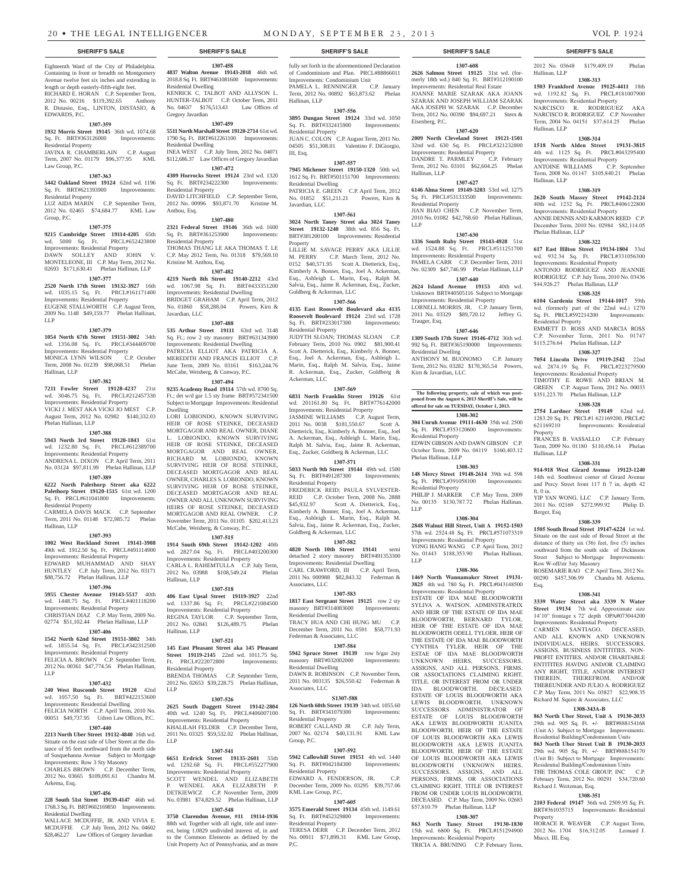Eighteenth Ward of the City of Philadelphia. Containing in front or breadth on Montgomery Avenue twelve feet six inches and extending in length or depth easterly-fifth-eight feet.
RICHARD E. HORAN C.P. September Term, 2012 No. 00216 $119,392.65 Anthony R. Distasio, Esq., LINTON, DISTASIO, & EDWARDS, P.C.

**1307-359**

**1932 Morris Street 19145** 36th wd. 1074.68 Sq. Ft. BRT#363126000 Improvements: Residential Property
JAVINA R. CHAMBERLAIN C.P. August Term, 2007 No. 01179 $96,377.95 KML Law Group, P.C.

**1307-363**

**5442 Oakland Street 19124** 62nd wd. 1196 Sq. Ft. BRT#621393900 Improvements: Residential Property
LUZ AIDA MARIN C.P. September Term, 2012 No. 02465 $74,684.77 KML Law Group, P.C.

**1307-375**

**9215 Cambridge Street 19114-4205** 65th wd. 5000 Sq. Ft. PRCL#652423800 Improvements: Residential Property
DAWN SOLLEY AND JOHN V. MONTELEONE, III C.P. May Term, 2012 No. 02693 $171,630.41 Phelan Hallinan, LLP

**1307-377**

**2520 North 17th Street 19132-3927** 16th wd. 1035.15 Sq. Ft. PRCL#161171400 Improvements: Residential Property
EUGENE STALLWORTH C.P. August Term, 2009 No. 1148 $49,159.77 Phelan Hallinan, LLP

**1307-379**

**1054 North 67th Street 19151-3002** 34th wd. 1356.08 Sq. Ft. PRCL#344409700 Improvements: Residential Property
MONICA LYNN WILSON C.P. October Term, 2008 No. 01239 $98,068.51 Phelan Hallinan, LLP

**1307-382**

**7211 Fowler Street 19128-4237** 21st wd. 3046.75 Sq. Ft. PRCL#212457330 Improvements: Residential Property
VICKI J. MEST AKA VICKI JO MEST C.P. August Term, 2012 No. 02982 $140,332.03 Phelan Hallinan, LLP

**1307-388**

**5943 North 3rd Street 19120-1843** 61st wd. 1232.80 Sq. Ft. PRCL#612389700 Improvements: Residential Property
ANDRENA L. DIXON C.P. April Term, 2011 No. 03124 $97,811.99 Phelan Hallinan, LLP

**1307-389**

**6222 North Palethorp Street aka 6222 Palethorp Street 19120-1515** 61st wd. 1200 Sq. Ft. PRCL#611041800 Improvements: Residential Property
CARMELA DAVIS MACK C.P. September Term, 2011 No. 01148 $72,985.72 Phelan Hallinan, LLP

**1307-393**

**1002 West Rockland Street 19141-3908** 49th wd. 1912.50 Sq. Ft. PRCL#491114900 Improvements: Residential Property
EDWARD MUHAMMAD AND SHAY HUNTLEY C.P. July Term, 2012 No. 03171 $88,756.72 Phelan Hallinan, LLP

**1307-396**

**5955 Chester Avenue 19143-5517** 40th wd. 1448.75 Sq. Ft. PRCL#401118200 Improvements: Residential Property
CHRISTIAN DIAZ C.P. May Term, 2009 No. 02774 $51,102.44 Phelan Hallinan, LLP

**1307-406**

**1542 North 62nd Street 19151-3802** 34th wd. 1855.54 Sq. Ft. PRCL#342312500 Improvements: Residential Property
FELICIA A. BROWN C.P. September Term, 2012 No. 00361 $47,774.56 Phelan Hallinan, LLP

**1307-432**

**240 West Ruscomb Street 19120** 42nd wd. 1057.50 Sq. Ft. BRT#422153600 Improvements: Residential Dwelling
FELICIA NORTH C.P. April Term, 2010 No. 00051 $49,737.95 Udren Law Offices, P.C.

**1307-440**

**2213 North Uber Street 19132-4840** 16th wd. Situate on the east side of Uber Street at the distance of 95 feet northward from the north side of Susquehanna Avenue Subject to Mortgage Improvements: Row 3 Sty Masonry
CHARLES BROWN C.P. December Term, 2012 No. 03665 $109,091.61 Chandra M. Arkema, Esq.

**1307-456**

**228 South 51st Street 19139-4147** 46th wd. 1768.3 Sq. Ft. BRT#602169850 Improvements: Residential Dwelling
WALLACE MCDUFFIE, JR. AND VIVIA E. MCDUFFIE C.P. July Term, 2012 No. 04602 $28,462.27 Law Offices of Gregory Javardian

**1307-458**

**4837 Walton Avenue 19143-2018** 46th wd. 2018.8 Sq. Ft. BRT#461081600 Improvements: Residential Dwelling
KENRICK C. TALBOT AND ALLYSON L. HUNTER-TALBOT C.P. October Term, 2011 No. 04637 $176,513.43 Law Offices of Gregory Javardian

**1307-459**

**5511 North Marshall Street 19120-2714** 61st wd. 1790 Sq. Ft. BRT#612261100 Improvements: Residential Dwelling
INEA WEST C.P. July Term, 2012 No. 04071 $112,686.37 Law Offices of Gregory Javardian

**1307-472**

**4309 Horrocks Street 19124** 23rd wd. 1320 Sq. Ft. BRT#234222300 Improvements: Residential Property
DAVID LITCHFIELD C.P. September Term, 2012 No. 00996 $93,871.70 Kristine M. Anthou, Esq.

**1307-480**

**2321 Federal Street 19146** 36th wd. 1600 Sq. Ft. BRT#361253900 Improvements: Residential Property
THOMAS THANG LE AKA THOMAS T. LE C.P. May 2012 Term, No. 01318 $79,569.10 Kristine M. Anthou, Esq.

**1307-482**

**4219 North 8th Street 19140-2212** 43rd wd. 1067.98 Sq. Ft. BRT#433351200 Improvements: Residential Dwelling
BRIDGET GRAHAM C.P. April Term, 2012 No. 01860 $58,288.04 Powers, Kirn & Javardian, LLC

**1307-488**

**535 Arthur Street 19111** 63rd wd. 3148 Sq. Ft.; row 2 sty masonry BRT#631343900 Improvements: Residential Dwelling
PATRICIA ELLIOT AKA PATRICIA A. MEREDITH AND FRANCIS ELLIOT C.P. June Term, 2009 No. 03161 $163,244.76 McCabe, Weisberg, & Conway, P.C.

**1307-494**

**9235 Academy Road 19114** 57th wd. 8700 Sq. Ft.; det w/d gar 1.5 sty frame BRT#572341500 Subject to Mortgage Improvements: Residential Dwelling
LORI LOBIONDO, KNOWN SURVIVING HEIR OF ROSE STEINKE, DECEASED MORTGAGOR AND REAL OWNER, DIANE L. LOBIONDO, KNOWN SURVIVING HEIR OF ROSE STEINKE, DECEASED MORTGAGOR AND REAL OWNER, RICHARD M. LOBIONDO, KNOWN SURVIVING HEIR OF ROSE STEINKE, DECEASED MORTGAGOR AND REAL OWNER, CHARLES S. LOBIONDO, KNOWN SURVIVING HEIR OF ROSE STEINKE, DECEASED MORTGAGOR AND REAL OWNER AND ALL UNKNOWN SURVIVING HEIRS OF ROSE STEINKE, DECEASED MORTGAGOR AND REAL OWNER. C.P. November Term, 2011 No. 01105 $202,413.23 McCabe, Weisberg, & Conway, P.C.

**1307-515**

**1914 South 69th Street 19142-1202** 40th wd. 2827.04 Sq. Ft. PRCL#403200300 Improvements: Residential Property
CARLA L. RAHEMTULLA C.P. July Term, 2012 No. 03988 $108,549.24 Phelan Hallinan, LLP

**1307-518**

**406 East Upsal Street 19119-3927** 22nd wd. 1337.86 Sq. Ft. PRCL#221084500 Improvements: Residential Property
REGINA TAYLOR C.P. September Term, 2012 No. 02841 $126,489.75 Phelan Hallinan, LLP

**1307-521**

**145 East Pleasant Street aka 145 Pleasant Street 19119-2145** 22nd wd. 1011.75 Sq. Ft. PRCL#222072800 Improvements: Residential Property
BRENDA THOMAS C.P. September Term, 2012 No. 02653 $39,228.75 Phelan Hallinan, LLP

**1307-526**

**2625 South Daggett Street 19142-2804** 40th wd. 1240 Sq. Ft. PRCL#406007100 Improvements: Residential Property
KHALILAH FELDER C.P. December Term, 2011 No. 03325 $59,532.02 Phelan Hallinan, LLP

**1307-541**

**6651 Erdrick Street 19135-2601** 55th wd. 1292.68 Sq. Ft. PRCL#552277900 Improvements: Residential Property
SCOTT WENDEL AND ELIZABETH P. WENDEL AKA ELIZABETH P. DETKIEWICZ C.P. November Term, 2009 No. 03981 $74,829.52 Phelan Hallinan, LLP

**1307-548**

**3750 Clarendon Avenue, #11 19114-1936** 88th wd. Together with all right, title and interest, being 1.0829 undivided interest of, in and to the Common Elements as defined by the Unit Property Act of Pennsylvania, and as more fully set forth in the aforementioned Declaration of Condominium and Plan. PRCL#888866011 Improvements: Condominium Unit
PAMELA L. RENNINGER C.P. January Term, 2012 No. 00892 $63,873.62 Phelan Hallinan, LLP

**1307-556**

**3895 Dungan Street 19124** 33rd wd. 1050 Sq. Ft. BRT#332415900 Improvements: Residential Property
JUAN C. COLON C.P. August Term, 2011 No. 04505 $51,308.01 Valentino F. DiGiorgio, III, Esq.

**1307-557**

**7945 Michener Street 19150-1320** 50th wd. 1612 Sq. Ft. BRT#501151700 Improvements: Residential Dwelling
PATRICIA E. GREEN C.P. April Term, 2012 No. 01852 $51,211.21 Powers, Kirn & Javardian, LLC

**1307-561**

**3024 North Taney Street aka 3024 Taney Street 19132-1240** 38th wd. 856 Sq. Ft. BRT#381200100 Improvements: Residential Property
LILLIE M. SAVAGE PERRY AKA LILLIE M. PERRY C.P. March Term, 2012 No. 0152 $40,571.95 Scott A. Dietterick, Esq., Kimberly A. Bonner, Esq., Joel A. Ackerman, Esq., Ashleigh L. Marin, Esq., Ralph M. Salvia, Esq., Jaime R. Ackerman, Esq., Zucker, Goldberg & Ackerman, LLC

**1307-566**

**4135 East Roosevelt Boulevard aka 4135 Roosevelt Boulevard 19124** 23rd wd. 1728 Sq. Ft. BRT#233017300 Improvements: Residential Property
JUDYTH SLOAN; THOMAS SLOAN C.P. February Term, 2010 No. 0902 $81,900.41 Scott A. Dietterick, Esq., Kimberly A. Bonner, Esq., Joel A. Ackerman, Esq., Ashleigh L. Marin, Esq., Ralph M. Salvia, Esq., Jaime R. Ackerman, Esq., Zucker, Goldberg & Ackerman, LLC

**1307-569**

**6831 North Franklin Street 19126** 61st wd. 201161.80 Sq. Ft. BRT#776142000 Improvements: Residential Property
JASMINE WILLIAMS C.P. August Term, 2011 No. 0038 $181,550.67 Scott A. Dietterick, Esq., Kimberly A. Bonner, Esq., Joel A. Ackerman, Esq., Ashleigh L. Marin, Esq., Ralph M. Salvia, Esq., Jaime R. Ackerman, Esq., Zucker, Goldberg & Ackerman, LLC

**1307-571**

**5033 North 9th Street 19144** 49th wd. 1500 Sq. Ft. BRT#491287300 Improvements: Residential Property
FREDERICK REID; PAULA SYLVESTER-REID C.P. October Term, 2008 No. 2888 $45,932.97 Scott A. Dietterick, Esq., Kimberly A. Bonner, Esq., Joel A. Ackerman, Esq., Ashleigh L. Marin, Esq., Ralph M. Salvia, Esq., Jaime R. Ackerman, Esq., Zucker, Goldberg & Ackerman, LLC

**1307-582**

**4820 North 10th Street 19141** semi detached 2 story masonry BRT#491353300 Improvements: Residential Dwelling
CARL CRAWFORD, III C.P. April Term, 2011 No. 000988 $82,843.32 Federman & Associates, LLC

**1307-583**

**1817 East Sergeant Street 19125** row 2 sty masonry BRT#314083600 Improvements: Residential Dwelling
TRACY HUA AND CHI HUNG MU C.P. December Term, 2011 No. 0591 $58,771.93 Federman & Associates, LLC

**1307-584**

**5942 Spruce Street 19139** row b/gar 2sty masonry BRT#032002000 Improvements: Residential Dwelling
DAWN R. ROBINSON C.P. November Term, 2011 No. 003135 $26,550.42 Federman & Associates, LLC

**S1307-588**

**126 North 60th Street 19139** 34th wd. 1055.60 Sq. Ft. BRT#341079300 Improvements: Residential Property
ROBERT CALLAND JR C.P. July Term, 2007 No. 02174 $40,131.91 KML Law Group, P.C.

**1307-592**

**5942 Callowhill Street 19151** 4th wd. 1440 Sq. Ft. BRT#042184300 Improvements: Residential Property
EDWARD A. FENDERSON, JR. C.P. December Term, 2009 No. 03295 $39,757.06 KML Law Group, P.C.

**1307-605**

**3575 Emerald Street 19134** 45th wd. 1149.61 Sq. Ft. BRT#452329800 Improvements: Residential Property
TERESA DERR C.P. December Term, 2012 No. 00911 $71,899.31 KML Law Group, P.C.

**1307-608**

**2626 Salmon Street 19125** 31st wd. (formerly 18th wd.) 840 Sq. Ft. BRT#312190100 Improvements: Residential Real Estate
JOANNE MARIE SZARAK AKA JOANN SZARAK AND JOSEPH WILLIAM SZARAK AKA JOSEPH W. SZARAK C.P. December Term, 2012 No. 00390 $94,697.21 Stern & Eisenberg, P.C.

**1307-620**

**2009 North Cleveland Street 19121-1501** 32nd wd. 630 Sq. Ft. PRCL#321232800 Improvements: Residential Property
DANDRE T. PARMLEY C.P. February Term, 2012 No. 03101 $62,604.25 Phelan Hallinan, LLP

**1307-627**

**6146 Alma Street 19149-3203** 53rd wd. 1275 Sq. Ft. PRCL#531333500 Improvements: Residential Property
JIAN BIAO CHEN C.P. November Term, 2010 No. 01082 $42,768.60 Phelan Hallinan, LLP

**1307-630**

**1336 South Ruby Street 19143-4928** 51st wd. 1524.88 Sq. Ft. PRCL#511251700 Improvements: Residential Property
PAMELA CARR C.P. December Term, 2011 No. 02309 $47,746.99 Phelan Hallinan, LLP

**1307-640**

**2624 Island Avenue 19153** 40th wd. Unknown BRT#40505116 Subject to Mortgage Improvements: Residential Property
LORNELL MORRIS, JR. C.P. January Term, 2011 No. 03329 $89,720.12 Jeffrey G. Trauger, Esq.

**1307-646**

**1309 South 17th Street 19146-4712** 36th wd. 992 Sq. Ft. BRT#365190000 Improvements: Residential Dwelling
ANTHONY M. BUONOMO C.P. January Term, 2012 No. 03282 $170,365.54 Powers, Kirn & Javardian, LLC

**The following property, sale of which was postponed from the August 6, 2013 Sheriff's Sale, will be offered for sale on TUESDAY, October 1, 2013.**

**1308-302**

**304 Unruh Avenue 19111-4630** 35th wd. 2500 Sq. Ft. PRCL#353120600 Improvements: Residential Property
EDWIN GIBSON AND DAWN GIBSON C.P. October Term, 2009 No. 04119 $160,403.12 Phelan Hallinan, LLP

**1308-303**

**148 Mercy Street 19148-2614** 39th wd. 598 Sq. Ft. PRCL#391058100 Improvements: Residential Property
PHILIP J. MARKER C.P. May Term, 2009 No. 00135 $130,787.72 Phelan Hallinan, LLP

**1308-304**

**2848 Walnut Hill Street, Unit A 19152-1503** 57th wd. 2524.48 Sq. Ft. PRCL#571073319 Improvements: Residential Property
YONG HANG WANG C.P. April Term, 2012 No. 01443 $188,353.90 Phelan Hallinan, LLP

**1308-306**

**1469 North Wannamaker Street 19131-3825** 4th wd. 780 Sq. Ft. PRCL#043148500 Improvements: Residential Property
ESTATE OF IDA MAE BLOODWORTH SYLIVA A. WATSON, ADMINSTRATRIX AND HEIR OF THE ESTATE OF IDA MAE BLOODWORTH, BERNARD TYLOR, HEIR OF THE ESTATE OF IDA MAE BLOODWORTH ODELL TYLOER, HEIR OF THE ESTATE OF IDA MAE BLOODWORTH CYNTHIA TYLER, HEIR OF THE ESTAE OF IDA MAE BLOODWORTH UNKNOWN HEIRS, SUCCESSORS, ASSIGNS, AND ALL PERSONS, FIRMS, OR ASSOCIATIONS CLAIMING RIGHT, TITLE, OR INTEREST FROM OR UNDER IDA BLOODWORTH, DECEASED. ESTATE OF LOUIS BLOODWORTH AKA LEWIS BLOODWORTH, UNKNOWN SUCCESSORS ADMINISTRATOR OF ESTATE OF LOUIS BLOODWORTH AKA LEWIS BLOODWORTH JUANITA BLOODWORTH, HEIR OF THE ESTATE OF LOUIS BLOODWORTH AKA LEWIS BLOODWORTH AKA LEWIS JUANITA BLOODWORTH, HEIR OF THE ESTATE OF LOUIS BLOODWORTH AKA LEWIS BLOODWORTH UNKNOWN HEIRS, SUCCESSORS, ASSIGNS, AND ALL PERSONS, FIRMS, OR ASSOCIATIONS CLAIMING RIGHT, TITLE OR INTEREST FROM OR UNDER LOUIS BLOODWORTH, DECEASED. C.P. May Term, 2009 No. 02683 $57,810.79 Phelan Hallinan, LLP

**1308-307**

**863 North Taney Street 19130-1830** 15th wd. 6800 Sq. Ft. PRCL#151294900 Improvements: Residential Property
TRICIA A. BRUNING C.P. February Term, 2012 No. 03648 $179,409.19 Phelan Hallinan, LLP

**1308-313**

**1503 Frankford Avenue 19125-4411** 18th wd. 1192.82 Sq. Ft. PRCL#181007900 Improvements: Residential Property
NARCISCO R. RODRIGUEZ AKA NARCISCO R. RODRIGUEZ C.P. November Term, 2004 No. 04151 $37,614.25 Phelan Hallinan, LLP

**1308-314**

**1518 North Alden Street 19131-3815** 4th wd. 1125 Sq. Ft. PRCL#043295400 Improvements: Residential Property
ANTOINE WILLIAMS C.P. September Term, 2008 No. 01147 $105,840.21 Phelan Hallinan, LLP

**1308-319**

**2620 South Massey Street 19142-2124** 40th wd. 1232 Sq. Ft. PRCL#406122800 Improvements: Residential Property
ANNIE DENNIS AND KARMON REED C.P. December Term, 2010 No. 02984 $82,114.05 Phelan Hallinan, LLP

**1308-322**

**617 East Hilton Street 19134-1804** 33rd wd. 932.34 Sq. Ft. PRCL#331056300 Improvements: Residential Property
ANTONIO RODRIGUEZ AND JEANNIE RODRIGUEZ C.P. July Term, 2010 No. 03436 $44,926.27 Phelan Hallinan, LLP

**1308-325**

**6104 Gardenia Street 19144-1017** 59th wd. (formerly part of the 22nd wd.) 1270 Sq. Ft. PRCL#592214200 Improvements: Residential Property
EMMETT D. ROSS AND MARCIA ROSS C.P. November Term, 2011 No. 01747 $115,276.64 Phelan Hallinan, LLP

**1308-327**

**7054 Lincoln Drive 19119-2542** 22nd wd. 2874.19 Sq. Ft. PRCL#223279500 Improvements: Residential Property
TIMOTHY E. ROWE AND BRIAN M. GREEN C.P. August Term, 2012 No. 00033 $351,223.70 Phelan Hallinan, LLP

**1308-328**

**2754 Lardner Street 19149** 62nd wd. 1283.20 Sq. Ft. PRCL#1 621169200, PRCL#2 621169210 Improvements: Residential Property
FRANCES B. VASSALLO C.P. February Term, 2009 No. 01180 $110,456.14 Phelan Hallinan, LLP

**1308-331**

**914-918 West Girard Avenue 19123-1240** 14th wd. Southwest corner of Girard Avenue and Percy Street front 117 ft 7 in, depth 42 ft, 0 in.
YIP YAN WONG, LLC C.P. January Term, 2011 No. 02169 $272,999.92 Philip D. Berger, Esq

**1308-339**

**1505 South Broad Street 19147-6224** 1st wd. Situate on the east side of Broad Street at the distance of thirty six (36) feet, five (5) inches southward from the south side of Dickinson Street Subject to Mortgage Improvements: Row W-off/str 3sty Masonry
ROSEMARIE RAO C.P. April Term, 2012 No. 00290 $457,306.99 Chandra M. Arkema, Esq.

**1308-341**

**3339 Water Street aka 3339 N Water Street 19134** 7th wd. Approximate size 14'10" frontage x 72' depth OPA#073044200 Improvements: Residential Property
CARMEN SANTIAGO, DECEASED, AND ALL KNOWN AND UNKNOWN INDIVIDUALS, HEIRS, SUCCESSORS, ASSIGNS, BUSINESS ENTITITIES, NON-PROFIT ENTITIES, AND/OR CHARITABLE ENTITITIES HAVING AND/OR CLAIMING ANY RIGHT, TITLE, AND/OR INTEREST THEREIN, THEREFROM, AND/OR THEREUNDER AND JULIO A. RODRIGUEZ C.P. May Term, 2011 No. 03827 $22,908.35 Richard M. Squire & Associates, LLC

**1308-343A-B**

**863 North Uber Street, Unit A 19130-2033** 29th wd. 905 Sq. Ft. +/- BRT#888154168 (Unit A) Subject to Mortgage Improvements: Residential Building/Condominium Units
**863 North Uber Street Unit B 19130-2033** 29th wd. 905 Sq. Ft. +/- BRT#888154170 (Unit B) Subject to Mortgage Improvements: Residential Building/Condominium Units
THE THOMAS COLE GROUP, INC C.P. February Term, 2012 No. 00291 $34,720.60 Richard J. Weitzman, Esq.

**1308-351**

**2103 Federal 19147** 36th wd. 2509.95 Sq. Ft. BRT#361035715 Improvements: Residential Property
HORACE R. WEAVER C.P. August Term, 2012 No. 1704 $16,312.05 Leonard J. Mucci, III. Esq.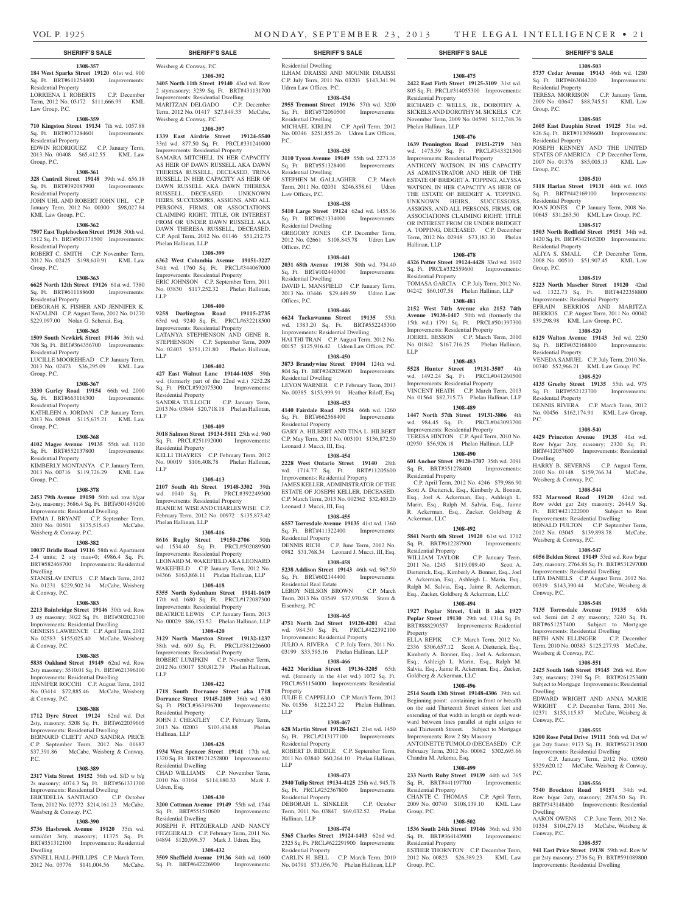**SHERIFF'S SALE**

**1308-357**

**184 West Sparks Street 19120** 61st wd. 900 Sq. Ft. BRT#611254400 Improvements: Residential Property
LORRIENA I. ROBERTS C.P. December Term, 2012 No. 03172 $111,666.99 KML Law Group, P.C.

**1308-359**

**710 Kingston Street 19134** 7th wd. 1057.88 Sq. Ft. BRT#073284601 Improvements: Residential Property
EDWIN RODRIGUEZ C.P. January Term, 2013 No. 00408 $65,412.55 KML Law Group, P.C.

**1308-361**

**328 Cantrell Street 19148** 39th wd. 656.18 Sq. Ft. BRT#392083900 Improvements: Residential Property
JOHN UHL AND ROBERT JOHN UHL C.P. January Term, 2012 No. 00300 $98,027.84 KML Law Group, P.C.

**1308-362**

**7507 East Tuplehocken Street 19138** 50th wd. 1512 Sq. Ft. BRT#501371500 Improvements: Residential Property
ROBERT C. SMITH C.P. November Term, 2012 No. 02425 $198,610.91 KML Law Group, P.C.

**1308-363**

**6625 North 12th Street 19126** 61st wd. 7380 Sq. Ft. BRT#611188600 Improvements: Residential Property
DEBORAH K. FISHER AND JENNIFER K. NATALINI C.P. August Term, 2012 No. 01270 $229,097.00 Nolan G. Schenai, Esq.

**1308-365**

**1509 South Newkirk Street 19146** 36th wd. 708 Sq. Ft. BRT#364356700 Improvements: Residential Property
LUCILLE MOOREHEAD C.P. January Term, 2013 No. 02473 $36,295.09 KML Law Group, P.C.

**1308-367**

**3330 Gurley Road 19154** 66th wd. 2000 Sq. Ft. BRT#663116300 Improvements: Residential Property
KATHLEEN A. JORDAN C.P. January Term, 2013 No. 00948 $115,675.21 KML Law Group, P.C.

**1308-368**

**4102 Magee Avenue 19135** 55th wd. 1120 Sq. Ft. BRT#552137800 Improvements: Residential Property
KIMBERLY MONTANYA C.P. January Term, 2013 No. 00716 $119,726.29 KML Law Group, P.C.

**1308-378**

**2453 79th Avenue 19150** 50th wd. row b/gar 2sty, masonry; 3686.4 Sq. Ft. BRT#501459200 Improvements: Residential Dwelling
EMMA J. BRYANT C.P. September Term, 2010 No. 00501 $175,515.43 McCabe, Weisberg & Conway, P.C.

**1308-382**

**10037 Bridle Road 19116** 58th wd. Apartment 2-4 units; 2 sty mas+0; 4986.4 Sq. Ft. BRT#582468700 Improvements: Residential Dwelling
STANISLAV ENTUS C.P. March Term, 2012 No. 01231 $229,502.34 McCabe, Weisberg & Conway, P.C.

**1308-383**

**2213 Bainbridge Street 19146** 30th wd. Row 3 sty masonry; 3022 Sq. Ft. BRT#302022700 Improvements: Residential Dwelling
GENESIS LAWRENCE C.P. April Term, 2012 No. 02583 $155,025.40 McCabe, Weisberg & Conway, P.C.

**1308-385**

**5838 Oakland Street 19149** 62nd wd. Row 2sty masonry; 3510.01 Sq. Ft. BRT#621396100 Improvements: Residential Dwelling
JENNIFER ROCCHI C.P. August Term, 2012 No. 03414 $72,885.46 McCabe, Weisberg & Conway, P.C.

**1308-388**

**1712 Dyre Street 19124** 62nd wd. Det 2sty, masonry; 5208 Sq. Ft. BRT#622039605 Improvements: Residential Dwelling
BERNARD CLIETT AND SANDRA PRICE C.P. September Term, 2012 No. 01687 $37,391.86 McCabe, Weisberg & Conway, P.C.

**1308-389**

**2317 Vista Street 19152** 56th wd. S/D w b/g 2s masonry; 4074.3 Sq. Ft. BRT#561331300 Improvements: Residential Dwelling
ERICIDELIA SANTIAGO C.P. October Term, 2012 No. 02772 $214,161.23 McCabe, Weisberg & Conway, P.C.

**1308-390**

**5736 Hasbrook Avenue 19120** 35th wd. semi/det 3sty, masonry; 11375 Sq. Ft. BRT#351312100 Improvements: Residential Dwelling
SYNELL HALL-PHILLIPS C.P. March Term, 2012 No. 03776 $141,004.56 McCabe, Weisberg & Conway, P.C.

**1308-392**

**3405 North 11th Street 19140** 43rd wd. Row 2 stymasonry; 3239 Sq. Ft. BRT#431131700 Improvements: Residential Dwelling
MARITZAN DELGADO C.P. December Term, 2012 No. 01417 $27,849.33 McCabe, Weisberg & Conway, P.C.

**1308-397**

**1339 East Airdrie Street 19124-5540** 33rd wd. 877.50 Sq. Ft. PRCL#331241000 Improvements: Residential Property
SAMARA MITCHELL IN HER CAPACITY AS HEIR OF DAWN RUSSELL AKA DAWN THERESA RUSSELL, DECEASED, TRINA RUSSELL IN HER CAPACITY AS HEIR OF DAWN RUSSELL AKA DAWN THERESA RUSSELL, DECEASED. UNKNOWN HEIRS, SUCCESSORS, ASSIGNS, AND ALL PERSONS, FIRMS, OR ASSOCIATIONS CLAIMING RIGHT, TITLE, OR INTEREST FROM OR UNDER DAWN RUSSELL AKA DAWN THERESA RUSSELL, DECEASED. C.P. April Term, 2012 No. 01146 $51,212.73 Phelan Hallinan, LLP

**1308-399**

**6362 West Columbia Avenue 19151-3227** 34th wd. 1760 Sq. Ft. PRCL#344067000 Improvements: Residential Property
ERIC JOHNSON C.P. September Term, 2011 No. 03830 $117,252.32 Phelan Hallinan, LLP

**1308-400**

**9258 Darlington Road 19115-2735** 63rd wd. 9240 Sq. Ft. PRCL#632218500 Improvements: Residential Property
LATANYA STEPHENSON AND GENE R. STEPHENSON C.P. September Term, 2009 No. 02403 $351,121.80 Phelan Hallinan, LLP

**1308-402**

**427 East Walnut Lane 19144-1035** 59th wd. (formerly part of the 22nd wd.) 3252.28 Sq. Ft. PRCL#592075300 Improvements: Residential Property
SANDRA TULLOCH C.P. January Term, 2013 No. 03844 $20,718.18 Phelan Hallinan, LLP

**1308-409**

**3018 Salmon Street 19134-5811** 25th wd. 960 Sq. Ft. PRCL#251192000 Improvements: Residential Property
KELLI THAYRES C.P. February Term, 2012 No. 00019 $106,408.78 Phelan Hallinan, LLP

**1308-413**

**2107 South 4th Street 19148-3302** 39th wd. 1040 Sq. Ft. PRCL#392249300 Improvements: Residential Property
JEANIE M. WISE AND CHARLES WISE C.P. February Term, 2012 No. 00972 $135,873.42 Phelan Hallinan, LLP

**1308-416**

**8616 Rugby Street 19150-2706** 50th wd. 1534.40 Sq. Ft. PRCL#502089500 Improvements: Residential Property
LEONARD M. WAKEFIELD AKA LEONARD WAKEFIELD C.P. January Term, 2012 No. 04366 $163,868.11 Phelan Hallinan, LLP

**1308-418**

**5355 North Sydenham Street 19141-1619** 17th wd. 1680 Sq. Ft. PRCL#172087300 Improvements: Residential Property
BEATRICE LEWIS C.P. January Term, 2013 No. 00029 $86,153.52 Phelan Hallinan, LLP

**1308-420**

**3129 North Marston Street 19132-1237** 38th wd. 609 Sq. Ft. PRCL#381226600 Improvements: Residential Property
ROBERT LUMPKIN C.P. November Term, 2012 No. 03017 $50,812.79 Phelan Hallinan, LLP

**1308-422**

**1718 South Dorrance Street aka 1718 Dorrance Street 19145-2109** 36th wd. 630 Sq. Ft. PRCL#363196700 Improvements: Residential Property
JOHN J. CHEATLEY C.P. February Term, 2013 No. 02003 $103,434.88 Phelan Hallinan, LLP

**1308-428**

**1934 West Spencer Street 19141** 17th wd. 1320 Sq. Ft. BRT#171252800 Improvements: Residential Dwelling
CHAD WILLIAMS C.P. November Term, 2010 No. 03104 $114,680.33 Mark J. Udren, Esq.

**1308-430**

**3200 Cottman Avenue 19149** 55th wd. 1744 Sq. Ft. BRT#551510600 Improvements: Residential Dwelling
JOSEPH F. FITZGERALD AND NANCY FITZGERALD C.P. February Term, 2011 No. 04894 $120,998.57 Mark J. Udren, Esq.

**1308-432**

**3509 Sheffield Avenue 19136** 84th wd. 1600 Sq. Ft. BRT#642226900 Improvements: Residential Dwelling
ILHAM DRAISSI AND MOUNIR DRAISSI C.P. July Term, 2011 No. 03203 $143,341.94 Udren Law Offices, P.C.

**1308-434**

**2955 Tremont Street 19136** 57th wd. 3200 Sq. Ft. BRT#572060500 Improvements: Residential Dwelling
MICHAEL KIRLIN C.P. April Term, 2012 No. 00346 $251,855.26 Udren Law Offices, P.C.

**1308-435**

**3110 Tyson Avenue 19149** 55th wd. 2273.35 Sq. Ft. BRT#551328400 Improvements: Residential Dwelling
STEPHEN M. GALLAGHER C.P. March Term, 2011 No. 02031 $246,858.61 Udren Law Offices, P.C.

**1308-438**

**5410 Large Street 19124** 62nd wd. 1455.36 Sq. Ft. BRT#621334000 Improvements: Residential Dwelling
GREGORY JONES C.P. December Term, 2012 No. 02661 $108,845.78 Udren Law Offices, P.C.

**1308-441**

**2031 68th Avenue 19138** 50th wd. 734.40 Sq. Ft. BRT#102440300 Improvements: Residential Dwelling
DAVID L. MANSFIELD C.P. January Term, 2013 No. 03446 $29,449.59 Udren Law Offices, P.C.

**1308-446**

**6624 Tackawanna Street 19135** 55th wd. 1383.20 Sq. Ft. BRT#552245300 Improvements: Residential Dwelling
HAI THI TRAN C.P. August Term, 2012 No. 00157 $125,916.42 Udren Law Offices, P.C.

**1308-450**

**3873 Brandywine Street 19104** 124th wd. 804 Sq. Ft. BRT#242029600 Improvements: Residential Dwelling
LEVON WARNER C.P. February Term, 2013 No. 00385 $153,999.91 Heather Riloff, Esq.

**1308-453**

**4140 Fairdale Road 19154** 66th wd. 1260 Sq. Ft. BRT#662568400 Improvements: Residential Property
GARY A. HILBERT AND TINA L. HILBERT C.P. May Term, 2011 No. 003101 $136,872.50 Leonard J. Mucci, III, Esq.

**1308-454**

**2228 West Ontario Street 19140** 28th wd. 1714.77 Sq. Ft. BRT#11205600 Improvements: Residential Property
JAMES KELLER, ADMINISTRATOR OF THE ESTATE OF JOSEPH KELLER, DECEASED. C.P. March Term, 2013 No. 002362 $32,403.20 Leonard J. Mucci, III, Esq.

**1308-455**

**6557 Torresdale Avenue 19135** 41st wd. 1360 Sq. Ft. BRT#411322400 Improvements: Residential Property
DENNIS RICH C.P. June Term, 2012 No. 0982 $31,768.34 Leonard J. Mucci, III, Esq.

**1308-458**

**5238 Addison Street 19143** 46th wd. 967.50 Sq. Ft. BRT#602144400 Improvements: Residential Real Estate
LEROY NELSON BROWN C.P. March Term, 2013 No. 03549 $37,970.58 Stern & Eisenberg, PC

**1308-465**

**4751 North 2nd Street 19120-4201** 42nd wd. 984.50 Sq. Ft. PRCL#422392100 Improvements: Residential Property
JULIO A. RIVERA C.P. July Term, 2011 No. 03199 $33,595.16 Phelan Hallinan, LLP

**1308-466**

**4622 Meridian Street 19136-3205** 65th wd. (formerly in the 41st wd.) 1072 Sq. Ft. PRCL#651154000 Improvements: Residential Property
JULIE E. CAPPELLO C.P. March Term, 2012 No. 01556 $122,247.22 Phelan Hallinan, LLP

**1308-467**

**628 Martin Street 19128-1621** 21st wd. 1450 Sq. Ft. PRCL#213177100 Improvements: Residential Property
ROBERT D. BIDDLE C.P. September Term, 2011 No. 03840 $60,264.10 Phelan Hallinan, LLP

**1308-473**

**2940 Tulip Street 19134-4125** 25th wd. 945.78 Sq. Ft. PRCL#252367800 Improvements: Residential Property
DEBORAH L. SINKLER C.P. October Term, 2011 No. 03847 $69,032.52 Phelan Hallinan, LLP

**1308-474**

**5365 Charles Street 19124-1403** 62nd wd. 2325 Sq. Ft. PRCL#622291900 Improvements: Residential Property
CARLIN H. BELL C.P. March Term, 2010 No. 04791 $73,056.70 Phelan Hallinan, LLP

**1308-475**

**2422 East Firth Street 19125-3109** 31st wd. 805 Sq. Ft. PRCL#314055300 Improvements: Residential Property
RICHARD C. WELLS, JR., DOROTHY A. SICKELS AND DOROTHY M. SICKELS C.P. November Term, 2009 No. 04590 $112,748.76 Phelan Hallinan, LLP

**1308-476**

**1639 Pennington Road 19151-2719** 34th wd. 1475.59 Sq. Ft. PRCL#343321500 Improvements: Residential Property
ANTHONY WATSON, IN HIS CAPACITY AS ADMINSTRATOR AND HEIR OF THE ESTATE OF BRIDGET A. TOPPING, ALYSSA WATSON, IN HER CAPACITY AS HEIR OF THE ESTATE OF BRIDGET A. TOPPING. UNKNOWN HEIRS, SUCCESSORS, ASSIGNS, AND ALL PERSONS, FIRMS, OR ASSOCIATIONS CLAIMING RIGHT, TITLE OR INTEREST FROM OR UNDER BRIDGET A. TOPPING, DECEASED. C.P. December Term, 2012 No. 02948 $73,183.30 Phelan Hallinan, LLP

**1308-478**

**4326 Potter Street 19124-4428** 33rd wd. 1602 Sq. Ft. PRCL#332559600 Improvements: Residential Property
TOMASA GARCIA C.P. July Term, 2012 No. 04242 $60,107.58 Phelan Hallinan, LLP

**1308-481**

**2152 West 74th Avenue aka 2152 74th Avenue 19138-1417** 50th wd. (formerly the 15th wd.) 1791 Sq. Ft. PRCL#501397300 Improvements: Residential Property
JOEREL BESSON C.P. March Term, 2010 No. 01842 $167,716.25 Phelan Hallinan, LLP

**1308-483**

**5528 Hunter Street 19131-3507** 4th wd. 1492.24 Sq. Ft. PRCL#041260500 Improvements: Residential Property
VINCENT HEATH C.P. March Term, 2013 No. 01564 $82,715.73 Phelan Hallinan, LLP

**1308-489**

**1447 North 57th Street 19131-3806** 4th wd. 984.45 Sq. Ft. PRCL#043093700 Improvements: Residential Property
TERESA HINTON C.P. April Term, 2010 No. 02950 $56,926.18 Phelan Hallinan, LLP

**1308-490**

**601 Anchor Street 19120-1707** 35th wd. 2091 Sq. Ft. BRT#351278400 Improvements: Residential Property
C.P. April Term, 2012 No. 4246 $79,986.90 Scott A. Dietterick, Esq., Kimberly A. Bonner, Esq., Joel A. Ackerman, Esq., Ashleigh L. Marin, Esq., Ralph M. Salvia, Esq., Jaime R. Ackerman, Esq., Zucker, Goldberg & Ackerman, LLC

**1308-492**

**5841 North 6th Street 19120** 61st wd. 1712 Sq. Ft. BRT#612287900 Improvements: Residential Property
WILLIAM TAYLOR C.P. January Term, 2011 No. 1245 $119,089.40 Scott A. Dietterick, Esq., Kimberly A. Bonner, Esq., Joel A. Ackerman, Esq., Ashleigh L. Marin, Esq., Ralph M. Salvia, Esq., Jaime R. Ackerman, Esq., Zucker, Goldberg & Ackerman, LLC

**1308-494**

**1927 Poplar Street, Unit B aka 1927 Poplar Street 19130** 29th wd. 1314 Sq. Ft. BRT#888290557 Improvements: Residential Property
ELLA REPIK C.P. March Term, 2012 No. 2336 $306,657.12 Scott A. Dietterick, Esq., Kimberly A. Bonner, Esq., Joel A. Ackerman, Esq., Ashleigh L. Marin, Esq., Ralph M. Salvia, Esq., Jaime R. Ackerman, Esq., Zucker, Goldberg & Ackerman, LLC

**1308-496**

**2514 South 13th Street 19148-4306** 39th wd. Beginning point: containing in front or breadth on the said Thirteenth Street sixteen feet and extending of that width in length or depth westward between lines parallel at right anlges to said Thirteenth Streeet. Subject to Mortgage Improvements: Row 2 Sty Masonry
ANTOINETTE TUMOLO (DECEASED) C.P. February Term, 2012 No. 00082 $302,695.66 Chandra M. Arkema, Esq.

**1308-499**

**233 North Ruby Street 19139** 44th wd. 765 Sq. Ft. BRT#441197700 Improvements: Residential Property
CHANTE C. THOMAS C.P. April Term, 2009 No. 00740 $108,139.10 KML Law Group, P.C.

**1308-502**

**1536 South 24th Street 19146** 36th wd. 930 Sq. Ft. BRT#364143900 Improvements: Residential Property
ESTHER THORNTON C.P. December Term, 2012 No. 00823 $26,389.23 KML Law Group, P.C.

**1308-503**

**5737 Cedar Avenue 19143** 46th wd. 1280 Sq. Ft. BRT#463044200 Improvements: Residential Property
TERESA MORRISON C.P. January Term, 2009 No. 03647 $88,745.51 KML Law Group, P.C.

**1308-505**

**2605 East Dauphin Street 19125** 31st wd. 826 Sq. Ft. BRT#313096600 Improvements: Residential Property
JOSEPH KENNEY AND THE UNITED STATES OF AMERICA C.P. December Term, 2007 No. 01376 $85,005.13 KML Law Group, P.C.

**1308-510**

**5118 Harlan Street 19131** 44th wd. 1065 Sq. Ft. BRT#442169100 Improvements: Residential Property
JOAN JONES C.P. January Term, 2008 No. 00645 $31,263.50 KML Law Group, P.C.

**1308-517**

**1503 North Redfield Street 19151** 34th wd. 1420 Sq. Ft. BRT#342165200 Improvements: Residential Property
ALIYA S. SMALL C.P. December Term, 2008 No. 00510 $51,907.45 KML Law Group, P.C.

**1308-519**

**5223 North Mascher Street 19120** 42nd wd. 1322.73 Sq. Ft. BRT#422358800 Improvements: Residential Property
EFRAIN BERRIOS AND MARITZA BERRIOS C.P. August Term, 2011 No. 00042 $39,298.98 KML Law Group, P.C.

**1308-520**

**6129 Walton Avenue 19143** 3rd wd. 2250 Sq. Ft. BRT#032168800 Improvements: Residential Property
VENEDA SAMUEL C.P. July Term, 2010 No. 00740 $52,966.21 KML Law Group, P.C.

**1308-529**

**4135 Greeby Street 19135** 55th wd. 975 Sq. Ft. BRT#552123700 Improvements: Residential Property
DENNIS RIVERA C.P. March Term, 2012 No. 00456 $162,174.91 KML Law Group, P.C.

**1308-540**

**4429 Princeton Avenue 19135** 41st wd. Row b/gar 2sty, masonry; 2320 Sq. Ft. BRT#412057600 Improvements: Residential Dwelling
HARRY B. SEVERNS C.P. August Term, 2010 No. 01148 $159,766.34 McCabe, Weisberg & Conway, P.C.

**1308-544**

**552 Marwood Road 19120** 42nd wd. Row w/det gar 2sty masonry; 2644.9 Sq. Ft. BRT#421222000 Subject to Rent Improvements: Residential Dwelling
RONALD FULTON C.P. September Term, 2012 No. 03045 $139,898.78 McCabe, Weisberg & Conway, P.C.

**1308-547**

**6056 Belden Street 19149** 53rd wd. Row b/gar 2sty, masonry; 2764.88 Sq. Ft. BRT#531297000 Improvements: Residential Dwelling
LITA DANIELS C.P. August Term, 2012 No. 00319 $143,390.44 McCabe, Weisberg & Conway, P.C.

**1308-548**

**7135 Torresdale Avenue 19135** 65th wd. Semi det 2 sty masonry; 3240 Sq. Ft. BRT#651257400 Subject to Mortgage Improvements: Residential Dwelling
BETH ANN ELLINGER C.P. December Term, 2010 No. 00383 $125,277.93 McCabe, Weisberg & Conway, P.C.

**1308-551**

**2425 South 16th Street 19145** 26th wd. Row 2sty, masonry; 2390 Sq. Ft. BRT#261253400 Subject to Mortgage Improvements: Residential Dwelling
EDWARD WRIGHT AND ANNA MARIE WRIGHT C.P. December Term, 2011 No. 02371 $155,115.87 McCabe, Weisberg & Conway, P.C.

**1308-555**

**8200 Rose Petal Drive 19111** 56th wd. Det w/ gar 2sty frame; 9173 Sq. Ft. BRT#562313500 Improvements: Residential Dwelling
C.P. January Term, 2012 No. 03950 $329,620.12 McCabe, Weisberg & Conway, P.C.

**1308-556**

**7540 Brockton Road 19151** 34th wd. Row b/gar 2sty, masonry; 2874.50 Sq. Ft. BRT#343148400 Improvements: Residential Dwelling
AARON OWENS C.P. June Term, 2012 No. 01354 $104,279.15 McCabe, Weisberg & Conway, P.C.

**1308-557**

**941 East Price Street 19138** 59th wd. Row b/gar 2sty masonry; 2736 Sq. Ft. BRT#591089800 Improvements: Residential Dwelling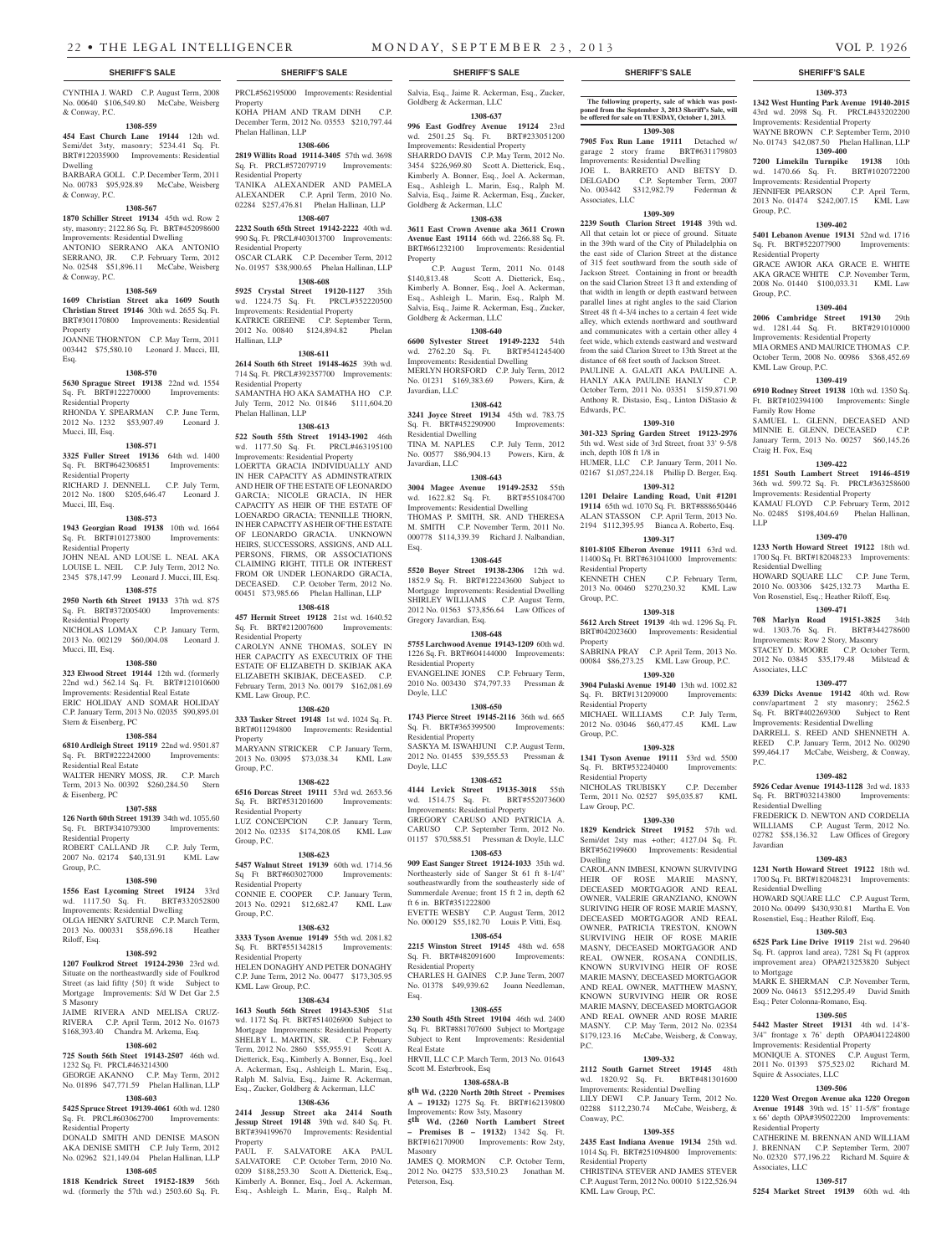## SHERIFF'S SALE

CYNTHIA J. WARD C.P. August Term, 2008 No. 00640 $106,549.80 McCabe, Weisberg & Conway, P.C.

**1308-559**

**454 East Church Lane 19144** 12th wd. Semi/det 3sty, masonry; 5234.41 Sq. Ft. BRT#122035900 Improvements: Residential Dwelling

BARBARA GOLL C.P. December Term, 2011 No. 00783 $95,928.89 McCabe, Weisberg & Conway, P.C.

**1308-567**

**1870 Schiller Street 19134** 45th wd. Row 2 sty, masonry; 2122.86 Sq. Ft. BRT#452098600 Improvements: Residential Dwelling

ANTONIO SERRANO AKA ANTONIO SERRANO, JR. C.P. February Term, 2012 No. 02548 $51,896.11 McCabe, Weisberg & Conway, P.C.

**1308-569**

**1609 Christian Street aka 1609 South Christian Street 19146** 30th wd. 2655 Sq. Ft. BRT#301170800 Improvements: Residential Property

JOANNE THORNTON C.P. May Term, 2011 003442 $75,580.10 Leonard J. Mucci, III, Esq.

**1308-570**

**5630 Sprague Street 19138** 22nd wd. 1554 Sq. Ft. BRT#122270000 Improvements: Residential Property

RHONDA Y. SPEARMAN C.P. June Term, 2012 No. 1232 $53,907.49 Leonard J. Mucci, III, Esq.

**1308-571**

**3325 Fuller Street 19136** 64th wd. 1400 Sq. Ft. BRT#642306851 Improvements: Residential Property

RICHARD J. DENNELL C.P. July Term, 2012 No. 1800 $205,646.47 Leonard J. Mucci, III, Esq.

**1308-573**

**1943 Georgian Road 19138** 10th wd. 1664 Sq. Ft. BRT#101273800 Improvements: Residential Property

JOHN NEAL AND LOUSE L. NEAL AKA LOUISE L. NEIL C.P. July Term, 2012 No. 2345 $78,147.99 Leonard J. Mucci, III, Esq.

**1308-575**

**2950 North 6th Street 19133** 37th wd. 875 Sq. Ft. BRT#372005400 Improvements: Residential Property

NICHOLAS LOMAX C.P. January Term, 2013 No. 002129 $60,004.08 Leonard J. Mucci, III, Esq.

**1308-580**

**323 Elwood Street 19144** 12th wd. (formerly 22nd wd.) 562.14 Sq. Ft. BRT#121010600 Improvements: Residential Real Estate

ERIC HOLIDAY AND SOMAR HOLIDAY C.P. January Term, 2013 No. 02035 $90,895.01 Stern & Eisenberg, PC

**1308-584**

**6810 Ardleigh Street 19119** 22nd wd. 9501.87 Sq. Ft. BRT#222242000 Improvements: Residential Real Estate

WALTER HENRY MOSS, JR. C.P. March Term, 2013 No. 00392 $260,284.50 Stern & Eisenberg, PC

**1307-588**

**126 North 60th Street 19139** 34th wd. 1055.60 Sq. Ft. BRT#341079300 Improvements: Residential Property

ROBERT CALLAND JR C.P. July Term, 2007 No. 02174 $40,131.91 KML Law Group, P.C.

**1308-590**

**1556 East Lycoming Street 19124** 33rd wd. 1117.50 Sq. Ft. BRT#332052800 Improvements: Residential Dwelling

OLGA HENRY SATURNE C.P. March Term, 2013 No. 000331 $58,696.18 Heather Riloff, Esq.

**1308-592**

**1207 Foulkrod Street 19124-2930** 23rd wd. Situate on the northeastwardly side of Foulkrod Street (as laid fifty {50} ft wide Subject to Mortgage Improvements: S/d W Det Gar 2.5 S Masonry

JAIME RIVERA AND MELISA CRUZ-RIVERA C.P. April Term, 2012 No. 01673 $168,393.40 Chandra M. Arkema, Esq.

**1308-602**

**725 South 56th Street 19143-2507** 46th wd. 1232 Sq. Ft. PRCL#463214300

GEORGE AKANNO C.P. May Term, 2012 No. 01896 $47,771.59 Phelan Hallinan, LLP

**1308-603**

**5425 Spruce Street 19139-4061** 60th wd. 1280 Sq. Ft. PRCL#603062700 Improvements: Residential Property

DONALD SMITH AND DENISE MASON AKA DENISE SMITH C.P. July Term, 2012 No. 02962 $21,149.04 Phelan Hallinan, LLP

**1308-605**

**1818 Kendrick Street 19152-1839** 56th wd. (formerly the 57th wd.) 2503.60 Sq. Ft. PRCL#562195000 Improvements: Residential Property

KOHA PHAM AND TRAM DINH C.P. December Term, 2012 No. 03553 $210,797.44 Phelan Hallinan, LLP

**1308-606**

**2819 Willits Road 19114-3405** 57th wd. 3698 Sq. Ft. PRCL#572079719 Improvements: Residential Property

TANIKA ALEXANDER AND PAMELA ALEXANDER C.P. April Term, 2010 No. 02284 $257,476.81 Phelan Hallinan, LLP

**1308-607**

**2232 South 65th Street 19142-2222** 40th wd. 990 Sq. Ft. PRCL#403013700 Improvements: Residential Property

OSCAR CLARK C.P. December Term, 2012 No. 01957 $38,900.65 Phelan Hallinan, LLP

**1308-608**

**5925 Crystal Street 19120-1127** 35th wd. 1224.75 Sq. Ft. PRCL#352220500 Improvements: Residential Property

KATRICE GREENE C.P. September Term, 2012 No. 00840 $124,894.82 Phelan Hallinan, LLP

**1308-611**

**2614 South 6th Street 19148-4625** 39th wd. 714 Sq. Ft. PRCL#392357700 Improvements: Residential Property

SAMANTHA HO AKA SAMATHA HO C.P. July Term, 2012 No. 01846 $111,604.20 Phelan Hallinan, LLP

**1308-613**

**522 South 55th Street 19143-1902** 46th wd. 1177.50 Sq. Ft. PRCL#463195100 Improvements: Residential Property

LOERTTA GRACIA INDIVIDUALLY AND IN HER CAPACITY AS ADMINSTRATRIX AND HEIR OF THE ESTATE OF LEONARDO GARCIA; NICOLE GRACIA, IN HER CAPACITY AS HEIR OF THE ESTATE OF LOENARDO GRACIA; TENNILLE THORN, IN HER CAPACITY AS HEIR OF THE ESTATE OF LEONARDO GRACIA. UNKNOWN HEIRS, SUCCESSORS, ASSIGNS, AND ALL PERSONS, FIRMS, OR ASSOCIATIONS CLAIMING RIGHT, TITLE OR INTEREST FROM OR UNDER LEONARDO GRACIA, DECEASED. C.P. October Term, 2012 No. 00451 $73,985.66 Phelan Hallinan, LLP

**1308-618**

**457 Hermit Street 19128** 21st wd. 1640.52 Sq. Ft. BRT#212007600 Improvements: Residential Property

CAROLYN ANNE THOMAS, SOLEY IN HER CAPACITY AS EXECUTRIX OF THE ESTATE OF ELIZABETH D. SKIBJAK AKA ELIZABETH SKIBJAK, DECEASED. C.P. February Term, 2013 No. 00179 $162,081.69 KML Law Group, P.C.

**1308-620**

**333 Tasker Street 19148** 1st wd. 1024 Sq. Ft. BRT#011294800 Improvements: Residential Property

MARYANN STRICKER C.P. January Term, 2013 No. 03095 $73,038.34 KML Law Group, P.C.

**1308-622**

**6516 Dorcas Street 19111** 53rd wd. 2653.56 Sq. Ft. BRT#531201600 Improvements: Residential Property

LUZ CONCEPCION C.P. January Term, 2012 No. 02335 $174,208.05 KML Law Group, P.C.

**1308-623**

**5457 Walnut Street 19139** 60th wd. 1714.56 Sq Ft BRT#603027000 Improvements: Residential Property

CONNIE E. COOPER C.P. January Term, 2013 No. 02921 $12,682.47 KML Law Group, P.C.

**1308-632**

**3333 Tyson Avenue 19149** 55th wd. 2081.82 Sq. Ft. BRT#551342815 Improvements: Residential Property

HELEN DONAGHY AND PETER DONAGHY C.P. June Term, 2012 No. 00477 $173,305.95 KML Law Group, P.C.

**1308-634**

**1613 South 56th Street 19143-5305** 51st wd. 1172 Sq. Ft. BRT#514026900 Subject to Mortgage Improvements: Residential Property

SHELBY L. MARTIN, SR. C.P. February Term, 2012 No. 2860 $55,955.91 Scott A. Dietterick, Esq., Kimberly A. Bonner, Esq., Joel A. Ackerman, Esq., Ashleigh L. Marin, Esq., Ralph M. Salvia, Esq., Jaime R. Ackerman, Esq., Zucker, Goldberg & Ackerman, LLC

**1308-636**

**2414 Jessup Street aka 2414 South Jessup Street 19148** 39th wd. 840 Sq. Ft. BRT#394199670 Improvements: Residential Property

PAUL F. SALVATORE AKA PAUL SALVATORE C.P. October Term, 2010 No. 0209 $188,253.30 Scott A. Dietterick, Esq., Kimberly A. Bonner, Esq., Joel A. Ackerman, Esq., Ashleigh L. Marin, Esq., Ralph M. Salvia, Esq., Jaime R. Ackerman, Esq., Zucker, Goldberg & Ackerman, LLC

**1308-637**

**996 East Godfrey Avenue 19124** 23rd wd. 2501.25 Sq. Ft. BRT#233051200 Improvements: Residential Property

SHARRDO DAVIS C.P. May Term, 2012 No. 3454 $226,969.80 Scott A. Dietterick, Esq., Kimberly A. Bonner, Esq., Joel A. Ackerman, Esq., Ashleigh L. Marin, Esq., Ralph M. Salvia, Esq., Jaime R. Ackerman, Esq., Zucker, Goldberg & Ackerman, LLC

**1308-638**

**3611 East Crown Avenue aka 3611 Crown Avenue East 19114** 66th wd. 2266.88 Sq. Ft. BRT#661232100 Improvements: Residential Property

C.P. August Term, 2011 No. 0148 $140,813.48 Scott A. Dietterick, Esq., Kimberly A. Bonner, Esq., Joel A. Ackerman, Esq., Ashleigh L. Marin, Esq., Ralph M. Salvia, Esq., Jaime R. Ackerman, Esq., Zucker, Goldberg & Ackerman, LLC

**1308-640**

**6600 Sylvester Street 19149-2232** 54th wd. 2762.20 Sq. Ft. BRT#541245400 Improvements: Residential Dwelling

MERLYN HORSFORD C.P. July Term, 2012 No. 01231 $169,383.69 Powers, Kirn, & Javardian, LLC

**1308-642**

**3241 Joyce Street 19134** 45th wd. 783.75 Sq. Ft. BRT#452290900 Improvements: Residential Dwelling

TINA M. NAPLES C.P. July Term, 2012 No. 00577 $86,904.13 Powers, Kirn, & Javardian, LLC

**1308-643**

**3004 Magee Avenue 19149-2532** 55th wd. 1622.82 Sq. Ft. BRT#551084700 Improvements: Residential Dwelling

THOMAS P. SMITH, SR. AND THERESA M. SMITH C.P. November Term, 2011 No. 000778 $114,339.39 Richard J. Nalbandian, Esq.

**1308-645**

**5520 Boyer Street 19138-2306** 12th wd. 1852.9 Sq. Ft. BRT#122243600 Subject to Mortgage Improvements: Residential Dwelling

SHIRLEY WILLIAMS C.P. August Term, 2012 No. 01563 $73,856.64 Law Offices of Gregory Javardian, Esq.

**1308-648**

**5755 Larchwood Avenue 19143-1209** 60th wd. 1226 Sq. Ft. BRT#604144000 Improvements: Residential Property

EVANGELINE JONES C.P. February Term, 2010 No. 003430 $74,797.33 Pressman & Doyle, LLC

**1308-650**

**1743 Pierce Street 19145-2116** 36th wd. 665 Sq. Ft. BRT#365399500 Improvements: Residential Property

SASKYA M. ISWAHJUNI C.P. August Term, 2012 No. 01455 $39,555.53 Pressman & Doyle, LLC

**1308-652**

**4144 Levick Street 19135-3018** 55th wd. 1514.75 Sq. Ft. BRT#552073600 Improvements: Residential Property

GREGORY CARUSO AND PATRICIA A. CARUSO C.P. September Term, 2012 No. 01157 $70,588.51 Pressman & Doyle, LLC

**1308-653**

**909 East Sanger Street 19124-1033** 35th wd. Northeasterly side of Sanger St 61 ft 8-1/4" southeastwardly from the southeasterly side of Summerdale Avenue; front 15 ft 2 in, depth 62 ft 6 in. BRT#351222800

EVETTE WESBY C.P. August Term, 2012 No. 000129 $55,182.70 Louis P. Vitti, Esq.

**1308-654**

**2215 Winston Street 19145** 48th wd. 658 Sq. Ft. BRT#482091600 Improvements: Residential Property

CHARLES H. GAINES C.P. June Term, 2007 No. 01378 $49,939.62 Joann Needleman, Esq.

**1308-655**

**230 South 45th Street 19104** 46th wd. 2400 Sq. Ft. BRT#881707600 Subject to Mortgage Subject to Rent Improvements: Residential Real Estate

HRVII, LLC C.P. March Term, 2013 No. 01643 Scott M. Esterbrook, Esq

**1308-658A-B**

**8th Wd. (2220 North 20th Street - Premises A – 19132)** 1275 Sq. Ft. BRT#162139800 Improvements: Row 3sty, Masonry

**5th Wd. (2260 North Lambert Street – Premises B – 19132)** 1342 Sq. Ft. BRT#162170900 Improvements: Row 2sty, Masonry

JAMES Q. MORMON C.P. October Term, 2012 No. 04275 $33,510.23 Jonathan M. Peterson, Esq.

**The following property, sale of which was postponed from the September 3, 2013 Sheriff's Sale, will be offered for sale on TUESDAY, October 1, 2013.**

**1309-308**

**7905 Fox Run Lane 19111** Detached w/ garage 2 story frame BRT#631179803 Improvements: Residential Dwelling

JOE L. BARRETO AND BETSY D. DELGADO C.P. September Term, 2007 No. 003442 $312,982.79 Federman & Associates, LLC

**1309-309**

**2239 South Clarion Street 19148** 39th wd. All that cetain lot or piece of ground. Situate in the 39th ward of the City of Philadelphia on the east side of Clarion Street at the distance of 315 feet southward from the south side of Jackson Street. Containing in front or breadth on the said Clarion Street 13 ft and extending of that width in length or depth eastward between parallel lines at right angles to the said Clarion Street 48 ft 4-3/4 inches to a certain 4 feet wide alley, which extends northward and southward and communicates with a certain other alley 4 feet wide, which extends eastward and westward from the said Clarion Street to 13th Street at the distance of 68 feet south of Jackson Street.

PAULINE A. GALATI AKA PAULINE A. HANLY AKA PAULINE HANLY C.P. October Term, 2011 No. 03351 $159,871.90 Anthony R. Distasio, Esq., Linton DiStasio & Edwards, P.C.

**1309-310**

**301-323 Spring Garden Street 19123-2976** 5th wd. West side of 3rd Street, front 33' 9-5/8 inch, depth 108 ft 1/8 in

HUMER, LLC C.P. January Term, 2011 No. 02167 $1,057,224.18 Phillip D. Berger, Esq.

**1309-312**

**1201 Delaire Landing Road, Unit #1201 19114** 65th wd. 1070 Sq. Ft. BRT#888650446 ALAN STASSON C.P. April Term, 2013 No. 2194 $112,395.95 Bianca A. Roberto, Esq.

**1309-317**

**8101-8105 Elberon Avenue 19111** 63rd wd. 11400 Sq. Ft. BRT#631041000 Improvements: Residential Property

KENNETH CHEN C.P. February Term, 2013 No. 00460 $270,230.32 KML Law Group, P.C.

**1309-318**

**5612 Arch Street 19139** 4th wd. 1296 Sq. Ft. BRT#042023600 Improvements: Residential Property

SABRINA PRAY C.P. April Term, 2013 No. 00084 $86,273.25 KML Law Group, P.C.

**1309-320**

**3904 Pulaski Avenue 19140** 13th wd. 1002.82 Sq. Ft. BRT#131209000 Improvements: Residential Property

MICHAEL WILLIAMS C.P. July Term, 2012 No. 03046 $60,477.45 KML Law Group, P.C.

**1309-328**

**1341 Tyson Avenue 19111** 53rd wd. 5500 Sq. Ft. BRT#532240400 Improvements: Residential Property

NICHOLAS TRUBISKY C.P. December Term, 2011 No. 02527 $95,035.87 KML Law Group, P.C.

**1309-330**

**1829 Kendrick Street 19152** 57th wd. Semi/det 2sty mas +other; 4127.04 Sq. Ft. BRT#562199600 Improvements: Residential Dwelling

CAROLANN IMBESI, KNOWN SURVIVING HEIR OF ROSE MARIE MASNY, DECEASED MORTGAGOR AND REAL OWNER, VALERIE GRANZIANO, KNOWN SURIVING HEIR OF ROSE MARIE MASNY, DECEASED MORTGAGOR AND REAL OWNER, PATRICIA TRESTON, KNOWN SURVIVING HEIR OF ROSE MARIE MASNY, DECEASED MORTGAGOR AND REAL OWNER, ROSANA CONDILIS, KNOWN SURVIVING HEIR OF ROSE MARIE MASNY, DECEASED MORTGAGOR AND REAL OWNER, MATTHEW MASNY, KNOWN SURVIVING HEIR OF ROSE MARIE MASNY, DECEASED MORTGAGOR AND REAL OWNER AND ROSE MARIE MASNY. C.P. May Term, 2012 No. 02354 $179,123.16 McCabe, Weisberg, & Conway, P.C.

**1309-332**

**2112 South Garnet Street 19145** 48th wd. 1820.92 Sq. Ft. BRT#481301600 Improvements: Residential Dwelling

LILY DEWI C.P. January Term, 2012 No. 02288 $112,230.74 McCabe, Weisberg, & Conway, P.C.

**1309-355**

**2435 East Indiana Avenue 19134** 25th wd. 1014 Sq. Ft. BRT#251094800 Improvements: Residential Property

CHRISTINA STEVER AND JAMES STEVER C.P. August Term, 2012 No. 00010 $122,526.94 KML Law Group, P.C.

**1309-373**

**1342 West Hunting Park Avenue 19140-2015** 43rd wd. 2098 Sq. Ft. PRCL#433202200 Improvements: Residential Property

WAYNE BROWN C.P. September Term, 2010 No. 01743 $42,087.50 Phelan Hallinan, LLP

**1309-400**

**7200 Limekiln Turnpike 19138** 10th wd. 1470.66 Sq. Ft. BRT#102072200 Improvements: Residential Property

JENNIFER PEARSON C.P. April Term, 2013 No. 01474 $242,007.15 KML Law Group, P.C.

**1309-402**

**5401 Lebanon Avenue 19131** 52nd wd. 1716 Sq. Ft. BRT#522077900 Improvements: Residential Property

GRACE AWIOR AKA GRACE E. WHITE AKA GRACE WHITE C.P. November Term, 2008 No. 01440 $100,033.31 KML Law Group, P.C.

**1309-404**

**2006 Cambridge Street 19130** 29th wd. 1281.44 Sq. Ft. BRT#291010000 Improvements: Residential Property

MIA ORMES AND MAURICE THOMAS C.P. October Term, 2008 No. 00986 $368,452.69 KML Law Group, P.C.

**1309-419**

**6910 Rodney Street 19138** 10th wd. 1350 Sq. Ft. BRT#102394100 Improvements: Single Family Row Home

SAMUEL L. GLENN, DECEASED AND MINNIE E. GLENN, DECEASED C.P. January Term, 2013 No. 00257 $60,145.26 Craig H. Fox, Esq

**1309-422**

**1551 South Lambert Street 19146-4519** 36th wd. 599.72 Sq. Ft. PRCL#363258600 Improvements: Residential Property

KAMAU FLOYD C.P. February Term, 2012 No. 02485 $198,404.69 Phelan Hallinan, LLP

**1309-470**

**1233 North Howard Street 19122** 18th wd. 1700 Sq. Ft. BRT#182048233 Improvements: Residential Dwelling

HOWARD SQUARE LLC C.P. June Term, 2010 No. 003306 $425,132.73 Martha E. Von Rosenstiel, Esq.; Heather Riloff, Esq.

**1309-471**

**708 Marlyn Road 19151-3825** 34th wd. 1303.76 Sq. Ft. BRT#344278600 Improvements: Row 2 Story, Masonry

STACEY D. MOORE C.P. October Term, 2012 No. 03845 $35,179.48 Milstead & Associates, LLC

**1309-477**

**6339 Dicks Avenue 19142** 40th wd. Row conv/apartment 2 sty masonry; 2562.5 Sq. Ft. BRT#402269300 Subject to Rent Improvements: Residential Dwelling

DARRELL S. REED AND SHENNETH A. REED C.P. January Term, 2012 No. 00290 $99,464.17 McCabe, Weisberg, & Conway, P.C.

**1309-482**

**5926 Cedar Avenue 19143-1128** 3rd wd. 1833 Sq. Ft. BRT#032143800 Improvements: Residential Dwelling

FREDERICK D. NEWTON AND CORDELIA WILLIAMS C.P. August Term, 2012 No. 02782 $58,136.32 Law Offices of Gregory Javardian

**1309-483**

**1231 North Howard Street 19122** 18th wd. 1700 Sq. Ft. BRT#182048231 Improvements: Residential Dwelling

HOWARD SQUARE LLC C.P. August Term, 2010 No. 00499 $430,930.81 Martha E. Von Rosenstiel, Esq.; Heather Riloff, Esq.

**1309-503**

**6525 Park Line Drive 19119** 21st wd. 29640 Sq. Ft. (approx land area), 7281 Sq Ft (approx improvement area) OPA#213253820 Subject to Mortgage

MARK E. SHERMAN C.P. November Term, 2009 No. 04613 $512,295.49 David Smith Esq.; Peter Colonna-Romano, Esq.

**1309-505**

**5442 Master Street 19131** 4th wd. 14'8-3/4" frontage x 76' depth OPA#041224800 Improvements: Residential Property

MONIQUE A. STONES C.P. August Term, 2011 No. 01393 $75,523.02 Richard M. Squire & Associates, LLC

**1309-506**

**1220 West Oregon Avenue aka 1220 Oregon Avenue 19148** 39th wd. 15' 11-5/8" frontage x 66' depth OPA#395022200 Improvements: Residential Property

CATHERINE M. BRENNAN AND WILLIAM J. BRENNAN C.P. September Term, 2007 No. 02320 $77,196.22 Richard M. Squire & Associates, LLC

**1309-517**

**5254 Market Street 19139** 60th wd. 4th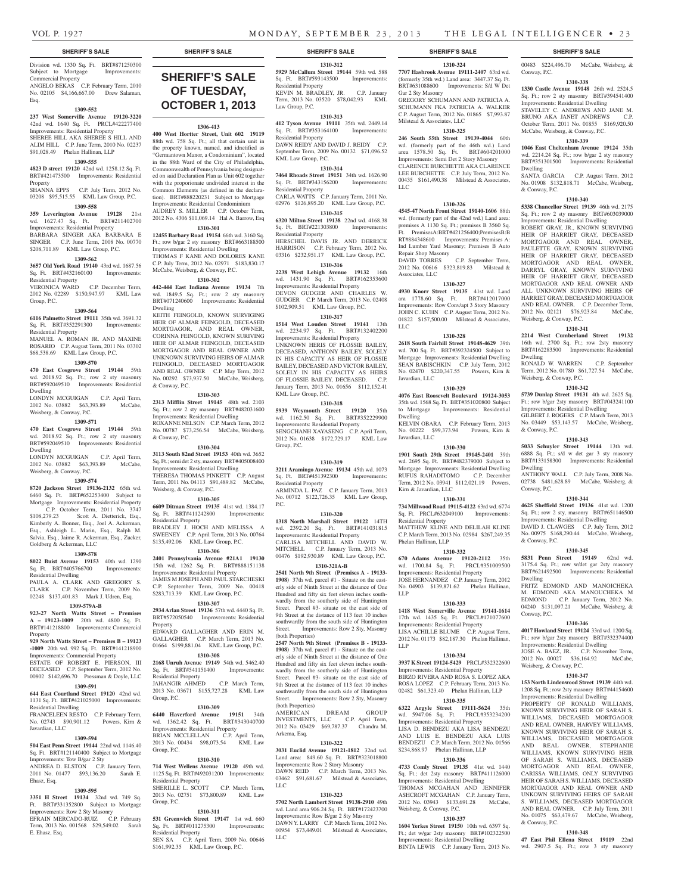Division wd. 1330 Sq. Ft. BRT#871250300 Subject to Mortgage Improvements: Commercial Property

ANGELO BEKAS C.P. February Term, 2010 No. 02105 $4,166,667.00 Drew Salaman, Esq.

**1309-552**

**237 West Somerville Avenue 19120-3220** 42nd wd. 1640 Sq. Ft. PRCL#422277400 Improvements: Residential Property

SHEREE HILL AKA SHEREE S HILL AND ALIM HILL C.P. June Term, 2010 No. 02237 $91,028.49 Phelan Hallinan, LLP

**1309-555**

**4823 D street 19120** 42nd wd. 1258.12 Sq. Ft. BRT#421473500 Improvements: Residential Property

SHANNA EPPS C.P. July Term, 2012 No. 03208 $95,515.55 KML Law Group, P.C.

**1309-558**

**359 Leverington Avenue 19128** 21st wd. 1627.47 Sq. Ft. BRT#211402700 Improvements: Residential Property

BARBARA SINGER AKA BARBARA E SINGER C.P. June Term, 2008 No. 00770 $208,711.89 KML Law Group, P.C.

**1309-562**

**3657 Old York Road 19140** 43rd wd. 1687.56 Sq. Ft. BRT#432160100 Improvements: Residential Property

VERONICA WARD C.P. December Term, 2012 No. 02289 $150,947.97 KML Law Group, P.C.

**1309-564**

**6116 Palmetto Street 19111** 35th wd. 3691.32 Sq. Ft. BRT#352291300 Improvements: Residential Property

MANUEL A. ROMAN JR. AND MAXINE ROSARIO C.P. August Term, 2011 No. 03302 $68,538.69 KML Law Group, P.C.

**1309-570**

**470 East Cosgrove Street 19144** 59th wd. 2018.92 Sq. Ft.; row 2 sty masonry BRT#592049510 Improvements: Residential Dwelling

LONDYN MCGUIGAN C.P. April Term, 2012 No. 03882 $63,393.89 McCabe, Weisberg, & Conway, P.C.

**1309-571**

**470 East Cosgrove Street 19144** 59th wd. 2018.92 Sq. Ft.; row 2 sty masonry BRT#592049510 Improvements: Residential Dwelling

LONDYN MCGUIGAN C.P. April Term, 2012 No. 03882 $63,393.89 McCabe, Weisberg, & Conway, P.C.

**1309-574**

**8720 Jackson Street 19136-2132** 65th wd. 6460 Sq. Ft. BRT#652253400 Subject to Mortgage Improvements: Residential Property C.P. October Term, 2011 No. 3747 $108,279.23 Scott A. Dietterick, Esq., Kimberly A. Bonner, Esq., Joel A. Ackerman, Esq., Ashleigh L. Marin, Esq., Ralph M. Salvia, Esq., Jaime R. Ackerman, Esq., Zucker, Goldberg & Ackerman, LLC

**1309-578**

**8022 Buist Avenue 19153** 40th wd. 1290 Sq. Ft. BRT#405766700 Improvements: Residential Dwelling

PAULA A. CLARK AND GREGORY S. CLARK C.P. November Term, 2009 No. 02248 $137,401.83 Mark J. Udren, Esq.

**1309-579A-B**

**923-27 North Watts Street – Premises A – 19123-1009** 20th wd. 4800 Sq. Ft. BRT#141218800 Improvements: Commercial Property

**929 North Watts Street – Premises B – 19123 -1009** 20th wd. 992 Sq. Ft. BRT#141218900 Improvements: Commercial Property

ESTATE OF ROBERT E. PIERSON, III DECEASED C.P. September Term, 2012 No. 00802 $142,696.70 Pressman & Doyle, LLC

**1309-591**

**644 East Courtland Street 19120** 42nd wd. 1131 Sq. Ft. BRT#421025000 Improvements: Residential Dwelling

FRANCELEEN RESTO C.P. February Term, No. 02743 $90,901.12 Powers, Kirn & Javardian, LLC

**1309-594**

**504 East Penn Street 19144** 22nd wd. 1146.40 Sq. Ft. BRT#121140400 Subject to Mortgage Improvements: Tow B/gar 2 Sty

ANDREA D. ELSTON C.P. January Term, 2011 No. 01477 $93,136.20 Sarah E. Ehasz, Esq.

**1309-595**

**3351 H Street 19134** 32nd wd. 749 Sq. Ft. BRT#331352800 Subject to Mortgage Improvements: Row 2 Sty Masonry

EFRAIN MERCADO-RUIZ C.P. February Term, 2013 No. 001568 $29,549.02 Sarah E. Ehasz, Esq.

# SHERIFF'S SALE OF TUESDAY, OCTOBER 1, 2013

**1306-413**

**400 West Hortter Street, Unit 602 19119** 88th wd. 758 Sq. Ft.; all that certain unit in the property known, named, and idnetified as "Germantown Manor, a Condominium", located in the 88th Ward of the City of Philadelphia, Commonwealth of Pennsylvania being designated on said Declaration Plan as Unit 602 together with the proporionate undivided interest in the Common Elements (as defined in the declaration). BRT#888220231 Subject to Mortgage Improvements: Residential Condominium

AUDREY S. MILLER C.P. October Term, 2012 No. 4306 $11,069.14 Hal A. Barrow, Esq

**1310-301**

**12455 Barbary Road 19154** 66th wd. 3160 Sq. Ft.; row b/gar 2 sty masonry BRT#663188500 Improvements: Residential Dwelling

THOMAS F KANE AND DOLORES KANE C.P. July Term, 2012 No. 02971 $183,830.17 McCabe, Weisberg, & Conway, P.C.

**1310-302**

**442-444 East Indiana Avenue 19134** 7th wd. 1849.5 Sq. Ft.; row 2 sty masonry BRT#071240600 Improvements: Residential Dwelling

KEITH FEINGOLD, KNOWN SURVIGING HEIR OF ALMAR FEINGOLD, DECEASED MORTGAGOR, AND REAL OWNER, CORINNA FEINGOLD, KNOWN SURIVING HEIR OF ALMAR FEINGOLD, DECEASED MORTGAGOR AND REAL OWNER AND UNKNOWN SURVIVING HEIRS OF ALMAR FEINGOLD, DECEASED MORTGAGOR AND REAL OWNER C.P. May Term, 2012 No. 00292 $73,937.50 McCabe, Weisberg, & Conway, P.C.

**1310-303**

**2313 Mifflin Street 19145** 48th wd. 2103 Sq. Ft.; row 2 sty masonry BRT#482031600 Improvements: Residential Dwelling

ROXANNE NELSON C.P. March Term, 2012 No. 00787 $73,256.54 McCabe, Weisberg, & Conway, P.C.

**1310-304**

**3113 South 82nd Street 19153** 40th wd. 3652 Sq. Ft.; semi det 2 sty, masonry BRT#405008400 Improvements: Residential Dwelling

THERESA THOMAS PINKETT C.P. August Term, 2011 No. 04113 $91,489.82 McCabe, Weisberg, & Conway, P.C.

**1310-305**

**6609 Ditman Street 19135** 41st wd. 1384.17 Sq. Ft. BRT#411242800 Improvements: Residential Property

BRADLEY J. HOCH AND MELISSA A SWEENEY C.P. April Term, 2013 No. 00764 $135,492.06 KML Law Group, P.C.

**1310-306**

**2401 Pennsylvania Avenue #21A1 19130** 15th wd. 1262 Sq. Ft. BRT#888151138 Improvements: Residential Property

JAMES M JOSEPH AND PAUL STARCHESKI C.P. September Term, 2009 No. 00418 $283,713.39 KML Law Group, P.C.

**1310-307**

**2934 Arlan Street 19136** 57th wd. 4440 Sq. Ft. BRT#572050540 Improvements: Residential Property

EDWARD GALLAGHER AND ERIN M. GALLAGHER C.P. March Term, 2013 No. 01664 $199,881.04 KML Law Group, P.C.

**1310-308**

**2168 Unruh Avenue 19149** 54th wd. 5462.40 Sq. Ft. BRT#541151400 Improvements: Residential Property

JAHANGIR AHMED C.P. March Term, 2013 No. 03671 $155,727.28 KML Law Group, P.C.

**1310-309**

**6440 Haverford Avenue 19151** 34th wd. 1362.42 Sq. Ft. BRT#343040700 Improvements: Residential Property

BRIAN MCCLELLAN C.P. April Term, 2013 No. 00434 $98,073.54 KML Law Group, P.C.

**1310-310**

**714 West Wellens Avenue 19120** 49th wd. 1125 Sq. Ft. BRT#492031200 Improvements: Residential Property

SHERILLE L. SCOTT C.P. March Term, 2013 No. 02751 $73,800.89 KML Law Group, P.C.

**1310-311**

**531 Greenwich Street 19147** 1st wd. 660 Sq. Ft. BRT#011275300 Improvements: Residential Property

SEN SA C.P. April Term, 2009 No. 00646 $161,992.35 KML Law Group, P.C.

**1310-312**

**5929 McCallum Street 19144** 59th wd. 588 Sq. Ft. BRT#593143500 Improvements: Residential Property

KEVIN M. BRADLEY, JR. C.P. January Term, 2013 No. 03520 $78,042.93 KML Law Group, P.C.

**1310-313**

**412 Tyson Avenue 19111** 35th wd. 2449.14 Sq. Ft. BRT#353164100 Improvements: Residential Property

DAWN REIDY AND DAVID J. REIDY C.P. September Term, 2009 No. 00132 $71,096.52 KML Law Group, P.C.

**1310-314**

**7464 Rhoads Street 19151** 34th wd. 1626.90 Sq. Ft. BRT#343156200 Improvements: Residential Property

CARLA WATTS C.P. January Term, 2011 No. 02976 $126,895.20 KML Law Group, P.C.

**1310-315**

**6320 Milton Street 19138** 22nd wd. 4168.38 Sq. Ft. BRT#221303800 Improvements: Residential Property

HERSCHEL DAVIS JR. AND DERRICK HARRISON C.P. February Term, 2012 No. 03316 $232,951.17 KML Law Group, P.C.

**1310-316**

**2238 West Lehigh Avenue 19132** 16th wd. 1431.90 Sq. Ft. BRT#162353600 Improvements: Residential Property

DEVON GUDGER AND CHARLES W. GUDGER C.P. March Term, 2013 No. 02408 $102,909.51 KML Law Group, P.C.

**1310-317**

**1514 West Louden Street 19141** 13th wd. 2234.97 Sq. Ft. BRT#132402200 Improvements: Residential Property

UNKNOWN HERIS OF FLOSSIE BAILEY, DECEASED, ANTHONY BAILEY, SOLELY IN HIS CAPACITY AS HEIR OF FLOSSIE BAILEY, DECEASED AND VICTOR BAILEY, SOLELY IN HIS CAPACITY AS HEIRS OF FLOSSIE BAILEY, DECEASED. C.P. January Term, 2013 No. 01656 $112,152.41 KML Law Group, P.C.

**1310-318**

**5939 Weymouth Street 19120** 35th wd. 1162.50 Sq. Ft. BRT#352229900 Improvements: Residential Property

SENGCHANH XAYASENG C.P. April Term, 2012 No. 01638 $172,729.17 KML Law Group, P.C.

**1310-319**

**3211 Aramingo Avenue 19134** 45th wd. 1073 Sq. Ft. BRT#451392300 Improvements: Residential Property

ARMINDA L. PAZ C.P. January Term, 2013 No. 00712 $122,726.35 KML Law Group, P.C.

**1310-320**

**1318 North Marshall Street 19122** 14TH wd. 2392.20 Sq. Ft. BRT#141031815 Improvements: Residential Property

CARLISA MITCHELL AND DAVID W. MITCHELL C.P. January Term, 2013 No. 00476 $192,930.89 KML Law Group, P.C.

**1310-321A-B**

**2541 North 9th Street (Premises A - 19133-1908)** 37th wd. parcel #1 - Situate on the easterly side of Ninth Street at the distance of One Hundred and fifty six feet eleven inches southwardly from the southerly side of Huntington Street. Parcel #3- situate on the east side of 9th Street at the distance of 113 feet 10 inches southwardly from the south side of Huntington Street. Improvements: Row 2 Sty, Masonry (both Properties)

**2547 North 9th Street (Premises B - 19133-1908)** 37th wd. parcel #1 - Situate on the easterly side of Ninth Street at the distance of One Hundred and fifty six feet eleven inches southwardly from the southerly side of Huntington Street. Parcel #3- situate on the east side of 9th Street at the distance of 113 feet 10 inches southwardly from the south side of Huntington Street. Improvements: Row 2 Sty, Masonry (both Properties)

AMERICAN DREAM GROUP INVESTMENTS, LLC C.P. April Term, 2012 No. 03429 $69,787.37 Chandra M. Arkema, Esq.

**1310-322**

**3031 Euclid Avenue 19121-1812** 32nd wd. Land area: 849.60 Sq. Ft. BRT#323018800 Improvements: Row 2 Story Masonry

DAWN REID C.P. March Term, 2013 No. 03462 $91,681.67 Milstead & Associates, LLC

**1310-323**

**5702 North Lambert Street 19138-2910** 49th wd. Land area 906.24 Sq. Ft. BRT#172423700 Improvements: Row B/gar 2 Sty Masonry

DAWN Y. LARRY C.P. March Term, 2012 No. 00954 $73,449.01 Milstead & Associates, LLC

**1310-324**

**7707 Hasbrook Avenue 19111-2407** 63rd wd. (formerly 35th wd.) Land area: 3447.37 Sq. Ft. BRT#631088600 Improvements: S/d W Det Gar 2 Sty Masonry

GREGORY SCHUMANN AND PATRICIA A. SCHUMANN FKA PATRICIA A. WALKER C.P. August Term, 2012 No. 01865 $7,993.87 Milstead & Associates, LLC

**1310-325**

**246 South 55th Street 19139-4044** 60th wd. (formerly part of the 46th wd.) Land area 1578.50 Sq. Ft. BRT#604201000 Improvements: Semi Det 2 Story Masonry

CLARENCE BURCHETTE AKA CLARENCE LEE BURCHETTE C.P. July Term, 2012 No. 00435 $161,490.38 Milstead & Associates, LLC

**1310-326**

**4545-47 North Front Street 19140-1606** 88th wd. (formerly part of the 42nd wd.) Land area: premises A 1130 Sq. Ft.; premises B 3560 Sq. Ft. PremisesA:BRT#421256400;PremisesB:B RT#884348610 Improvements: Premises A: Ind Lumber Yard Masonry; Premises B Auto Repair Shop Masonry

DAVID TORRES C.P. September Term, 2012 No. 00616 $323,819.83 Milstead & Associates, LLC

**1310-327**

**4930 Knorr Street 19135** 41st wd. Land ara 1778.60 Sq. Ft. BRT#412017000 Improvements: Row Conv/apt 3 Story Masonry

JOHN C. KUHN C.P. August Term, 2012 No. 01822 $157,500.00 Milstead & Associates, LLC

**1310-328**

**2618 South Fairhill Street 19148-4629** 39th wd. 700 Sq. Ft. BRT#392324500 Subject to Mortgage Improvements: Residential Dwelling

SEAN BABISCHKIN C.P. July Term, 2012 No. 02470 $220,347.55 Powers, Kirn & Javardian, LLC

**1310-329**

**4076 East Roosevelt Boulevard 19124-3053** 35th wd. 1568 Sq. Ft. BRT#351020800 Subject to Mortgage Improvements: Residential Dwelling

KELVIN OBARA C.P. February Term, 2013 No. 00222 $99,373.94 Powers, Kirn & Javardian, LLC

**1310-330**

**1901 South 29th Street 19145-2401** 39th wd. 2695 Sq. Ft. BRT#482379000 Subject to Mortgage Improvements: Residential Dwelling

RUFUS RAHADITOMO C.P. December Term, 2012 No. 03941 $112,021.19 Powers, Kirn & Javardian, LLC

**1310-331**

**734 Millwood Road 19115-4122** 63rd wd. 6774 Sq. Ft. PRCL#632049100 Improvements: Residential Property

MATTHEW KLINE AND DELILAH KLINE C.P. March Term, 2013 No. 02984 $267,249.35 Phelan Hallinan, LLP

**1310-332**

**670 Adams Avenue 19120-2112** 35th wd. 1700.84 Sq. Ft. PRCL#351009500 Improvements: Residential Property

JOSE HERNANDEZ C.P. January Term, 2012 No. 04903 $139,871.62 Phelan Hallinan, LLP

**1310-333**

**1418 West Somerville Avenue 19141-1614** 17th wd. 1435 Sq. Ft. PRCL#171077600 Improvements: Residential Property

LISA ACHILLE BLUME C.P. August Term, 2012 No. 01173 $82,187.30 Phelan Hallinan, LLP

**1310-334**

**3937 K Street 19124-5429** PRCL#332322600 Improvements: Residential Property

BIRZO RIVERA AND ROSA S. LOPEZ AKA ROSA LOPEZ C.P. February Term, 2013 No. 02482 $61,323.40 Phelan Hallinan, LLP

**1310-335**

**6322 Argyle Street 19111-5624** 35th wd. 5947.06 Sq. Ft. PRCL#353234200 Improvements: Residential Property

LISA D. BENDEZU AKA LISA BENDEZU AND LUIS E. BENDEZU AKA LUIS BENDEZU C.P. March Term, 2012 No. 01566 $234,868.97 Phelan Hallinan, LLP

**1310-336**

**4733 Comly Street 19135** 41st wd. 1440 Sq. Ft.; det 2sty masonry BRT#411126000 Improvements: Residential Dwelling

THOMAS MCGAHAN AND JENNIFER ASHCROFT MCGAHAN C.P. January Term, 2012 No. 03943 $133,691.28 McCabe, Weisberg, & Conway, P.C.

**1310-337**

**1604 Yerkes Street 19150** 10th wd. 6397 Sq. Ft.; det w/gar 2sty masonry BRT#102322500 Improvements: Residential Dwelling

BINTA LEWIS C.P. January Term, 2013 No. 00483 $224,496.70 McCabe, Weisberg, & Conway, P.C.

**1310-338**

**1330 Castle Avenue 19148** 26th wd. 2524.5 Sq. Ft.; row 2 sty masonry BRT#394541400 Improvements: Residential Dwelling

STAVELEY C. ANDREWS AND JANE M. BRUNO AKA JANET ANDREWS C.P. October Term, 2011 No. 01855 $169,920.50 McCabe, Weisberg, & Conway, P.C.

**1310-339**

**1046 East Cheltenham Avenue 19124** 35th wd. 2214.24 Sq. Ft.; row b/gar 2 sty masonry BRT#351301500 Improvements: Residential Dwelling

SANTA GARCIA C.P. August Term, 2012 No. 01908 $132,818.71 McCabe, Weisberg, & Conway, P.C.

**1310-340**

**5338 Chancellor Street 19139** 46th wd. 2175 Sq. Ft.; row 2 sty masonry BRT#603039000 Improvements: Residential Dwelling

ROBERT GRAY, JR., KNOWN SURVIVING HEIR OF HARRIET GRAY, DECEASED MORTGAGOR AND REAL OWNER, PAULETTE GRAY, KNOWN SURVIVING HEIR OF HARRIET GRAY, DECEASED MORTGAGOR AND REAL OWNER, DARRYL GRAY, KNOWN SURVIVING HEIR OF HARRIET GRAY, DECEASED MORTGAGOR AND REAL OWNER AND ALL UNKNOWN SURVIVING HEIRS OF HARRIET GRAY, DECEASED MORTGAGOR AND REAL OWNER. C.P. December Term, 2012 No. 02121 $76,923.84 McCabe, Weisberg, & Conway, P.C.

**1310-341**

**2214 West Cumberland Street 19132** 16th wd. 2700 Sq. Ft.; row 2sty masonry BRT#162283500 Improvements: Residential Dwelling

RONALD W. WARREN C.P. September Term, 2012 No. 01780 $61,727.54 McCabe, Weisberg, & Conway, P.C.

**1310-342**

**5739 Dunlap Street 19131** 4th wd. 2625 Sq. Ft.; row b/gar 2sty masonry BRT#043241100 Improvements: Residential Dwelling

GILBERT J. ROGERS C.P. March Term, 2013 No. 03449 $53,143.57 McCabe, Weisberg, & Conway, P.C.

**1310-343**

**5033 Schuyler Street 19144** 13th wd. 6888 Sq. Ft.; s/d w det gar 3 sty masonry BRT#133158300 Improvements: Residential Dwelling

ANTHONY WALL C.P. July Term, 2008 No. 02738 $481,628.89 McCabe, Weisberg, & Conway, P.C.

**1310-344**

**4625 Sheffield Street 19136** 41st wd. 1200 Sq. Ft.; row 2 sty, masonry BRT#651146500 Improvements: Residential Dwelling

DAVID J. CLAWGES C.P. July Term, 2012 No. 00975 $168,290.44 McCabe, Weisberg, & Conway, P.C.

**1310-345**

**5831 Penn Street 19149** 62nd wd. 3175.4 Sq. Ft.; row w/det gar 2sty masonry BRT#621492500 Improvements: Residential Dwelling

FRITZ EDMOND AND MANOICHEKA M. EDMOND AKA MANOUCHEKA M EDMOND C.P. January Term, 2012 No. 04240 $131,097.21 McCabe, Weisberg, & Conway, P.C.

**1310-346**

**4017 Howland Street 19124** 33rd wd. 1200 Sq. Ft.; row b/gar 2sty masonry BRT#332374400 Improvements: Residential Dwelling

JOSE A. BAEZ, JR. C.P. November Term, 2012 No. 00027 $36,164.92 McCabe, Weisberg, & Conway, P.C.

**1310-347**

**153 North Lindenwood Street 19139** 44th wd. 1208 Sq. Ft.; row 2sty masonry BRT#44154600 Improvements: Residential Dwelling

PROPERTY OF RONALD WILLIAMS, KNOWN SURVIVING HEIR OF SARAH S. WILLIAMS, DECEASED MORTGAGOR AND REAL OWNER, HARVEY WILLIAMS, KNOWN SURVIVING HEIR OF SARAH S. WILLIAMS, DECEASED MORTGAGOR AND REAL OWNER, STEPHANIE WILLIAMS, KNOWN SURVIVING HEIR OF SARAH S. WILLIAMS, DECEASED MORTGAGOR AND REAL OWNER, CARISSA WILLIAMS, ONLY SURVIVING HEIR OF SARAH S. WILLIAMS, DECEASED MORTGAGOR AND REAL OWNER AND UNKOWN SURVIVING HEIRS OF SARAH S. WILLIAMS, DECEASED MORTGAGOR AND REAL OWNER. C.P. July Term, 2011 No. 01075 $63,479.67 McCabe, Weisberg, & Conway, P.C.

**1310-348**

**47 East Phil Ellena Street 19119** 22nd wd. 2907.5 Sq. Ft.; row 3 sty masonry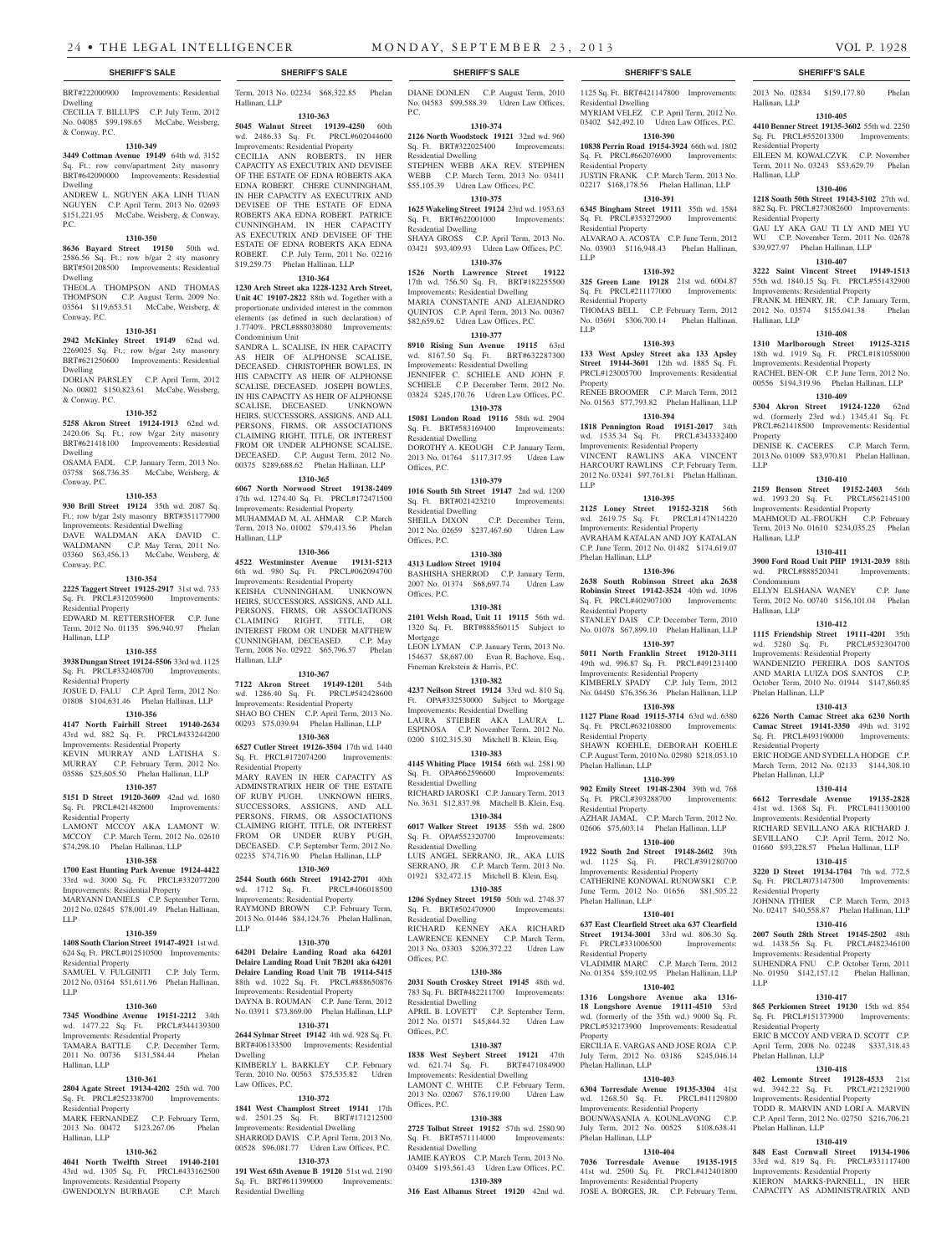**SHERIFF'S SALE**

BRT#222000900 Improvements: Residential Dwelling
CECILIA T. BILLUPS C.P. July Term, 2012 No. 04085 $99,198.65 McCabe, Weisberg, & Conway, P.C.

**1310-349**

**3449 Cottman Avenue 19149** 64th wd. 3152 Sq. Ft.; row conv/apartment 2sty masonry BRT#642090000 Improvements: Residential Dwelling
ANDREW L. NGUYEN AKA LINH TUAN NGUYEN C.P. April Term, 2013 No. 02693 $151,221.95 McCabe, Weisberg, & Conway, P.C.

**1310-350**

**8636 Bayard Street 19150** 50th wd. 2586.56 Sq. Ft.; row b/gar 2 sty masonry BRT#501208500 Improvements: Residential Dwelling
THEOLA THOMPSON AND THOMAS THOMPSON C.P. August Term, 2009 No. 03564 $119,653.51 McCabe, Weisberg, & Conway, P.C.

**1310-351**

**2942 McKinley Street 19149** 62nd wd. 2269025 Sq. Ft.; row b/gar 2sty masonry BRT#621250600 Improvements: Residential Dwelling
DORIAN PARSLEY C.P. April Term, 2012 No. 00802 $150,823.61 McCabe, Weisberg, & Conway, P.C.

**1310-352**

**5258 Akron Street 19124-1913** 62nd wd. 2420.06 Sq. Ft.; row b/gar 2sty masonry BRT#621418100 Improvements: Residential Dwelling
OSAMA FADL C.P. January Term, 2013 No. 03758 $68,736.35 McCabe, Weisberg, & Conway, P.C.

**1310-353**

**930 Brill Street 19124** 35th wd. 2087 Sq. Ft.; row b/gar 2sty masonry BRT#351177900 Improvements: Residential Dwelling
DAVE WALDMAN AKA DAVID C. WALDMANN C.P. May Term, 2011 No. 03360 $63,456.13 McCabe, Weisberg, & Conway, P.C.

**1310-354**

**2225 Taggert Street 19125-2917** 31st wd. 733 Sq. Ft. PRCL#312059600 Improvements: Residential Property
EDWARD M. RETTERSHOFER C.P. June Term, 2012 No. 01135 $96,940.97 Phelan Hallinan, LLP

**1310-355**

**3938 Dungan Street 19124-5506** 33rd wd. 1125 Sq. Ft. PRCL#332408700 Improvements: Residential Property
JOSUE D. FALU C.P. April Term, 2012 No. 01808 $104,631.46 Phelan Hallinan, LLP

**1310-356**

**4147 North Fairhill Street 19140-2634** 43rd wd. 882 Sq. Ft. PRCL#433244200 Improvements: Residential Property
KEVIN MURRAY AND LATISHA S. MURRAY C.P. February Term, 2012 No. 03586 $25,605.50 Phelan Hallinan, LLP

**1310-357**

**5151 D Street 19120-3609** 42nd wd. 1680 Sq. Ft. PRCL#421482600 Improvements: Residential Property
LAMONT MCCOY AKA LAMONT W. MCCOY C.P. March Term, 2012 No. 02610 $74,298.10 Phelan Hallinan, LLP

**1310-358**

**1700 East Hunting Park Avenue 19124-4422** 33rd wd. 3000 Sq. Ft. PRCL#332077200 Improvements: Residential Property
MARYANN DANIELS C.P. September Term, 2012 No. 02845 $78,001.49 Phelan Hallinan, LLP

**1310-359**

**1408 South Clarion Street 19147-4921** 1st wd. 624 Sq. Ft. PRCL#012510500 Improvements: Residential Property
SAMUEL V. FULGINITI C.P. July Term, 2012 No. 03164 $51,611.96 Phelan Hallinan, LLP

**1310-360**

**7345 Woodbine Avenue 19151-2212** 34th wd. 1477.22 Sq. Ft. PRCL#344139300 Improvements: Residential Property
TAMARA BATTLE C.P. December Term, 2011 No. 00736 $131,584.44 Phelan Hallinan, LLP

**1310-361**

**2804 Agate Street 19134-4202** 25th wd. 700 Sq. Ft. PRCL#252338700 Improvements: Residential Property
MARK FERNANDEZ C.P. February Term, 2013 No. 00472 $123,267.06 Phelan Hallinan, LLP

**1310-362**

**4041 North Twelfth Street 19140-2101** 43rd wd. 1305 Sq. Ft. PRCL#433162500 Improvements: Residential Property
GWENDOLYN BURBAGE C.P. March Term, 2013 No. 02234 $68,322.85 Phelan Hallinan, LLP

**1310-363**

**5045 Walnut Street 19139-4250** 60th wd. 2486.33 Sq. Ft. PRCL#602044600 Improvements: Residential Property
CECILIA ANN ROBERTS, IN HER CAPACITY AS EXECUTRIX AND DEVISEE OF THE ESTATE OF EDNA ROBERTS AKA EDNA ROBERT. CHERE CUNNINGHAM, IN HER CAPACITY AS EXECUTRIX AND DEVISEE OF THE ESTATE OF EDNA ROBERTS AKA EDNA ROBERT. PATRICE CUNNINGHAM, IN HER CAPACITY AS EXECUTRIX AND DEVISEE OF THE ESTATE OF EDNA ROBERTS AKA EDNA ROBERT. C.P. July Term, 2011 No. 02216 $19,259.75 Phelan Hallinan, LLP

**1310-364**

**1230 Arch Street aka 1228-1232 Arch Street, Unit 4C 19107-2822** 88th wd. Together with a proportionate undivided interest in the common elements (as defined in such declaration) of 1.7740%. PRCL#888038080 Improvements: Condominium Unit
SANDRA L. SCALISE, IN HER CAPACITY AS HEIR OF ALPHONSE SCALISE, DECEASED. CHRISTOPHER BOWLES, IN HIS CAPACITY AS HEIR OF ALPHONSE SCALISE, DECEASED. JOSEPH BOWLES, IN HIS CAPACITY AS HEIR OF ALPHONSE SCALISE, DECEASED. UNKNOWN HEIRS, SUCCESSORS, ASSIGNS, AND ALL PERSONS, FIRMS, OR ASSOCIATIONS CLAIMING RIGHT, TITLE, OR INTEREST FROM OR UNDER ALPHONSE SCALISE, DECEASED. C.P. August Term, 2012 No. 00375 $289,688.62 Phelan Hallinan, LLP

**1310-365**

**6067 North Norwood Street 19138-2409** 17th wd. 1274.40 Sq. Ft. PRCL#172471500 Improvements: Residential Property
MUHAMMAD M. AL AHMAR C.P. March Term, 2013 No. 01002 $79,413.56 Phelan Hallinan, LLP

**1310-366**

**4522 Westminster Avenue 19131-5213** 6th wd. 980 Sq. Ft. PRCL#062094700 Improvements: Residential Property
KEISHA CUNNINGHAM. UNKNOWN HEIRS, SUCCESSORS, ASSIGNS, AND ALL PERSONS, FIRMS, OR ASSOCIATIONS CLAIMING RIGHT, TITLE, OR INTEREST FROM OR UNDER MATTHEW CUNNINGHAM, DECEASED. C.P. May Term, 2008 No. 02922 $65,796.57 Phelan Hallinan, LLP

**1310-367**

**7122 Akron Street 19149-1201** 54th wd. 1286.40 Sq. Ft. PRCL#542428600 Improvements: Residential Property
SHAO BO CHEN C.P. April Term, 2013 No. 00293 $75,039.94 Phelan Hallinan, LLP

**1310-368**

**6527 Cutler Street 19126-3504** 17th wd. 1440 Sq. Ft. PRCL#172074200 Improvements: Residential Property
MARY RAVEN IN HER CAPACITY AS ADMINSTRATRIX HEIR OF THE ESTATE OF RUBY PUGH. UNKNOWN HEIRS, SUCCESSORS, ASSIGNS, AND ALL PERSONS, FIRMS, OR ASSOCIATIONS CLAIMING RIGHT, TITLE, OR INTEREST FROM OR UNDER RUBY PUGH, DECEASED. C.P. September Term, 2012 No. 02235 $74,716.90 Phelan Hallinan, LLP

**1310-369**

**2544 South 66th Street 19142-2701** 40th wd. 1712 Sq. Ft. PRCL#406018500 Improvements: Residential Property
RAYMOND BROWN C.P. February Term, 2013 No. 01446 $84,124.76 Phelan Hallinan, LLP

**1310-370**

**64201 Delaire Landing Road aka 64201 Delaire Landing Road Unit 7B201 aka 64201 Delaire Landing Road Unit 7B 19114-5415** 88th wd. 1022 Sq. Ft. PRCL#888650876 Improvements: Residential Property
DAYNA B. ROUMAN C.P. June Term, 2012 No. 03911 $73,869.00 Phelan Hallinan, LLP

**1310-371**

**2644 Sylmar Street 19142** 4th wd. 928 Sq. Ft. BRT#406133500 Improvements: Residential Dwelling
KIMBERLY L. BARKLEY C.P. February Term, 2010 No. 00563 $75,535.82 Udren Law Offices, P.C.

**1310-372**

**1841 West Champlost Street 19141** 17th wd. 2501.25 Sq. Ft. BRT#171212500 Improvements: Residential Dwelling
SHARROD DAVIS C.P. April Term, 2013 No. 00528 $96,081.77 Udren Law Offices, P.C.

**1310-373**

**191 West 65th Avenue B 19120** 51st wd. 2190 Sq. Ft. BRT#611399000 Improvements: Residential Dwelling
DIANE DONLEN C.P. August Term, 2010 No. 04583 $99,588.39 Udren Law Offices, P.C.

**1310-374**

**2126 North Woodstock 19121** 32nd wd. 960 Sq. Ft. BRT#322025400 Improvements: Residential Dwelling
STEPHEN WEBB AKA REV. STEPHEN WEBB C.P. March Term, 2013 No. 03411 $55,105.39 Udren Law Offices, P.C.

**1310-375**

**1625 Wakeling Street 19124** 23rd wd. 1953.63 Sq. Ft. BRT#622001000 Improvements: Residential Dwelling
SHAYA GROSS C.P. April Term, 2013 No. 03421 $93,409.93 Udren Law Offices, P.C.

**1310-376**

**1526 North Lawrence Street 19122** 17th wd. 756.50 Sq. Ft. BRT#182255500 Improvements: Residential Dwelling
MARIA CONSTANTE AND ALEJANDRO QUINTOS C.P. April Term, 2013 No. 00367 $82,659.62 Udren Law Offices, P.C.

**1310-377**

**8910 Rising Sun Avenue 19115** 63rd wd. 8167.50 Sq. Ft. BRT#632287300 Improvements: Residential Dwelling
JENNIFER C. SCHIELE AND JOHN F. SCHIELE C.P. December Term, 2012 No. 03824 $245,170.76 Udren Law Offices, P.C.

**1310-378**

**15081 London Road 19116** 58th wd. 2904 Sq. Ft. BRT#583169400 Improvements: Residential Dwelling
DOROTHY A. KEOUGH C.P. January Term, 2013 No. 01764 $117,317.95 Udren Law Offices, P.C.

**1310-379**

**1016 South 5th Street 19147** 2nd wd. 1200 Sq. Ft. BRT#021423210 Improvements: Residential Dwelling
SHEILA DIXON C.P. December Term, 2012 No. 02659 $237,467.60 Udren Law Offices, P.C.

**1310-380**

**4313 Ludlow Street 19104**
BASHISHA SHERROD C.P. January Term, 2007 No. 01374 $68,697.74 Udren Law Offices, P.C.

**1310-381**

**2101 Welsh Road, Unit 11 19115** 56th wd. 1320 Sq. Ft. BRT#888560115 Subject to Mortgage
LEON LYMAN C.P. January Term, 2013 No. 154637 $8,687.00 Evan R. Bachove, Esq., Fineman Krekstein & Harris, P.C.

**1310-382**

**4237 Neilson Street 19124** 33rd wd. 810 Sq. Ft. OPA#332530000 Subject to Mortgage Improvements: Residential Dwelling
LAURA STIEBER AKA LAURA L. ESPINOSA C.P. November Term, 2012 No. 0200 $102,315.30 Mitchell B. Klein, Esq.

**1310-383**

**4145 Whiting Place 19154** 66th wd. 2581.90 Sq. Ft. OPA#662596600 Improvements: Residential Dwelling
RICHARD JAROSKI C.P. January Term, 2013 No. 3631 $12,837.98 Mitchell B. Klein, Esq.

**1310-384**

**6017 Walker Street 19135** 55th wd. 2800 Sq. Ft. OPA#552320700 Improvements: Residential Dwelling
LUIS ANGEL SERRANO, JR., AKA LUIS SERRANO, JR C.P. March Term, 2013 No. 01921 $32,472.15 Mitchell B. Klein, Esq.

**1310-385**

**1206 Sydney Street 19150** 50th wd. 2748.37 Sq. Ft. BRT#502470900 Improvements: Residential Dwelling
RICHARD KENNEY AKA RICHARD LAWRENCE KENNEY C.P. March Term, 2013 No. 03303 $206,372.22 Udren Law Offices, P.C.

**1310-386**

**2031 South Croskey Street 19145** 48th wd. 783 Sq. Ft. BRT#482211700 Improvements: Residential Dwelling
APRIL B. LOVETT C.P. September Term, 2012 No. 01571 $45,844.32 Udren Law Offices, P.C.

**1310-387**

**1838 West Seybert Street 19121** 47th wd. 621.74 Sq. Ft. BRT#471084900 Improvements: Residential Dwelling
LAMONT C. WHITE C.P. February Term, 2013 No. 02067 $76,119.00 Udren Law Offices, P.C.

**1310-388**

**2725 Tolbut Street 19152** 57th wd. 2580.90 Sq. Ft. BRT#571114000 Improvements: Residential Dwelling
JAMIE KAYROS C.P. March Term, 2013 No. 03409 $193,561.43 Udren Law Offices, P.C.

**1310-389**

**316 East Albanus Street 19120** 42nd wd. 1125 Sq. Ft. BRT#421147800 Improvements: Residential Dwelling
MYRIAM VELEZ C.P. April Term, 2012 No. 03402 $42,492.10 Udren Law Offices, P.C.

**1310-390**

**10838 Perrin Road 19154-3924** 66th wd. 1802 Sq. Ft. PRCL#662076900 Improvements: Residential Property
JUSTIN FRANK C.P. March Term, 2013 No. 02217 $168,178.56 Phelan Hallinan, LLP

**1310-391**

**6345 Bingham Street 19111** 35th wd. 1584 Sq. Ft. PRCL#353272900 Improvements: Residential Property
ALVARAO A. ACOSTA C.P. June Term, 2012 No. 03903 $116,948.43 Phelan Hallinan, LLP

**1310-392**

**325 Green Lane 19128** 21st wd. 6004.87 Sq. Ft. PRCL#211177000 Improvements: Residential Property
THOMAS BELL C.P. February Term, 2012 No. 03691 $306,700.14 Phelan Hallinan, LLP

**1310-393**

**133 West Apsley Street aka 133 Apsley Street 19144-3601** 12th wd. 1885 Sq. Ft. PRCL#123005700 Improvements: Residential Property
RENEE BROOMER C.P. March Term, 2012 No. 01563 $77,793.82 Phelan Hallinan, LLP

**1310-394**

**1818 Pennington Road 19151-2017** 34th wd. 1535.34 Sq. Ft. PRCL#343332400 Improvements: Residential Property
VINCENT RAWLINS AKA VINCENT HARCOURT RAWLINS C.P. February Term, 2012 No. 03241 $97,761.81 Phelan Hallinan, LLP

**1310-395**

**2125 Loney Street 19152-3218** 56th wd. 2619.75 Sq. Ft. PRCL#147N14220 Improvements: Residential Property
AVRAHAM KATALAN AND JOY KATALAN C.P. June Term, 2012 No. 01482 $174,619.07 Phelan Hallinan, LLP

**1310-396**

**2638 South Robinson Street aka 2638 Robinsin Street 19142-3524** 40th wd. 1096 Sq. Ft. PRCL#402907100 Improvements: Residential Property
STANLEY DAIS C.P. December Term, 2010 No. 01078 $67,899.10 Phelan Hallinan, LLP

**1310-397**

**5011 North Franklin Street 19120-3111** 49th wd. 996.87 Sq. Ft. PRCL#491231400 Improvements: Residential Property
KIMBERLY SPADY C.P. July Term, 2012 No. 04450 $76,356.36 Phelan Hallinan, LLP

**1310-398**

**1127 Plane Road 19115-3714** 63rd wd. 6380 Sq. Ft. PRCL#632108800 Improvements: Residential Property
SHAWN KOEHLE, DEBORAH KOEHLE C.P. August Term, 2010 No. 02980 $218,053.10 Phelan Hallinan, LLP

**1310-399**

**902 Emily Street 19148-2304** 39th wd. 768 Sq. Ft. PRCL#393288700 Improvements: Residential Property
AZHAR JAMAL C.P. March Term, 2012 No. 02606 $75,603.14 Phelan Hallinan, LLP

**1310-400**

**1922 South 2nd Street 19148-2602** 39th wd. 1125 Sq. Ft. PRCL#391280700 Improvements: Residential Property
CATHERINE KONOWAL RUNOWSKI C.P. June Term, 2012 No. 01656 $81,505.22 Phelan Hallinan, LLP

**1310-401**

**637 East Clearfield Street aka 637 Clearfield Street 19134-3001** 33rd wd. 806.30 Sq. Ft. PRCL#331006500 Improvements: Residential Property
VLADIMIR MARC C.P. March Term, 2012 No. 01354 $59,102.95 Phelan Hallinan, LLP

**1310-402**

**1316 Longshore Avenue aka 1316-18 Longshore Avenue 19111-4510** 53rd wd. (formerly of the 35th wd.) 9000 Sq. Ft. PRCL#532173900 Improvements: Residential Property
ERCILIA E. VARGAS AND JOSE ROJA C.P. July Term, 2012 No. 03186 $245,046.14 Phelan Hallinan, LLP

**1310-403**

**6304 Torresdale Avenue 19135-3304** 41st wd. 1268.50 Sq. Ft. PRCL#41129800 Improvements: Residential Property
BOUNWASANIA A. KOUNLAVONG C.P. July Term, 2012 No. 00525 $108,638.41 Phelan Hallinan, LLP

**1310-404**

**7036 Torresdale Avenue 19135-1915** 41st wd. 2500 Sq. Ft. PRCL#412401800 Improvements: Residential Property
JOSE A. BORGES, JR. C.P. February Term, 2013 No. 02834 $159,177.80 Phelan Hallinan, LLP

**1310-405**

**4410 Benner Street 19135-3602** 55th wd. 2250 Sq. Ft. PRCL#552013300 Improvements: Residential Property
EILEEN M. KOWALCZYK C.P. November Term, 2011 No. 03243 $53,629.79 Phelan Hallinan, LLP

**1310-406**

**1218 South 50th Street 19143-5102** 27th wd. 882 Sq. Ft. PRCL#273082600 Improvements: Residential Property
GAU LY AKA GAU TI LY AND MEI YU WU C.P. November Term, 2011 No. 02678 $39,927.97 Phelan Hallinan, LLP

**1310-407**

**3222 Saint Vincent Street 19149-1513** 55th wd. 1840.15 Sq. Ft. PRCL#551432900 Improvements: Residential Property
FRANK M. HENRY, JR. C.P. January Term, 2012 No. 03574 $155,041.38 Phelan Hallinan, LLP

**1310-408**

**1310 Marlborough Street 19125-3215** 18th wd. 1919 Sq. Ft. PRCL#181058000 Improvements: Residential Property
RACHEL BEN-OR C.P. June Term, 2012 No. 00556 $194,319.96 Phelan Hallinan, LLP

**1310-409**

**5304 Akron Street 19124-1220** 62nd wd. (formerly 23rd wd.) 1345.41 Sq. Ft. PRCL#621418500 Improvements: Residential Property
DENISE K. CACERES C.P. March Term, 2013 No. 01009 $83,970.81 Phelan Hallinan, LLP

**1310-410**

**2159 Benson Street 19152-2403** 56th wd. 1993.20 Sq. Ft. PRCL#562145100 Improvements: Residential Property
MAHMOUD AL-FROUKH C.P. February Term, 2013 No. 01610 $234,035.25 Phelan Hallinan, LLP

**1310-411**

**3900 Ford Road Unit PHP 19131-2039** 88th wd. PRCL#888520341 Improvements: Condominium
ELLYN ELSHANA WANEY C.P. June Term, 2012 No. 00740 $156,101.04 Phelan Hallinan, LLP

**1310-412**

**1115 Friendship Street 19111-4201** 35th wd. 5280 Sq. Ft. PRCL#532304700 Improvements: Residential Property
WANDENIZIO PEREIRA DOS SANTOS AND MARIA LUIZA DOS SANTOS C.P. October Term, 2010 No. 01944 $147,860.85 Phelan Hallinan, LLP

**1310-413**

**6226 North Camac Street aka 6230 North Camac Street 19141-3350** 49th wd. 3192 Sq. Ft. PRCL#493190000 Improvements: Residential Property
ERIC HODGE AND SYDELLA HODGE C.P. March Term, 2012 No. 02133 $144,308.10 Phelan Hallinan, LLP

**1310-414**

**6612 Torresdale Avenue 19135-2828** 41st wd. 1368 Sq. Ft. PRCL#411300100 Improvements: Residential Property
RICHARD SEVILLANO AKA RICHARD J. SEVILLANO C.P. April Term, 2012 No. 01660 $93,228.57 Phelan Hallinan, LLP

**1310-415**

**3220 D Street 19134-1704** 7th wd. 772.5 Sq. Ft. PRCL#073147300 Improvements: Residential Property
JOHNNA ITHIER C.P. March Term, 2013 No. 02417 $40,558.87 Phelan Hallinan, LLP

**1310-416**

**2007 South 28th Street 19145-2502** 48th wd. 1438.56 Sq. Ft. PRCL#482346100 Improvements: Residential Property
SUHENDRA FNU C.P. October Term, 2011 No. 01950 $142,157.12 Phelan Hallinan, LLP

**1310-417**

**865 Perkiomen Street 19130** 15th wd. 854 Sq. Ft. PRCL#151373900 Improvements: Residential Property
ERIC B MCCOY AND VERA D. SCOTT C.P. April Term, 2008 No. 02248 $337,318.43 Phelan Hallinan, LLP

**1310-418**

**402 Lemonte Street 19128-4533** 21st wd. 3942.22 Sq. Ft. PRCL#212321900 Improvements: Residential Property
TODD R. MARVIN AND LORI A. MARVIN C.P. April Term, 2012 No. 02750 $216,706.21 Phelan Hallinan, LLP

**1310-419**

**848 East Cornwall Street 19134-1906** 33rd wd. 819 Sq. Ft. PRCL#331117400 Improvements: Residential Property
KIERON MARKS-PARNELL, IN HER CAPACITY AS ADMINISTRATRIX AND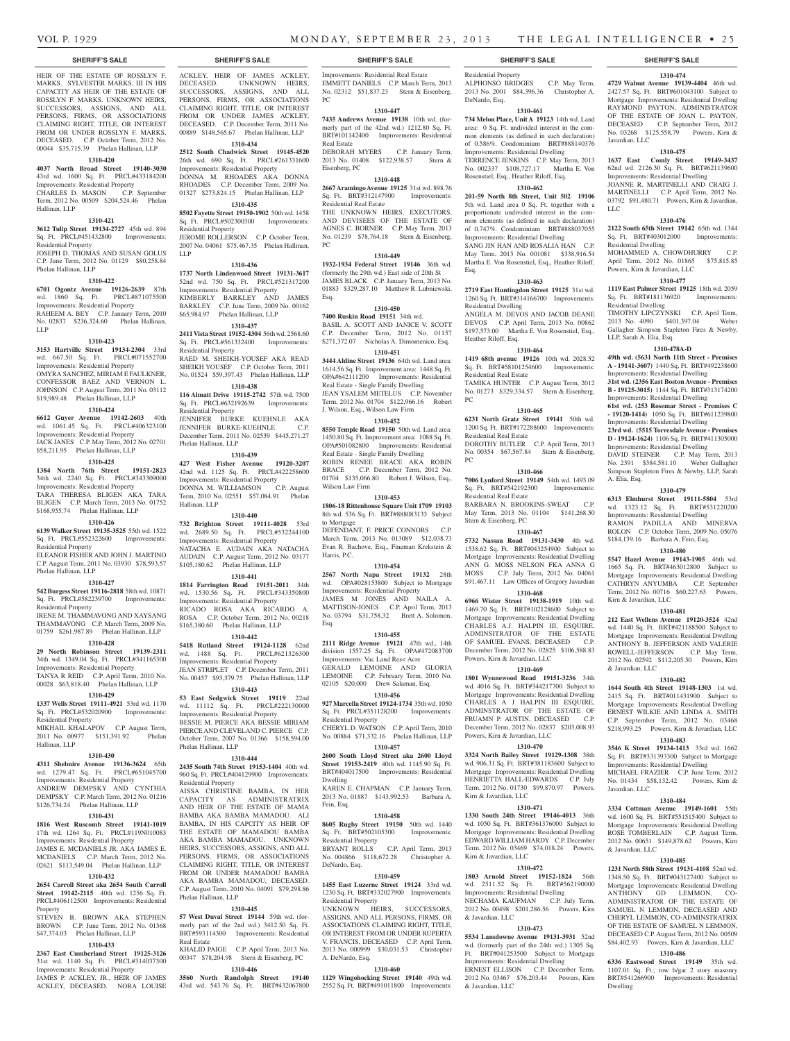HEIR OF THE ESTATE OF ROSSLYN F. MARKS. SYLVESTER MARKS, III IN HIS CAPACITY AS HEIR OF THE ESTATE OF ROSSLYN F. MARKS. UNKNOWN HEIRS, SUCCESSORS, ASSIGNS, AND ALL PERSONS, FIRMS, OR ASSOCIATIONS CLAIMING RIGHT, TITLE, OR INTEREST FROM OR UNDER ROSSLYN F. MARKS, DECEASED. C.P. October Term, 2012 No. 00044 $35,715.39 Phelan Hallinan, LLP

**1310-420**

**4037 North Broad Street 19140-3030** 43rd wd. 1600 Sq. Ft. PRCL#433184200 Improvements: Residential Property

CHARLES D. MASON C.P. September Term, 2012 No. 00509 $204,524.46 Phelan Hallinan, LLP

**1310-421**

**3612 Tulip Street 19134-2727** 45th wd. 894 Sq. Ft. PRCL#451432800 Improvements: Residential Property

JOSEPH D. THOMAS AND SUSAN GOLUS C.P. June Term, 2012 No. 01129 $80,258.84 Phelan Hallinan, LLP

**1310-422**

**6701 Ogontz Avenue 19126-2639** 87th wd. 1860 Sq. Ft. PRCL#871075500 Improvements: Residential Property

RAHEEM A. BEY C.P. January Term, 2010 No. 02837 $236,324.60 Phelan Hallinan, LLP

**1310-423**

**3153 Hartville Street 19134-2304** 33rd wd. 667.50 Sq. Ft. PRCL#071552700 Improvements: Residential Property

OMYRA SANCHEZ, MIRIAM E FAULKNER, CONFESSOR BAEZ AND VERNON L. JOHNSON C.P. August Term, 2011 No. 03112 $19,989.48 Phelan Hallinan, LLP

**1310-424**

**6612 Guyer Avenue 19142-2603** 40th wd. 1061.45 Sq. Ft. PRCL#406323100 Improvements: Residential Property

JACK JANES C.P. May Term, 2012 No. 02701 $58,211.95 Phelan Hallinan, LLP

**1310-425**

**1384 North 76th Street 19151-2823** 34th wd. 2240 Sq. Ft. PRCL#343309000 Improvements: Residential Property

TARA THERESA BLIGEN AKA TARA BLIGEN C.P. March Term, 2013 No. 01752 $168,955.74 Phelan Hallinan, LLP

**1310-426**

**6139 Walker Street 19135-3525** 55th wd. 1522 Sq. Ft. PRCL#552322600 Improvements: Residential Property

ELEANOR FISHER AND JOHN J. MARTINO C.P. August Term, 2011 No. 03930 $78,593.57 Phelan Hallinan, LLP

**1310-427**

**542 Burgess Street 19116-2818** 58th wd. 10871 Sq. Ft. PRCL#582239700 Improvements: Residential Property

IRENE M. THAMMAVONG AND XAYSANG THAMMAVONG C.P. March Term, 2009 No. 01759 $261,987.89 Phelan Hallinan, LLP

**1310-428**

**29 North Robinson Street 19139-2311** 34th wd. 1349.04 Sq. Ft. PRCL#341165300 Improvements: Residential Property

TANYA R REID C.P. April Term, 2010 No. 00028 $63,818.40 Phelan Hallinan, LLP

**1310-429**

**1337 Wells Street 19111-4921** 53rd wd. 1170 Sq. Ft. PRCL#532020900 Improvements: Residential Property

MIKHAIL KHALAPOV C.P. August Term, 2011 No. 00977 $151,391.92 Phelan Hallinan, LLP

**1310-430**

**4311 Shelmire Avenue 19136-3624** 65th wd. 1279.47 Sq. Ft. PRCL#651045700 Improvements: Residential Property

ANDREW DEMPSKY AND CYNTHIA DEMPSKY C.P. March Term, 2012 No. 01216 $126,734.24 Phelan Hallinan, LLP

**1310-431**

**1816 West Ruscomb Street 19141-1019** 17th wd. 1264 Sq. Ft. PRCL#119N010083 Improvements: Residential Property

JAMES E. MCDANIELS JR. AKA JAMES E. MCDANIELS C.P. March Term, 2012 No. 02621 $113,549.04 Phelan Hallinan, LLP

**1310-432**

**2654 Carroll Street aka 2654 South Carroll Street 19142-2115** 40th wd. 1256 Sq. Ft. PRCL#406112500 Improvements: Residential Property

STEVEN B. BROWN AKA STEPHEN BROWN C.P. June Term, 2012 No. 01368 $47,374.03 Phelan Hallinan, LLP

**1310-433**

**2367 East Cumberland Street 19125-3126** 31st wd. 1140 Sq. Ft. PRCL#314037300 Improvements: Residential Property

JAMES P. ACKLEY, JR., HEIR OF JAMES ACKLEY, DECEASED. NORA LOUISE ACKLEY, HEIR OF JAMES ACKLEY, DECEASED. UNKNOWN HEIRS, SUCCESSORS, ASSIGNS, AND ALL PERSONS, FIRMS, OR ASSOCIATIONS CLAIMING RIGHT, TITLE, OR INTEREST FROM OR UNDER JAMES ACKLEY, DECEASED. C.P. December Term, 2011 No. 00889 $148,565.67 Phelan Hallinan, LLP

**1310-434**

**2512 South Chadwick Street 19145-4520** 26th wd. 690 Sq. Ft. PRCL#261331600 Improvements: Residential Property

DONNA M. RHOADES AKA DONNA RHOADES C.P. December Term, 2009 No. 01327 $273,824.15 Phelan Hallinan, LLP

**1310-435**

**8502 Fayette Street 19150-1902** 50th wd. 1458 Sq. Ft. PRCL#502300300 Improvements: Residential Property

JEROME ROLLERSON C.P. October Term, 2007 No. 04061 $75,467.35 Phelan Hallinan, LLP

**1310-436**

**1737 North Lindenwood Street 19131-3617** 52nd wd. 750 Sq. Ft. PRCL#521317200 Improvements: Residential Property

KIMBERLY BARKLEY AND JAMES BARKLEY C.P. June Term, 2009 No. 00162 $65,984.97 Phelan Hallinan, LLP

**1310-437**

**2411 Vista Street 19152-4304** 56th wd. 2568.60 Sq. Ft. PRCL#561332400 Improvements: Residential Property

RAED M. SHEIKH-YOUSEF AKA READ SHEIKH YOUSEF C.P. October Term, 2011 No. 01524 $59,397.43 Phelan Hallinan, LLP

**1310-438**

**116 Almatt Drive 19115-2742** 57th wd. 7500 Sq. Ft. PRCL#632192639 Improvements: Residential Property

JENNIFER BURKE KUEHNLE AKA JENNIFER BURKE-KUEHNLE C.P. December Term, 2011 No. 02539 $445,271.27 Phelan Hallinan, LLP

**1310-439**

**427 West Fisher Avenue 19120-3207** 42nd wd. 1125 Sq. Ft. PRCL#422258600 Improvements: Residential Property

DONNA M. WILLIAMSON C.P. August Term, 2010 No. 02551 $57,084.91 Phelan Hallinan, LLP

**1310-440**

**732 Brighton Street 19111-4028** 53rd wd. 2689.50 Sq. Ft. PRCL#532244100 Improvements: Residential Property

NATACHA E. AUDAIN AKA NATACHA AUDAIN C.P. August Term, 2012 No. 03177 $105,180.62 Phelan Hallinan, LLP

**1310-441**

**1814 Farrington Road 19151-2011** 34th wd. 1530.56 Sq. Ft. PRCL#343350800 Improvements: Residential Property

RICADO ROSA AKA RICARDO A. ROSA C.P. October Term, 2012 No. 00218 $165,380.60 Phelan Hallinan, LLP

**1310-442**

**5418 Rutland Street 19124-1128** 62nd wd. 1488 Sq. Ft. PRCL#621326300 Improvements: Residential Property

JEAN STRIPLET C.P. December Term, 2011 No. 00457 $93,379.75 Phelan Hallinan, LLP

**1310-443**

**53 East Sedgwick Street 19119** 22nd wd. 11112 Sq. Ft. PRCL#222130000 Improvements: Residential Property

BESSIE M. PIERCE AKA BESSIE MIRIAM PIERCE AND CLEVELAND C. PIERCE C.P. October Term, 2007 No. 01366 $158,594.00 Phelan Hallinan, LLP

**1310-444**

**2435 South 74th Street 19153-1404** 40th wd. 960 Sq. Ft. PRCL#404129900 Improvements: Residential Property

AISSA CHRISTINE BAMBA, IN HER CAPACITY AS ADMINISTRATRIX AND HEIR OF THE ESTATE OF MAMA BAMBA AKA BAMBA MAMADOU. ALI BAMBA, IN HIS CAPCITY AS HEIR OF THE ESTATE OF MAMADOU BAMBA AKA BAMBA MAMADOU. UNKNOWN HEIRS, SUCCESSORS, ASSIGNS, AND ALL PERSONS, FIRMS, OR ASSOCIATIONS CLAIMING RIGHT, TITLE, OR INTEREST FROM OR UNDER MAMADOU BAMBA AKA BAMBA MAMADOU, DECEASED. C.P. August Term, 2010 No. 04091 $79,298.86 Phelan Hallinan, LLP

**1310-445**

**57 West Duval Street 19144** 59th wd. (formerly part of the 2nd wd.) 3412.50 Sq. Ft. BRT#593114300 Improvements: Residential Real Estate

KHALID PAIGE C.P. April Term, 2013 No. 00347 $78,204.98 Stern & Eisenberg, PC

**1310-446**

**3560 North Randolph Street 19140** 43rd wd. 543.76 Sq. Ft. BRT#432067800 Improvements: Residential Real Estate

EMMETT DANIELS C.P. March Term, 2013 No. 02312 $51,837.23 Stern & Eisenberg, PC

**1310-447**

**7435 Andrews Avenue 19138** 10th wd. (formerly part of the 42nd wd.) 1212.80 Sq. Ft. BRT#101142400 Improvements: Residential Real Estate

DEBORAH MYERS C.P. January Term, 2013 No. 01408 $122,938.57 Stern & Eisenberg, PC

**1310-448**

**2667 Aramingo Avenue 19125** 31st wd. 898.76 Sq. Ft. BRT#312147900 Improvements: Residential Real Estate

THE UNKNOWN HEIRS, EXECUTORS, AND DEVISEES OF THE ESTATE OF AGNES C. BORNER C.P. May Term, 2013 No. 01239 $78,764.18 Stern & Eisenberg, PC

**1310-449**

**1932-1934 Federal Street 19146** 36th wd. (formerly the 29th wd.) East side of 20th St

JAMES BLACK C.P. January Term, 2013 No. 01883 $329,287.10 Matthew R. Lubniewski, Esq.

**1310-450**

**7400 Ruskin Road 19151** 34th wd.

BASIL A. SCOTT AND JANICE V. SCOTT C.P. December Term, 2012 No. 01157 $271,372.07 Nicholas A. Dimomenico, Esq.

**1310-451**

**3444 Aldine Street 19136** 64th wd. Land area: 1614.56 Sq. Ft. Improvement area: 1448 Sq. Ft. OPA#642111200 Improvements: Residential Real Estate - Single Family Dwelling

JEAN YSALEM METELUS C.P. November Term, 2012 No. 01704 $122,966.16 Robert J. Wilson, Esq., Wilson Law Firm

**1310-452**

**8550 Temple Road 19150** 50th wd. Land area: 1450.80 Sq. Ft. Improvement area: 1088 Sq. Ft. OPA#501082800 Improvements: Residential Real Estate - Single Family Dwelling

ROBIN RENEE BRACE AKA ROBIN BRACE C.P. December Term, 2012 No. 01704 $135,066.80 Robert J. Wilson, Esq., Wilson Law Firm

**1310-453**

**1806-18 Rittenhouse Square Unit 1709 19103** 8th wd. 536 Sq. Ft. BRT#888083133 Subject to Mortgage

DEFENDANT, F. PRICE CONNORS C.P. March Term, 2013 No. 013089 $12,038.73 Evan R. Bachove, Esq., Fineman Krekstein & Harris, P.C.

**1310-454**

**2567 North Napa Street 19132** 28th wd. OPA#028153800 Subject to Mortgage Improvements: Residential Property

JAMES M JONES AND NAILA A. MATTISON-JONES C.P. April Term, 2013 No. 03794 $31,758.32 Brett A. Solomon, Esq.

**1310-455**

**2111 Ridge Avenue 19121** 47th wd., 14th division 1557.25 Sq. Ft. OPA#472083700 Improvements: Vac Land Res< Acre

GERALD LEMOINE AND GLORIA LEMOINE C.P. February Term, 2010 No. 02105 $20,000 Drew Salaman, Esq.

**1310-456**

**927 Marcella Street 19124-1734** 35th wd. 1050 Sq. Ft. PRCL#351128200 Improvements: Residential Property

CHERYL D. WATSON C.P. April Term, 2010 No. 00884 $71,332.16 Phelan Hallinan, LLP

**1310-457**

**2600 South Lloyd Street aka 2600 Lloyd Street 19153-2419** 40th wd. 1145.90 Sq. Ft. BRT#404017500 Improvements: Residential Dwelling

KAREN E. CHAPMAN C.P. January Term, 2013 No. 01887 $143,992.53 Barbara A. Fein, Esq.

**1310-458**

**8605 Rugby Street 19150** 50th wd. 1440 Sq. Ft. BRT#502105300 Improvements: Residential Property

BRYANT ROLLS C.P. April Term, 2013 No. 004866 $118,672.28 Christopher A. DeNardo, Esq.

**1310-459**

**1455 East Luzerne Street 19124** 33rd wd. 1230 Sq. Ft. BRT#332027900 Improvements: Residential Property

UNKNOWN HEIRS, SUCCESSORS, ASSIGNS, AND ALL PERSONS, FIRMS, OR ASSOCIATIONS CLAIMING RIGHT, TITLE, OR INTEREST FROM OR UNDER RUPERTA V. FRANCIS, DECEASED C.P. April Term, 2013 No. 000999 $30,031.53 Christopher A. DeNardo, Esq.

**1310-460**

**1129 Wingohocking Street 19140** 49th wd. 2552 Sq. Ft. BRT#491011800 Improvements: Residential Property

ALPHONSO BRIDGES C.P. May Term, 2013 No. 2001 $84,396.36 Christopher A. DeNardo, Esq.

**1310-461**

**734 Melon Place, Unit A 19123** 14th wd. Land area: 0 Sq. Ft. undivided interest in the common elements (as defined in such declaration) of 0.586%. Condominium BRT#888140376 Improvements: Residential Dwelling

TERRENCE JENKINS C.P. May Term, 2013 No. 002337 $108,727.17 Martha E. Von Rosenstiel, Esq., Heather Riloff, Esq.

**1310-462**

**201-59 North 8th Street, Unit 502 19106** 5th wd. Land area 0 Sq. Ft. together with a proportionate undivided interest in the common elements (as defined in such declaration) of 0.747%. Condominium BRT#888037055 Improvements: Residential Dwelling

SANG JIN HAN AND ROSALIA HAN C.P. May Term, 2013 No. 001081 $338,916.54 Martha E. Von Rosenstiel, Esq., Heather Riloff, Esq.

**1310-463**

**2719 East Huntingdon Street 19125** 31st wd. 1260 Sq. Ft. BRT#314166700 Improvements: Residential Dwelling

ANGELA M. DEVOS AND JACOB DEANE DEVOS C.P. April Term, 2013 No. 00862 $197,573.00 Martha E. Von Rosenstiel, Esq., Heather Riloff, Esq.

**1310-464**

**1419 68th avenue 19126** 10th wd. 2028.52 Sq. Ft. BRT#58101254600 Improvements: Residential Real Estate

TAMIKA HUNTER C.P. August Term, 2012 No. 01273 $329,334.57 Stern & Eisenberg, PC

**1310-465**

**6231 North Gratz Street 19141** 50th wd. 1200 Sq. Ft. BRT#172288600 Improvements: Residential Real Estate

DOROTHY BUTLER C.P. April Term, 2013 No. 00354 $67,567.84 Stern & Eisenberg, PC

**1310-466**

**7006 Lynford Street 19149** 54th wd. 1493.09 Sq. Ft. BRT#542192300 Improvements: Residential Real Estate

BARBARA N. BROOKINS-SWEAT C.P. May Term, 2013 No. 01104 $141,268.50 Stern & Eisenberg, PC

**1310-467**

**5732 Nassau Road 19131-3430** 4th wd. 1538.62 Sq. Ft. BRT#043254900 Subject to Mortgage Improvements: Residential Dwelling ANN G. MOSS NELSON FKA ANNA G MOSS C.P. July Term, 2012 No. 04061 $91,467.11 Law Offices of Gregory Javardian

**1310-468**

**6966 Wister Street 19138-1919** 10th wd. 1469.70 Sq. Ft. BRT#102128600 Subject to Mortgage Improvements: Residential Dwelling CHARLES A.J. HALPIN III, ESQUIRE, ADMINSITRATOR OF THE ESTATE OF SAMUEL EVANS, DECEASED C.P. December Term, 2012 No. 02825 $106,588.83 Powers, Kirn & Javardian, LLC

**1310-469**

**1801 Wynnewood Road 19151-3236** 34th wd. 4016 Sq. Ft. BRT#344217700 Subject to Mortgage Improvements: Residential Dwelling CHARLES A J HALPIN III ESQUIRE, ADMINSTRATOR OF THE ESTATE OF FRUAMN P. AUSTIN, DECEASED C.P. December Term, 2012 No. 02837 $203,008.93 Powers, Kirn & Javardian, LLC

**1310-470**

**3324 North Bailey Street 19129-1308** 38th wd. 906.31 Sq. Ft. BRT#381183600 Subject to Mortgage Improvements: Residential Dwelling HENRIETTA HALL-EDWARDS C.P. July Term, 2012 No. 01730 $99,870.97 Powers, Kirn & Javardian, LLC

**1310-471**

**1330 South 24th Street 19146-4013** 36th wd. 1050 Sq. Ft. BRT#361376000 Subject to Mortgage Improvements: Residential Dwelling EDWARD WILLIAM HARDY C.P. December Term, 2012 No. 03469 $74,018.24 Powers, Kirn & Javardian, LLC

**1310-472**

**1803 Arnold Street 19152-1824** 56th wd. 2511.52 Sq. Ft. BRT#562190000 Improvements: Residential Dwelling

NECHAMA KAUFMAN C.P. July Term, 2012 No. 00498 $201,286.56 Powers, Kirn & Javardian, LLC

**1310-473**

**5534 Lansdowne Avenue 19131-3931** 52nd wd. (formerly part of the 24th wd.) 1305 Sq. Ft. BRT#041253500 Subject to Mortgage Improvements: Residential Dwelling

ERNEST ELLISON C.P. December Term, 2012 No. 03467 $76,203.44 Powers, Kirn & Javardian, LLC

**1310-474**

**4729 Walnut Avenue 19139-4404** 46th wd. 2427.57 Sq. Ft. BRT#601043100 Subject to Mortgage Improvements: Residential Dwelling RAYMOND PAYTON, ADMINISTRATOR OF THE ESTATE OF JOAN L. PAYTON, DECEASED C.P. September Term, 2012 No. 03268 $125,558.79 Powers, Kirn & Javardian, LLC

**1310-475**

**1637 East Comly Street 19149-3437** 62nd wd. 2126.30 Sq. Ft. BRT#621139600 Improvements: Residential Dwelling

JOANNE R. MARTINELLI AND CRAIG J. MARTINELLI C.P. April Term, 2012 No. 03792 $91,480.71 Powers, Kirn & Javardian, LLC

**1310-476**

**2122 South 65th Street 19142** 65th wd. 1344 Sq. Ft. BRT#403012000 Improvements: Residential Dwelling

MOHAMMED A. CHOWDHURRY C.P. April Term, 2012 No. 01865 $75,815.85 Powers, Kirn & Javardian, LLC

**1310-477**

**1119 East Palmer Street 19125** 18th wd. 2059 Sq. Ft. BRT#181136920 Improvements: Residential Dwelling

TIMOTHY LIPCZYNSKI C.P. April Term, 2013 No. 4090 $401,397.04 Weber Gallagher Simpson Stapleton Fires & Newby, LLP, Sarah A. Elia, Esq.

**1310-478A-D**

**49th wd. (5631 North 11th Street - Premises A - 19141-3607)** 1440 Sq. Ft. BRT#492238600 Improvements: Residential Dwelling

**31st wd. (2356 East Boston Avenue - Premises B - 19125-3015)** 1144 Sq. Ft. BRT#313174200 Improvements: Residential Dwelling

**61st wd. (253 Rosemar Street - Premises C - 19120-1414)** 1050 Sq. Ft. BRT#611239800 Improvements: Residential Dwelling

**23rd wd. (5515 Torresdale Avenue - Premises D - 19124-1624)** 1106 Sq. Ft. BRT#411305000 Improvements: Residential Dwelling

DAVID STEINER C.P. May Term, 2013 No. 2391 $384,581.10 Weber Gallagher Simpson Stapleton Fires & Newby, LLP, Sarah A. Elia, Esq.

**1310-479**

**6313 Elmhurst Street 19111-5804** 53rd wd. 1323.12 Sq. Ft. BRT#531220200 Improvements: Residential Dwelling

RAMON PADILLA AND MINERVA ROLON C.P. October Term, 2009 No. 05076 $184,139.16 Barbara A. Fein, Esq.

**1310-480**

**5547 Hazel Avenue 19143-1905** 46th wd. 1665 Sq. Ft. BRT#463012800 Subject to Mortgage Improvements: Residential Dwelling CATHRYN ANYUMBA C.P. September Term, 2012 No. 00716 $60,227.63 Powers, Kirn & Javardian, LLC

**1310-481**

**212 East Wellens Avenue 19120-3524** 42nd wd. 1440 Sq. Ft. BRT#421188500 Subject to Mortgage Improvements: Residential Dwelling ANTHONY B. JEFFERSON AND VALERIE ROWELL-JEFFERSON C.P. May Term, 2012 No. 02592 $112,205.30 Powers, Kirn & Javardian, LLC

**1310-482**

**1644 South 4th Street 19148-1303** 1st wd. 2415 Sq. Ft. BRT#011431900 Subject to Mortgage Improvements: Residential Dwelling ERNEST WILKIE AND LINDA A. SMITH C.P. September Term, 2012 No. 03468 $218,993.25 Powers, Kirn & Javardian, LLC

**1310-483**

**3546 K Street 19134-1413** 33rd wd. 1662 Sq. Ft. BRT#331393300 Subject to Mortgage Improvements: Residential Dwelling

MICHAEL FRAZIER C.P. June Term, 2012 No. 01434 $58,132.42 Powers, Kirn & Javardian, LLC

**1310-484**

**3334 Cottman Avenue 19149-1601** 55th wd. 1600 Sq. Ft. BRT#551515400 Subject to Mortgage Improvements: Residential Dwelling ROSE TOMBERLAIN C.P. August Term, 2012 No. 00651 $149,878.62 Powers, Kirn & Javardian, LLC

**1310-485**

**1231 North 58th Street 19131-4108** 52nd wd. 1348.50 Sq. Ft. BRT#043127400 Subject to Mortgage Improvements: Residential Dwelling ANTHONY GD LEMMON, CO-ADMINISTRATOR OF THE ESTATE OF SAMUEL N LEMMON, DECEASED AND CHERYL LEMMON, CO-ADMINSTRATRIX OF THE ESTATE OF SAMUEL N LEMMON, DECEASED C.P. August Term, 2012 No. 00509 $84,402.93 Powers, Kirn & Javardian, LLC

**1310-486**

**6336 Eastwood Street 19149** 35th wd. 1107.01 Sq. Ft.; row b/gar 2 story masonry BRT#541266900 Improvements: Residential Dwelling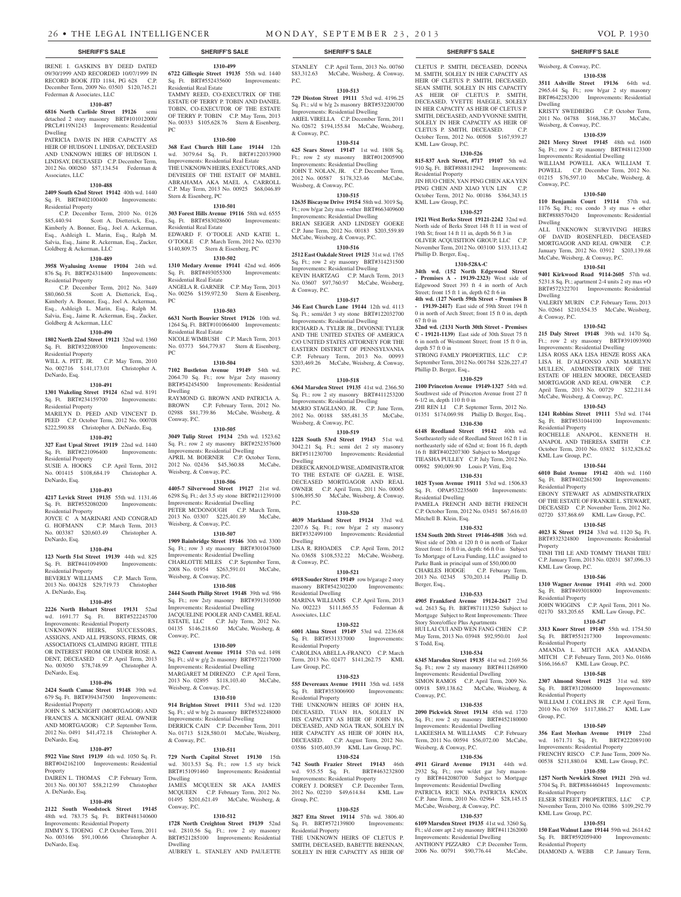## SHERIFF'S SALE

IRENE I. GASKINS BY DEED DATED 09/30/1999 AND RECORDED 10/07/1999 IN RECORD BOOK JTD 1184, PG 628 C.P. December Term, 2009 No. 03503 $120,745.21 Federman & Associates, LLC

**1310-487**

**6816 North Carlisle Street 19126** semi detached 2 story masonry BRT#101012000/ PRCL#119N1243 Improvements: Residential Dwelling

PATRICIA DAVIS IN HER CAPACITY AS HEIR OF HUDSON I. LINDSAY, DECEASED AND UNKNOWN HEIRS OF HUDSON I. LINDSAY, DECEASED C.P. December Term, 2012 No. 000260 $57,134.54 Federman & Associates, LLC

**1310-488**

**2409 South 62nd Street 19142** 40th wd. 1440 Sq. Ft. BRT#402100400 Improvements: Residential Property

C.P. December Term, 2010 No. 0126 $85,440.94 Scott A. Dietterick, Esq., Kimberly A. Bonner, Esq., Joel A. Ackerman, Esq., Ashleigh L. Marin, Esq., Ralph M. Salvia, Esq., Jaime R. Ackerman, Esq., Zucker, Goldberg & Ackerman, LLC

**1310-489**

**3958 Wyalusing Avenue 19104** 24th wd. 876 Sq. Ft. BRT#24318400 Improvements: Residential Property

C.P. December Term, 2012 No. 3449 $80,060.58 Scott A. Dietterick, Esq., Kimberly A. Bonner, Esq., Joel A. Ackerman, Esq., Ashleigh L. Marin, Esq., Ralph M. Salvia, Esq., Jaime R. Ackerman, Esq., Zucker, Goldberg & Ackerman, LLC

**1310-490**

**1802 North 22nd Street 19121** 32nd wd. 1360 Sq. Ft. BRT#322089300 Improvements: Residential Property

WILL A. PITT, JR. C.P. May Term, 2010 No. 002716 $141,173.01 Christopher A. DeNardo, Esq.

**1310-491**

**1301 Wakeling Street 19124** 62nd wd. 8191 Sq. Ft. BRT#234159700 Improvements: Residential Property

MARILYN D. PEED AND VINCENT D. PEED C.P. October Term, 2012 No. 000708 $222,590.88 Christopher A. DeNardo, Esq.

**1310-492**

**327 East Upsal Street 19119** 22nd wd. 1440 Sq. Ft. BRT#221096400 Improvements: Residential Property

SUSIE A. HOOKS C.P. April Term, 2012 No. 001415 $108,684.19 Christopher A. DeNardo, Esq.

**1310-493**

**4217 Levick Street 19135** 55th wd. 1131.46 Sq. Ft. BRT#552080200 Improvements: Residential Property

JOYCE C. A MARINARI AND CONGRAD G. HOFMANN C.P. March Term, 2013 No. 003387 $20,603.49 Christopher A. DeNardo, Esq.

**1310-494**

**123 North 51st Street 19139** 44th wd. 825 Sq. Ft. BRT#441094900 Improvements: Residential Property

BEVERLY WILLIAMS C.P. March Term, 2013 No. 004328 $29,719.73 Christopher A. DeNardo, Esq.

**1310-495**

**2226 North Hobart Street 19131** 52nd wd. 1691.77 Sq. Ft. BRT#522245700 Improvements: Residential Property

UNKNOWN HEIRS, SUCCESSORS, ASSIGNS, AND ALL PERSONS, FIRMS, OR ASSOCIATIONS CLAIMING RIGHT, TITLE OR INTEREST FROM OR UNDER ROSE A. DENT, DECEASED C.P. April Term, 2013 No. 003050 $78,748.99 Christopher A. DeNardo, Esq.

**1310-496**

**2424 South Camac Street 19148** 39th wd. 679 Sq. Ft. BRT#394347500 Improvements: Residential Property

JOHN S. MCKNIGHT (MORTGAGOR) AND FRANCES A. MCKNIGHT (REAL OWNER AND MORTGAGOR) C.P. September Term, 2012 No. 0491 $41,472.18 Christopher A. DeNardo, Esq.

**1310-497**

**5922 Vine Street 19139** 4th wd. 1050 Sq. Ft. BRT#042162100 Improvements: Residential Property

DAIREN L. THOMAS C.P. February Term, 2013 No. 001307 $58,212.99 Christopher A. DeNardo, Esq.

**1310-498**

**2122 South Woodstock Street 19145** 48th wd. 783.75 Sq. Ft. BRT#481340600 Improvements: Residential Property

JIMMY S. TJOENG C.P. October Term, 2011 No. 003166 $91,100.66 Christopher A. DeNardo, Esq.

**1310-499**

**6722 Gillespie Street 19135** 55th wd. 1440 Sq. Ft. BRT#552435600 Improvements: Residential Real Estate

TAMMY REED, CO-EXECUTRIX OF THE ESTATE OF TERRY P. TOBIN AND DANIEL TOBIN, CO-EXECUTOR OF THE ESTATE OF TERRY P. TOBIN C.P. May Term, 2013 No. 00333 $105,628.76 Stern & Eisenberg, PC

**1310-500**

**368 East Church Hill Lane 19144** 12th wd. 3079.64 Sq. Ft. BRT#122033900 Improvements: Residential Real Estate

THE UNKNOWN HEIRS, EXECUTORS, AND DEVISEES OF THE ESTAET OF MABEL ABRAHAMA AKA MAEL A. CARROLL C.P. May Term, 2013 No. 00925 $68,046.89 Stern & Eisenberg, PC

**1310-501**

**303 Forest Hills Avenue 19116** 58th wd. 6555 Sq. Ft. BRT#583028600 Improvements: Residential Real Estate

EDWARD F. O'TOOLE AND KATIE L. O'TOOLE C.P. March Term, 2012 No. 02370 $140,809.75 Stern & Eisenberg, PC

**1310-502**

**1310 Medary Avenue 19141** 42nd wd. 4606 Sq. Ft. BRT#493055300 Improvements: Residential Real Estate

ANGELA R. GARNER C.P. May Term, 2013 No. 00256 $159,972.50 Stern & Eisenberg, PC

**1310-503**

**6631 North Bouvier Street 19126** 10th wd. 1264 Sq. Ft. BRT#101066400 Improvements: Residential Real Estate

NICOLE WIMBUSH C.P. March Term, 2013 No. 03773 $64,779.87 Stern & Eisenberg, PC

**1310-504**

**7102 Bustleton Avenue 19149** 54th wd. 2064.70 Sq. Ft.; row b/gar 2sty masonry BRT#542454500 Improvements: Residential Dwelling

RAYMOND G. BROWN AND PATRICIA A. BROWN C.P. February Term, 2012 No. 02988 $81,739.86 McCabe, Weisberg, & Conway, P.C.

**1310-505**

**3049 Tulip Street 19134** 25th wd. 1523.62 Sq. Ft.; row 2 sty masonry BRT#252357600 Improvements: Residential Dwelling

APRIL M. BOERNER C.P. October Term, 2012 No. 02436 $45,360.88 McCabe, Weisberg, & Conway, P.C.

**1310-506**

**4405-7 Silverwood Street 19127** 21st wd. 6298 Sq. Ft.; det 3.5 sty stone BRT#211239100 Improvements: Residential Dwelling

PETER MCDONOUGH C.P. March Term, 2013 No. 03307 $225,401.89 McCabe, Weisberg, & Conway, P.C.

**1310-507**

**1909 Bainbridge Street 19146** 30th wd. 3300 Sq. Ft.; row 3 sty masonry BRT#301047600 Improvements: Residential Dwelling

CHARLOTTE MILES C.P. September Term, 2008 No. 01954 $263,591.01 McCabe, Weisberg, & Conway, P.C.

**1310-508**

**2444 South Philip Street 19148** 39th wd. 986 Sq. Ft.; row 2sty masonry BRT#391310500 Improvements: Residential Dwelling

JACQUELINE POOLER AND CAMEL REAL ESTATE, LLC C.P. July Term, 2012 No. 04135 $146,218.60 McCabe, Weisberg, & Conway, P.C.

**1310-509**

**9622 Convent Avenue 19114** 57th wd. 1498 Sq. Ft.; s/d w g/g 2s masonry BRT#572217000 Improvements: Residential Dwelling

MARGARET M DIRENZO C.P. April Term, 2013 No. 02895 $118,103.40 McCabe, Weisberg, & Conway, P.C.

**1310-510**

**914 Brighton Street 19111** 53rd wd. 1220 Sq. Ft.; s/d w b/g 2s masonry BRT#532248000 Improvements: Residential Dwelling

DERRICK CAIN C.P. December Term, 2011 No. 01713 $128,580.01 McCabe, Weisberg, & Conway, P.C.

**1310-511**

**729 North Capitol Street 19130** 15th wd. 3013.53 Sq. Ft.; row 1.5 sty brick BRT#151091460 Improvements: Residential Dwelling

JAMES MCQUEEN SR AKA JAMES MCQUEEN C.P. February Term, 2012 No. 01495 $201,621.49 McCabe, Weisberg, & Conway, P.C.

**1310-512**

**1728 North Creighton Street 19139** 52nd wd. 2810.56 Sq. Ft.; row 2 sty masonry BRT#521285100 Improvements: Residential Dwelling

AUBREY L. STANLEY AND PAULETTE STANLEY C.P. April Term, 2013 No. 00760 $83,312.63 McCabe, Weisberg, & Conway, P.C.

**1310-513**

**729 Disston Street 19111** 53rd wd. 4196.25 Sq. Ft.; s/d w b/g 2s masonry BRT#532200700 Improvements: Residential Dwelling

ARIEL VIRELLA C.P. December Term, 2011 No. 02672 $194,155.84 McCabe, Weisberg, & Conway, P.C.

**1310-514**

**625 Sears Street 19147** 1st wd. 1808 Sq. Ft.; row 2 sty masonry BRT#012005900 Improvements: Residential Dwelling

JOHN T. NOLAN, JR. C.P. December Term, 2012 No. 00587 $178,323.46 McCabe, Weisberg, & Conway, P.C.

**1310-515**

**12635 Biscayne Drive 19154** 58th wd. 3019 Sq. Ft.; row b/gar 2sty mas +other BRT#663409600 Improvements: Residential Dwelling

BRIAN SEIGER AND LINDSEY GOEKE C.P. June Term, 2012 No. 00183 $203,559.89 McCabe, Weisberg, & Conway, P.C.

**1310-516**

**2512 East Oakdale Street 19125** 31st wd. 1765 Sq. Ft.; row 2 sty masonry BRT#314231500 Improvements: Residential Dwelling

KEVIN HARTZAG C.P. March Term, 2013 No. 03607 $97,760.97 McCabe, Weisberg, & Conway, P.C.

**1310-517**

**346 East Church Lane 19144** 12th wd. 4113 Sq. Ft.; semi/det 3 sty stone BRT#122032700 Improvements: Residential Dwelling

RICHARD A. TYLER JR., DIVONNE TYLER AND THE UNITED STATES OF AMERICA C/O UNITED STATES ATTORNEY FOR THE EASTERN DISTRICT OF PENNSYLVANIA C.P. February Term, 2013 No. 00993 $203,469.26 McCabe, Weisberg, & Conway, P.C.

**1310-518**

**6364 Marsden Street 19135** 41st wd. 2366.50 Sq. Ft.; row 2 sty masonry BRT#411253200 Improvements: Residential Dwelling

MARIO STAGLIANO, JR. C.P. June Term, 2012 No. 00188 $85,481.35 McCabe, Weisberg, & Conway, P.C.

**1310-519**

**1228 South 53rd Street 19143** 51st wd. 3042.21 Sq. Ft.; semi det 2 sty masonry BRT#511230700 Improvements: Residential Dwelling

DERECK ARNOLD WISE, ADMINISTRATOR TO THE ESTATE OF GAZEL E. WISE, DECEASED MORTGAGOR AND REAL OWNER C.P. April Term, 2011 No. 00065 $106,895.50 McCabe, Weisberg, & Conway, P.C.

**1310-520**

**4039 Markland Street 19124** 33rd wd. 2207.6 Sq. Ft.; row b/gar 2 sty masonry BRT#332499100 Improvements: Residential Dwelling

LISA R. RHOADES C.P. April Term, 2012 No. 03658 $108,532.22 McCabe, Weisberg, & Conway, P.C.

**1310-521**

**6918 Souder Street 19149** row b/garage 2 story masonry BRT#542302200 Improvements: Residential Dwelling

MARINA WILLIAMS C.P. April Term, 2013 No. 002223 $111,865.55 Federman & Associates, LLC

**1310-522**

**6001 Alma Street 19149** 53rd wd. 2236.68 Sq. Ft. BRT#531337000 Improvements: Residential Property

CAROLINA ABELLA-FRANCO C.P. March Term, 2013 No. 02477 $141,262.75 KML Law Group, P.C.

**1310-523**

**555 Devereaux Avenue 19111** 35th wd. 1458 Sq. Ft. BRT#353006900 Improvements: Residential Property

THE UNKNOWN HEIRS OF JOHN HA, DECEASED, TUAN HA, SOLELY IN HIS CAPACITY AS HEIR OF JOHN HA, DECEASED, AND NGA TRAN, SOLELY IN HER CAPACITY AS HEIR OF JOHN HA, DECEASED. C.P. August Term, 2012 No. 03586 $105,403.39 KML Law Group, P.C.

**1310-524**

**742 South Frazier Street 19143** 46th wd. 935.55 Sq. Ft. BRT#463232800 Improvements: Residential Property

COREY J. DORSEY C.P. December Term, 2012 No. 02210 $49,614.84 KML Law Group, P.C.

**1310-525**

**3827 Etta Street 19114** 57th wd. 3806.40 Sq. Ft. BRT#572139800 Improvements: Residential Property

THE UNKNOWN HEIRS OF CLETUS P. SMITH, DECEASED, BABETTE BRENNAN, SOLELY IN HER CAPACITY AS HEIR OF CLETUS P. SMITH, DECEASED, DONNA M. SMITH, SOLELY IN HER CAPACITY AS HEIR OF CLETUS P. SMITH, DECEASED, SEAN SMITH, SOLELY IN HIS CAPACITY AS HEIR OF CLETUS P. SMITH, DECEASED, YVETTE HAEGLE, SOLELY IN HER CAPACITY AS HEIR OF CLETUS P. SMITH, DECEASED, AND YVONNE SMITH, SOLELY IN HER CAPACITY AS HEIR OF CLETUS P. SMITH, DECEASED. C.P. October Term, 2012 No. 00508 $167,939.27 KML Law Group, P.C.

**1310-526**

**815-837 Arch Street, #717 19107** 5th wd. 910 Sq. Ft. BRT#888112942 Improvements: Residential Property

JIN HUO CHEN, YAN PING CHEN AKA YEN PING CHEN AND XIAO YUN LIN C.P. October Term, 2012 No. 00186 $364,343.15 KML Law Group, P.C.

**1310-527**

**1921 West Berks Street 19121-2242** 32nd wd. North side of Berks Street 148 ft 11 in west of 19th St; front 14 ft 11 in, depth 56 ft 3 in

OLIVER ACQUISITION GROUP, LLC C.P. November Term, 2012 No. 003100 $133,113.42 Phillip D. Berger, Esq.,

**1310-528A-C**

**34th wd. (152 North Edgewood Street - Premises A - 19139-2323)** West side of Edgewood Street 393 ft 4 in north of Arch Street; front 15 ft 1 in, depth 62 ft 6 in

**4th wd. (127 North 59th Street - Premises B - 19139-2417)** East side of 59th Street 194 ft 0 in north of Arch Street; front 15 ft 0 in, depth 67 ft 0 in

**32nd wd. (2131 North 30th Street - Premises C - 19121-1139)** East side of 30th Street 75 ft 6 in north of Westmont Street; front 15 ft 0 in, depth 57 ft 0 in

STRONG FAMLY PROPERTIES, LLC C.P. September Term, 2012 No. 001784 $226,227.47 Phillip D. Berger, Esq.,

**1310-529**

**2100 Princeton Avenue 19149-1327** 54th wd. Southwest side of Princeton Avenue front 27 ft 6-1/2 in, depth 110 ft 0 in

ZHI REN LI C.P. Septemer Term, 2012 No. 01351 $174,069.98 Phillip D. Berger, Esq.,

**1310-530**

**6148 Reedland Street 19142** 40th wd. Southeasterly side of Reedland Street 162 ft 1 in northeasterly side of 62nd st; front 16 ft, depth 16 ft BRT#402207300 Subject to Mortgage

TIEASHA PULLEY C.P. July Term, 2012 No. 00982 $90,009.90 Louis P. Vitti, Esq.

**1310-531**

**1025 Tyson Avenue 19111** 53rd wd. 1506.83 Sq. Ft. OPA#532235600 Improvements: Residential Dwelling

PAMELA FRENCH AND BETH FRENCH C.P. October Term, 2012 No. 03451 $67,616.03 Mitchell B. Klein, Esq.

**1310-532**

**1534 South 20th Street 19146-4508** 36th wd. West side of 20th st 120 ft 0 in north of Tasker Street front: 16 ft 0 in, depth: 66 ft 0 in Subject To Mortgage of Lava Funding, LLC assigned to Parke Bank in principal sum of $50,000.00

CHARLES HODGE C.P. Feburary Term, 2013 No. 02345 $70,203.14 Phillip D. Berger, Esq.,

**1310-533**

**4905 Frankford Avenue 19124-2617** 23rd wd. 2613 Sq. Ft. BRT#871113250 Subject to Mortgage Subject to Rent Improvements: Three Story Store/office Plus Apartments

HUI LAI CUI AND WEN FANG CHEN C.P. May Term, 2013 No. 03948 $92,950.01 Jeol S Todd, Esq.

**1310-534**

**6345 Marsden Street 19135** 41st wd. 2169.56 Sq. Ft.; row 2 sty masonry BRT#411268900 Improvements: Residential Dwelling

SIMON RAMOS C.P. April Term, 2009 No. 00918 $89,138.62 McCabe, Weisberg, & Conway, P.C.

**1310-535**

**2090 Pickwick Street 19134** 45th wd. 1720 Sq. Ft.; row 2 sty masonry BRT#452180000 Improvements: Residential Dwelling

LAKEESHA M. WILLIAMS C.P. February Term, 2011 No. 00594 $56,072.00 McCabe, Weisberg, & Conway, P.C.

**1310-536**

**4911 Girard Avenue 19131** 44th wd. 2932 Sq. Ft.; row w/det gar 3sty masonry BRT#442080700 Subject to Mortgage Improvements: Residential Dwelling

PATRICIA RICE NKA PATRICIA KNOX C.P. June Term, 2010 No. 02964 $28,145.15 McCabe, Weisberg, & Conway, P.C.

**1310-537**

**6109 Marsden Street 19135** 41st wd. 3260 Sq. Ft.; s/d conv apt 2 sty masonry BRT#411262000 Improvements: Residential Dwelling

ANTHONY PIZZARO C.P. December Term, 2006 No. 00791 $90,776.44 McCabe, Weisberg, & Conway, P.C.

**1310-538**

**3511 Ashville Street 19136** 64th wd. 2965.44 Sq. Ft.; row b/gar 2 sty masonry BRT#642283200 Improvements: Residential Dwelling

KRISTY SWEDBERG C.P. October Term, 2011 No. 04788 $168,386.37 McCabe, Weisberg, & Conway, P.C.

**1310-539**

**2021 Mercy Street 19145** 48th wd. 1600 Sq. Ft.; row 2 sty masonry BRT#481123300 Improvements: Residential Dwelling

WILLIAM POWELL AKA WILLIAM T. POWELL C.P. December Term, 2012 No. 01215 $76,597.10 McCabe, Weisberg, & Conway, P.C.

**1310-540**

**110 Benjamin Court 19114** 57th wd. 1176 Sq. Ft.; res condo 3 sty mas + other BRT#888570420 Improvements: Residential Dwelling

ALL UNKNOWN SURVIVING HEIRS OF DAVID ROSENFLED, DECEASED MORTGAGOR AND REAL OWNER C.P. January Term, 2012 No. 03912 $203,139.68 McCabe, Weisberg, & Conway, P.C.

**1310-541**

**9401 Kirkwood Road 9114-2605** 57th wd. 5231.8 Sq. Ft.; apartment 2-4 units 2 sty mas +O BRT#572322701 Improvements: Residential Dwelling

VALERIY MURIN C.P. February Term, 2013 No. 02661 $210,554.35 McCabe, Weisberg, & Conway, P.C.

**1310-542**

**215 Daly Street 19148** 39th wd. 1470 Sq. Ft.; row 2 sty masonry BRT#391093900 Improvements: Residential Dwelling

LISA ROSS AKA LISA HENZE ROSS AKA LISA H. D'ALFONSO AND MARILYN MULLEN, ADMINSTRATRIX OF THE ESTATE OF HELEN MOORE, DECEASED MORTGAGOR AND REAL OWNER C.P. April Term, 2013 No. 00729 $22,211.84 McCabe, Weisberg, & Conway, P.C.

**1310-543**

**1241 Robbins Street 19111** 53rd wd. 1744 Sq. Ft. BRT#531044100 Improvements: Residential Property

ROCHELLE ANAPOL, KENNETH H. ANAPOL AND THERESA SMITH C.P. October Term, 2010 No. 03832 $132,828.62 KML Law Group, P.C.

**1310-544**

**6010 Buist Avenue 19142** 40th wd. 1160 Sq. Ft. BRT#402261500 Improvements: Residential Property

EBONY STEWART AS ADMINSTRATRIX OF THE ESTATE OF FRANKIE L. STEWART, DECEASED C.P. November Term, 2012 No. 02720 $37,868.69 KML Law Group, P.C.

**1310-545**

**4023 K Street 19124** 33rd wd. 1120 Sq. Ft. BRT#332324800 Improvements: Residential Property

TINH THI LE AND TOMMY THANH TIEU C.P. January Term, 2013 No. 02031 $87,096.33 KML Law Group, P.C.

**1310-546**

**1310 Wagner Avenue 19141** 49th wd. 2000 Sq. Ft. BRT#493018000 Improvements: Residential Property

JOHN WIGGINS C.P. April Term, 2011 No. 02170 $83,205.65 KML Law Group, P.C.

**1310-547**

**3313 Knorr Street 19149** 55th wd. 1754.50 Sq. Ft. BRT#551217300 Improvements: Residential Property

AMANDA L. MITCH AKA AMANDA MITCH C.P. February Term, 2013 No. 01686 $166,166.67 KML Law Group, P.C.

**1310-548**

**2307 Almond Street 19125** 31st wd. 889 Sq. Ft. BRT#312086000 Improvements: Residential Property

WILLIAM J. COLLINS JR C.P. April Term, 2010 No. 01769 $117,886.27 KML Law Group, P.C.

**1310-549**

**356 East Meehan Avenue 19119** 22nd wd. 1671.71 Sq. Ft. BRT#222089100 Improvements: Residential Property

FRENCHY RISCO C.P. June Term, 2009 No. 00538 $211,880.04 KML Law Group, P.C.

**1310-550**

**1257 North Newkirk Street 19121** 29th wd. 5704 Sq. Ft. BRT#884460445 Improvements: Residential Property

ELSER STREET PROPERTIES, LLC C.P. November Term, 2010 No. 02086 $109,292.79 KML Law Group, P.C.

**1310-551**

**150 East Walnut Lane 19144** 59th wd. 2614.62 Sq. Ft. BRT#592059400 Improvements: Residential Property

DIAMOND A. WEBB C.P. January Term,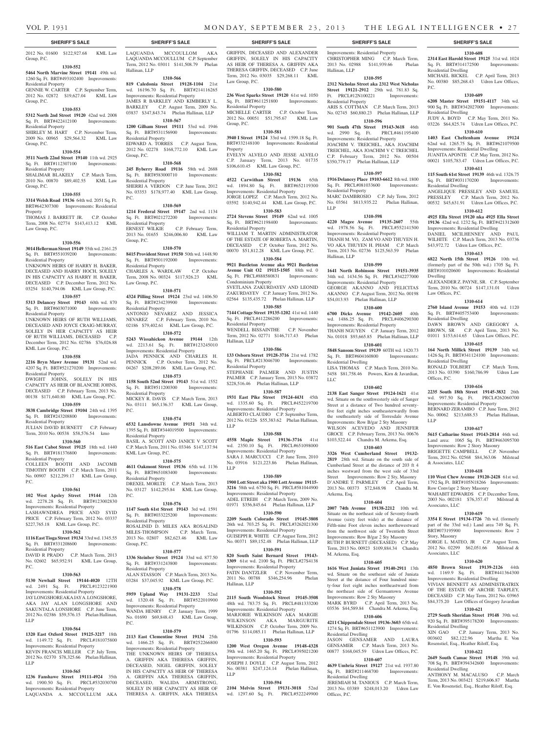## SHERIFF'S SALE

2012 No. 01600 $122,927.68 KML Law Group, P.C.

**1310-552**

**5464 North Marvine Street 19141** 49th wd. 1260 Sq. Ft. BRT#493102400 Improvements: Residential Property

GENNIE W. CARTER C.P. September Term, 2012 No. 02872 $19,627.04 KML Law Group, P.C.

**1310-553**

**5312 North 2nd Street 19120** 42nd wd. 2008 Sq. Ft. BRT#422412100 Improvements: Residential Property

SHIRLEY M. HART C.P. November Term, 2009 No. 00965 $29,564.32 KML Law Group, P.C.

**1310-554**

**3511 North 22nd Street 19140** 11th wd. 2925 Sq. Ft. BRT#112307100 Improvements: Residential Property

SHALIMAR BLAKELY C.P. March Term, 2010 No. 00870 $89,402.55 KML Law Group, P.C.

**1310-555**

**3314 Welsh Road 19136** 64th wd. 2051 Sq. Ft. BRT#642307300 Improvements: Residential Property

THOMAS J. BARRETT JR. C.P. October Term, 2008 No. 02774 $143,413.12 KML Law Group, P.C.

**1310-556**

**3014 Hellerman Street 19149** 55th wd. 2161.25 Sq. Ft. BRT#551039200 Improvements: Residential Property

UNKNOWN HEIRS OF HARRY H. BAKER, DECEASED AND HARRY HOCH, SOLELY IN HIS CAPACITY AS HARRY H. BAKER, DECEASED C.P. December Term, 2012 No. 03254 $140,794.06 KML Law Group, P.C.

**1310-557**

**5313 Delancey Street 19143** 60th wd. 870 Sq. Ft. BRT#603071000 Improvements: Residential Property

UNKNOWN HEIRS OF RUTH WILLIAMS, DECEASED AND JOYCE CRAIG-MURRAY, SOLELY IN HER CAPACITY AS HEIR OF RUTH WILLIAMS, DECEASED C.P. December Term, 2012 No. 02756 $76,026.88 KML Law Group, P.C.

**1310-558**

**2216 Bryn Mawr Avenue 19131** 52nd wd. 4207 Sq. Ft. BRT#521270200 Improvements: Residential Property

DWIGHT JOHNS, SOLELY IN HIS CAPACITY AS HEIR OF BLANCHE JOHNS, DECEASED C.P. February Term, 2013 No. 00138 $171,640.80 KML Law Group, P.C.

**1310-559**

**3838 Cambridge Street 19104** 24th wd. 1395 Sq. Ft. BRT#243208800 Improvements: Residential Property

JULIAN DAVID BURNETT C.P. February Term, 2010 No. 00538 $58,576.54 kmo

**1310-560**

**516 East Cabot Street 19125** 18th wd. 1440 Sq. Ft. BRT#181376800 Improvements: Residential Property

COLLEEN BOOTH AND JACOMB TIMOTHY BOOTH C.P. March Term, 2011 No. 00907 $212,299.17 KML Law Group, P.C.

**1310-561**

**102 West Apsley Street 19144** 12th wd. 2278.28 Sq. Ft. BRT#123002830 Improvements: Residential Property

LASHAWNDREA PRICE AND SYID PRICE C.P. February Term, 2012 No. 03337 $227,765.18 KML Law Group, P.C.

**1310-562**

**1116 East Tioga Street 19134** 33rd wd. 1345.55 Sq. Ft. BRT#331208600 Improvements: Residential Property

DAVID R PRADO C.P. March Term, 2013 No. 02602 $65,952.91 KML Law Group, P.C.

**1310-563**

**5130 Newhall Street 19144-4020** 12TH wd. 2491 Sq. Ft. PRCL#123221900 Improvements: Residential Property

JAY LONGSHORE AKA JAY A. LONGSHORE, AKA JAY ALAN LONGSHORE AND SAKUNTALA LONSHORE C.P. June Term, 2012 No. 02386 $59,576.15 Phelan Hallinan, LLP

**1310-564**

**1320 East Oxford Street 19125-3217** 18th wd. 1149.72 Sq. Ft. PRCL#181075800 Improvements: Residential Property

KEVIN FRANCIS MILLER C.P. July Term, 2012 No. 02370 $78,325.66 Phelan Hallinan, LLP

**1310-565**

**1236 Fanshawe Street 19111-4924** 35th wd. 1900.50 Sq. Ft. PRCL#532030700 Improvements: Residential Property

LAQUANDA A. MCCOULLUM AKA LAQUANDA MCCOULLUM AKA LAQUANDA MCCOULLUM C.P. September Term, 2012 No. 03011 $141,508.79 Phelan Hallinan, LLP

**1310-566**

**819 Caledonia Street 19128-1104** 21st wd. 16196.70 Sq. Ft. BRT#214116265 Improvements: Residential Property

JAMES R BARKLEY AND KIMBERLY L. BARKLEY C.P. August Term, 2009 No. 03837 $347,843.74 Phelan Hallinan, LLP

**1310-567**

**1200 Gilham Street 19111** 53rd wd. 1946 Sq. Ft. BRT#531156900 Improvements: Residential Property

EDWARD A. TORRES C.P. August Term, 2012 No. 02278 $168,772.10 KML Law Group, P.C.

**1310-568**

**245 Byberry Road 19116** 58th wd. 2688 Sq. Ft. BRT#583000710 Improvements: Residential Property

SHERRI A VERDON C.P. June Term, 2012 No. 03353 $178,977.40 KML Law Group, P.C.

**1310-569**

**1214 Frederal Street 19147** 2nd wd. 1134 Sq. Ft. BRT#021272200 Improvements: Residential Property

ERNEST WILKIE C.P. February Term, 2013 No. 01655 $246,006.80 KML Law Group, P.C.

**1310-570**

**8415 Provident Street 19150** 50th wd. 1448.90 Sq. Ft. BRT#501192000 Improvements: Residential Property

CHARLES A. WARDLAW C.P. October Term, 2008 No. 00324 $117,926.23 KML Law Group, P.C.

**1310-571**

**4324 Pilling Street 19124** 23rd wd. 1406.50 Sq. Ft. BRT#234239900 Improvements: Residential Property

ANTONIO NEVAREZ AND JESSICA NEVAREZ C.P. February Term, 2010 No. 02186 $79,402.61 KML Law Group, P.C.

**1310-572**

**5243 Wissahickon Avenue 19144** 12th wd. 2213.61 Sq. Ft. BRT#123245010 Improvements: Residential Property

JADA PENNICK AND CHARLES H. PENNICK C.P. October Term, 2012 No. 04267 $208,289.06 KML Law Group, P.C.

**1310-573**

**1158 South 52nd Street 19143** 51st wd. 1552 Sq. Ft. BRT#511200300 Improvements: Residential Property

MICKEY R. DAVIS C.P. March Term, 2013 No. 03111 $65,136.37 KML Law Group, P.C.

**1310-574**

**6532 Lansdowne Avenue 19151** 34th wd. 1395 Sq. Ft. BRT#344019500 Improvements: Residential Property

BASIL A. SCOTT AND JANICE V SCOTT C.P. March Term, 2011 No. 03346 $147,137.94 KML Law Group, P.C.

**1310-575**

**4611 Oakmont Street 19136** 65th wd. 1136 Sq. Ft. BRT#651083400 Improvements: Residential Property

DREXEL MORLTE C.P. March Term, 2013 No. 03127 $142,295.84 KML Law Group, P.C.

**1310-576**

**1147 South 61st Street 19143** 3rd wd. 1591 Sq. Ft. BRT#033225200 Improvements: Residential Property

ROSALINID D. MILES AKA ROSALIND MILES-THOMPSON C.P. March Term, 2013 No. 02807 $82,623.46 KML Law Group, P.C.

**1310-577**

**1336 Steinber Street 19124** 33rd wd. 877.50 Sq. Ft. BRT#331243800 Improvements: Residential Property

ALAN STASSON C.P. March Term, 2013 No. 03284 $37,045.92 KML Law Group, P.C.

**1310-578**

**5959 Upland Way 19131-2233** 52nd wd. 1320.48 Sq. Ft. BRT#522010900 Improvements: Residential Property

WANDA HENRY C.P. January Term, 1999 No. 01690 $69,848.43 KML Law Group, P.C.

**1310-579**

**2113 East Clementine Street 19134** 25th wd. 1466.25 Sq. Ft. BRT#252266800 Improvements: Residential Property

THE UNKNOWN HEIRS OF THERESA A. GRIFFIN AKA THERESA GRIFFIN, DECEASED, NIGEL GRIFFIN, SOLELY IN HIS CAPACITY AS HEIR OF THERESA A. GRIFFIN AKA THERESA GRIFFIN, DECEASED, WALIDA ARMSTRONG, SOLELY IN HER CAPACITY AS HEIR OF THERESA A. GRIFFIN, AKA THERESA GRIFFIN, DECEASED AND ALEXANDER GRIFFIN, SOLELY IN HIS CAPACITY AS HEIR OF THERESA A. GRIFFIN AKA THERESA GRIFFIN, DECEASED C.P. June Term, 2012 No. 03035 $29,268.11 KML Law Group, P.C.

**1310-580**

**236 West Sparks Street 19120** 61st wd. 1050 Sq. Ft. BRT#611251800 Improvements: Residential Property

MICHELLE CARTER C.P. October Term, 2012 No. 00051 $51,795.67 KML Law Group, P.C.

**1310-581**

**3940 I Street 19124** 33rd wd. 1599.18 Sq. Ft. BRT#332148100 Improvements: Residential Property

EVELYN ALVELO AND JESSE ALVELO C.P. January Term, 2013 No. 01735 $106,610.45 KML Law Group, P.C.

**1310-582**

**4522 Carwithan Street 19136** 65th wd. 1894.80 Sq. Ft. BRT#652119300 Improvements: Residential Property

JORGE LOPEZ C.P. March Term, 2012 No. 03592 $140,942.44 KML Law Group, P.C.

**1310-583**

**2724 Stevens Street 19149** 62nd wd. 1005 Sq. Ft. BRT#621198400 Improvements: Residential Property

WILLIAM T. MARTIN ADMINISTRATOR OF THE ESTATE OF ROBERTA A. MARTIN, DECEASED C.P. October Term, 2012 No. 00070 $51,812.28 KML Law Group, P.C.

**1310-584**

**9921 Bustleton Avenue aka 9921 Bustleton Avenue Unit O2 19115-1505** 88th wd. 0 Sq. Ft. PRCL#888580831 Improvements: Condominium Property

SVETLANA ZAKURDAYEV AND LEONID ZAKURDAYEV C.P. January Term, 2012 No. 02564 $135,435.72 Phelan Hallinan, LLP

**1310-585**

**7144 Cottage Street 19135-1202** 41st wd. 1440 Sq. Ft. PRCL#412286200 Improvements: Residential Property

WENDELL BISSAINTHE C.P. November Term, 2012 No. 02771 $146,717.43 Phelan Hallinan, LLP

**1310-586**

**133 Osborn Street 19128-3716** 21st wd. 1782 Sq. Ft. PRCL#213046700 Improvements: Residential Property

STEPHANIE PALMER AND JUSTIN PALMER C.P. January Term, 2013 No. 03872 $228,516.46 Phelan Hallinan, LLP

**1310-587**

**1931 East Pike Street 19124-4431** 45th wd. 1335.60 Sq. Ft. PRCL#452219700 Improvements: Residential Property

ALBERTO CLAUDIO C.P. September Term, 2012 No. 01226 $55,383.62 Phelan Hallinan, LLP

**1310-588**

**4558 Maple Street 19136-3716** 41st wd. 2350.10 Sq. Ft. PRCL#651098000 Improvements: Residential Property

SARA J. MARCUCCI C.P. June Term, 2010 No. 03916 $121,223.86 Phelan Hallinan, LLP

**1310-589**

**1900 Lott Street aka 1900 Lott Avenue 19115-3216** 58th wd. 6750 Sq. Ft. PRCL#581044900 Improvements: Residential Property

ADEL ETREIH C.P. March Term, 2009 No. 01971 $356,845.64 Phelan Hallinan, LLP

**1310-590**

**2209 South Colorado Street 19145-3808** 26th wd. 703.25 Sq. Ft. PRCL#3262021300 Improvements: Residential Property

GUISEPPI R. WHITE C.P. August Term, 2012 No. 00371 $89,152.48 Phelan Hallinan, LLP

**1310-591**

**820 South Saint Bernard Street 19143-3309** 61st wd. 2100 Sq. Ft. PRCL#27S4138 Improvements: Residential Property

FATIN DANTZLER C.P. November Term, 2011 No. 00788 $346,254.96 Phelan Hallinan, LLP

**1310-592**

**2115 South Woodstock Street 19145-3508** 48th wd. 783.75 Sq. Ft. PRCL#481333200 Improvements: Residential Property

MARJORIE WILKINSON AKA MARGIE WILKINSON AKA MARGURITE WILKINSON C.P. October Term, 2009 No. 01796 $114,085.11 Phelan Hallinan, LLP

**1310-593**

**1200 West Oregon Avenue 19148-4328** 39th wd. 1465.20 Sq. Ft. PRCL#395021200 Improvements: Residential Property

JOSEPH J. DOYLE C.P. August Term, 2012 No. 00381 $247,124.14 Phelan Hallinan, LLP

**1310-594**

**2104 Melvin Street 19131-3018** 52nd wd. 1297.60 Sq. Ft. PRCL#522249900 Improvements: Residential Property

CHRISTOPHER MING C.P. March Term, 2013 No. 02988 $141,939.66 Phelan Hallinan, LLP

**1310-595**

**2312 Nicholas Street aka 2312 West Nicholas Street 19121-2912** 29th wd. 781.83 Sq. Ft. PRCL#12N100221 Improvements: Residential Property

ARIS S. COTTMAN C.P. March Term, 2013 No. 02745 $60,880.23 Phelan Hallinan, LLP

**1310-596**

**901 South 47th Street 19143-3618** 46th wd. 2990 Sq. Ft. PRCL#461195400 Improvements: Residential Property

JOACHIM V. TREICHEL, AKA JOACHIM TREICHEL, AKA JOACHIM V C TREICHEL C.P. February Term, 2012 No. 00504 $350,779.17 Phelan Hallinan, LLP

**1310-597**

**1916 Delancey Place 19103-6612** 8th wd. 1800 Sq. Ft. PRCL#081033600 Improvements: Residential Property

MARC DAMBROSIO C.P. July Term, 2012 No. 03561 $813,935.22 Phelan Hallinan, LLP

**1310-598**

**4220 Magee Avenue 19135-2607** 55th wd. 1978.56 Sq. Ft. PRCL#552141500 Improvements: Residential Property

THANH M. VO, ZAM VO AND THUYEN H. VO AKA THUYEN H. PHAM C.P. March Term, 2013 No. 02736 $125,563.59 Phelan Hallinan, LLP

**1310-599**

**1641 North Robinson Street 19151-3935** 34th wd. 1434.56 Sq. Ft. PRCL#342277000 Improvements: Residential Property

GEORGE AKANNO AND FELICITAS AKANNO C.P. August Term, 2012 No. 00198 $54,013.93 Phelan Hallinan, LLP

**1310-600**

**6700 Dicks Avenue 19142-2605** 40th wd. 1486.25 Sq. Ft. PRCL#406290300 Improvements: Residential Property

THANH NGUYEN C.P. January Term, 2012 No. 01018 $93,665.85 Phelan Hallinan, LLP

**1310-601**

**5848 Sansom Street 19139** 60TH wd. 1420.73 Sq. Ft. BRT#604160800 Improvements: Residential Dwelling

LISA THOMAS C.P. March Term, 2010 No. 5458 $81,758.46 Powers, Kirn & Javardian, LLC

**1310-602**

**2138 East Sanger Street 19124-1621** 41st wd. Situate on the southwesterly side of Sanger Street at a distance of Two hundred seventy-five feet eight inches southeasterwardly from the southeasterly side of Torresdale Avenue Improvements: Row B/gar 2 Sty Masonry

WILSON ACEVEDO AND JENNIFER GROCE C.P. February Term, 2013 No. 00676 $103,522.44 Chandra M. Arkema, Esq.

**1310-603**

**3326 West Cumberland Street 19132-2819** 28th wd. Situate on the south side of Cumberland Street at the distance of 203 ft 4 inches westward from the west side of 33rd Street Improvements: Row 2 Sty, Masonry

D'ANDRE T. PARMLEY C.P. April Term, 2013 No. 00373 $72,848.98 Chandra M. Arkema, Esq.

**1310-604**

**2007 74th Avenue 19138-2212** 10th wd. Situate on the northeast side of Seventy-fourth Avenue (sixty feet wide) at the distance of Fifth-nine Foot eleven inches northeastward from the northwest side of Twentieth Street Improvements: Row B/gar 2 Sty Masonry

RUTH P. BURNETT (DECEASED) C.P. May Term, 2013 No. 00923 $109,884.34 Chandra M. Arkema, Esq.

**1310-605**

**1616 West Juniata Street 19140-2911** 13th wd. Situate on the southeast side of Juniata Street at the distance of Four hundred ninety-four feet eight inches northeastward from the northeast side of Germantown Avenue Improvements: Row 2 Sty Masonry

MARK BYRD C.P. April Term, 2013 No. 03536 $44,589.84 Chandra M. Arkema, Esq.

**1310-606**

**4211 Chippendale Street 19136-3603** 65th wd. 1274 Sq. Ft. BRT#651123900 Improvements: Residential Dwelling

JASON GENSAMER AND LAURA GENSAMER C.P. March Term, 2013 No. 00877 $168,045.59 Udren Law Offices, P.C.

**1310-607**

**4639 Umbria Street 19127** 21st wd. 1937.80 Sq. Ft. BRT#211468700 Improvements: Residential Dwelling

JEREMIAH M. TANIOUS C.P. March Term, 2013 No. 03389 $248,013.20 Udren Law Offices, P.C.

**1310-608**

**2314 East Harold Street 19125** 31st wd. 1024 Sq. Ft. BRT#314172500 Improvements: Residential Dwelling

MICHAEL BICKEL C.P. April Term, 2013 No. 00380 $85,268.43 Udren Law Offices, P.C.

**1310-609**

**6208 Master Street 19151-4117** 34th wd. 900 Sq. Ft. BRT#342027000 Improvements: Residential Dwelling

JUDY A. BOYD C.P. May Term, 2011 No. 03226 $64,825.74 Udren Law Offices, P.C.

**1310-610**

**1403 East Cheltenham Avenue 19124** 62nd wd. 1265.75 Sq. Ft. BRT#621079500 Improvements: Residential Dwelling

JUANITA APONTE C.P. May Term, 2012 No. 00021 $105,783.47 Udren Law Offices, P.C.

**1310-611**

**115 South 61st Street 19139** 46th wd. 1326.75 Sq. Ft. BRT#031170200 Improvements: Residential Dwelling

ANGELIQUE PRESSLEY AND SAMUEL PRESSLEY C.P. March Term, 2012 No. 00532 $45,631.91 Udren Law Offices, P.C.

**1310-612**

**4925 Ella Street 19120 nka 4925 Ella Street 19136** 42nd wd. 1232 Sq. Ft. BRT#421312600 Improvements: Residential Dwelling

DANIEL MCILHENNEY AND PAUL WILHITE C.P. March Term, 2013 No. 03736 $43,972.72 Udren Law Offices, P.C.

**1310-613**

**6822 North 15th Street 19126** 10th wd. (formerly part of the 50th wd.) 1705 Sq. Ft. BRT#101020600 Improvements: Residential Dwelling

ALEXANDER Z. PAYNE, SR. C.P. September Term, 2010 No. 00724 $147,131.01 Udren Law Offices, P.C.

**1310-614**

**2760 Island Avenue 19153** 40th wd. 1120 Sq. Ft. BRT#405753400 Improvements: Residential Dwelling

DAWN BROWN AND GREGORY A. BROWN, SR. C.P. April Term, 2013 No. 01011 $153,614.65 Udren Law Offices, P.C.

**1310-615**

**164 North Millick Street 19139** 34th wd. 1426 Sq. Ft. BRT#341124100 Improvements: Residential Dwelling

RONALD TOLBERT C.P. March Term, 2013 No. 03390 $160,786.99 Udren Law Offices, P.C.

**1310-616**

**2235 South 18th Street 19145-3832** 26th wd. 997.50 Sq. Ft. PRCL#262060700 Improvements: Residential Property

BERNARD ZERAMBO C.P. June Term, 2012 No. 00062 $213,688.53 Phelan Hallinan, LLP

**1310-617**

**5615 Catharine Street 19143-2814** 46th wd. Land area: 1065 Sq. Ft. BRT#463095700 Improvements: Row 2 Story Masonry

BRIGETTE CAMPBELL C.P. November Term, 2012 No. 02568 $84,363.06 Milstead & Associates, LLC

**1310-618**

**110 West Chew Avenue 19120-2428** 61st wd. 1792 Sq. Ft. BRT#105N18266 Improvements: Row Conv/apr 2 Story Masonry

WAHABIT EDWARDS C.P. December Term, 2003 No. 002181 $76,357.47 Milstead & Associates, LLC

**1310-619**

**3354 E Street 19134-1726** 7th wd. (formerly part of the 33rd wd.) Land area 749 Sq. Ft. BRT#073195900 Improvements: Row 2 Story, Masonry

JORGE L. MATEO, JR C.P. August Term, 2012 No. 02299 $62,051.66 Milstead & Associates, LLC

**1310-620**

**4850 Brown Street 19139-2126** 44th wd. 1169.9 Sq. Ft. BRT#441364300 Improvements: Residential Dwelling

VIVIAN BENNETT AS ADMINISTRATRIX OF THE ESTATE OF ARCHIE TARPLEY, DECEASED C.P. May Term, 2012 No. 03965 $84,375.20 Law Offices of Gregory Javardian

**1310-621**

**2729 South Sheridan Street 19148** 39th wd. 920 Sq. Ft. BRT#395178200 Improvements: Residential Dwelling

XIN GAO C.P. January Term, 2013 No. 003602 $82,122.96 Martha E. Von Rosenstiel, Esq., Heather Riloff, Esq.

**1310-622**

**2649 South Camac Street 19148** 39th wd. 708 Sq. Ft. BRT#394342600 Improvements: Residential Dwelling

ANTHONY M. MACALUSO C.P. March Term, 2013 No. 003421 $219,606.87 Martha E. Von Rosenstiel, Esq., Heather Riloff, Esq.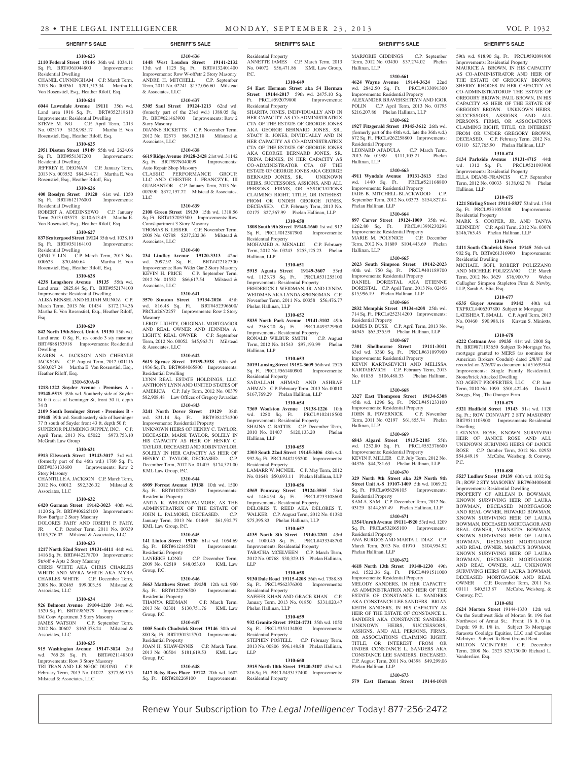**SHERIFF'S SALE**

**1310-623**

**2110 Federal Street 19146** 36th wd. 1034.11 Sq. Ft. BRT#361044800 Improvements: Residential Dwelling

CHANEL CUNNINGHAM C.P. March Term, 2013 No. 000361 $201,513.34 Martha E. Von Rosenstiel, Esq., Heather Riloff, Esq.

**1310-624**

**6044 Lawndale Avenue 19111** 35th wd. Land area 1916 Sq. Ft. BRT#352318610 Improvements: Residential Dwelling

STEVE M. NG C.P. April Term, 2013 No. 003179 $128,985.17 Martha E. Von Rosenstiel, Esq., Heather Riloff, Esq.

**1310-625**

**2951 Disston Street 19149** 55th wd. 2624.06 Sq. Ft. BRT#551307200 Improvements: Residential Dwelling

JEFFREY E. DEGNAN C.P. January Term, 2013 No. 003552 $84,544.71 Martha E. Von Rosenstiel, Esq., Heather Riloff, Esq.

**1310-626**

**400 Roselyn Street 19120** 61st wd. 1050 Sq. Ft. BRT#612176000 Improvements: Residential Dwelling

ROBERT A. ADEDINSEWO C.P. January Term, 2013 003573 $110,613.49 Martha E. Von Rosenstiel, Esq., Heather Riloff, Esq.

**1310-627**

**837 Scattergood Street 19124** 35th wd. 1038.10 Sq. Ft. BRT#351164100 Improvements: Residential Dwelling

QING Y LIN C.P. March Term, 2013 No. 000623 $70,460.64 Martha E. Von Rosenstiel, Esq., Heather Riloff, Esq.

**1310-628**

**4238 Longshore Avenue 19135** 55th wd. Land area: 2825.64 Sq. Ft. BRT#552174100 Improvements: Residential Dwelling

ALISA BENSEL AND ELIJAH MUNOZ C.P. March Term, 2013 No. 01434 $172,174.36 Martha E. Von Rosenstiel, Esq., Heather Riloff, Esq.

**1310-629**

**842 North 19th Street, Unit A 19130** 15th wd. Land area: 0 Sq. Ft. res condo 3 sty masonry BRT#888153918 Improvements: Residential Dwelling

KAREN A. JACKSON AND CHERYLE JACKSON C.P. August Term, 2012 001116 $360,027.24 Martha E. Von Rosenstiel, Esq., Heather Riloff, Esq.

**1310-630A-B**

**1218-1222 Snyder Avenue - Premises A - 19148-5513** 39th wd. Southerly side of Snyder St 0 ft east of Iseminger St, front 50 ft, depth 74 ft

**2109 South Iseminger Street - Premises B - 19148** 39th wd. Southeasterly side of Iseminger 77 ft south of Snyder front 43 ft, depth 50 ft

SUPERIOR PLUMBING SUPPLY, INC. C.P. April Term, 2013 No. 05022 $973,753.10 McGrath Law Group

**1310-631**

**5913 Ellsworth Street 19143-3017** 3rd wd. (formerly part of the 46th wd.) 1760 Sq. Ft. BRT#033133600 Improvements: Row 2 Story Masonry

CHANTILLE A. JACKSON C.P. March Term, 2012 No. 00012 $92,326.32 Milstead & Associates, LLC

**1310-632**

**6420 Garman Street 19142-3023** 40th wd. 1120 Sq. Ft. BRT#406265100 Improvements: Row Bar/gar 2 Story Masonry

DOLORES FAHY AND JOSEPH P. FAHY, JR. C.P. October Term, 2011 No. 00339 $105,376.02 Milstead & Associates, LLC

**1310-633**

**1217 North 52nd Street 19131-4411** 44th wd. 1416 Sq. Ft. BRT#442278700 Improvements: Str/off + Apts 2 Story Masonry

CHRIS WHITE AKA CHRIS CHARLES WHITE AND MYRA WHITE AKA MYRA CHARLES WHITE C.P. December Term, 2008 No. 002465 $99,003.58 Milstead & Associates, LLC

**1310-634**

**926 Belmont Avenue 19104-1210** 34th wd. 1520 Sq. Ft. BRT#98N579 Improvements: S/d Conv Apartment 3 Story Masonry

JAMES WATSON C.P. September Term, 2012 No. 00607 $163,378.24 Milstead & Associates, LLC

**1310-635**

**915 Washington Avenue 19147-3824** 2nd wd. 765.28 Sq. Ft. BRT#021148300 Improvements: Row 3 Story Masonry

TRI TRAN AND LE NGOC DUONG C.P. February Term, 2013 No. 01022 $377,699.75 Milstead & Associates, LLC

**1310-636**

**1448 West Loudon Street 19141-2132** 13th wd. 1125 Sq. Ft. BRT#132401400 Improvements: Row W-off/str 2 Story Masonry

ANDRE H. MITCHELL C.P. September Term, 2011 No. 02241 $157,056.60 Milstead & Associates, LLC

**1310-637**

**5305 Saul Street 19124-1213** 62nd wd. (formerly part of the 23rd wd.) 1388.05 Sq. Ft. BRT#621463900 Improvements: Row 2 Story Masonry

DIANNE RICKETTS C.P. November Term, 2012 No. 02573 $66,312.18 Milstead & Associates, LLC

**1310-638**

**6619 Ridge Avenue 19128-2428** 21st wd. 31142 Sq. Ft. BRT#97N040099 Improvements: Auto Repair Shop Masonry

CLASSIC PERFORMANCE GROUP, LLC AND CHESTER J. FRANCZYK, III GUARANTOR C.P. January Term, 2013 No. 002090 $372,197.72 Milstead & Associates, LLC

**1310-639**

**2108 Green Street 19130** 15th wd. 1318.56 Sq. Ft. BRT#152035500 Improvements: Row Conv/apartment 3 Story Masonry

THOMAS B. LEISER C.P. November Term, 2008 No. 02788 $237,202.36 Milstead & Associates, LLC

**1310-640**

**234 Lindley Avenue 19120-3313** 42nd wd. 2097.92 Sq. Ft. BRT#422187300 Improvements: Row W/det Gar 2 Story Masonry

KEVIN H. PRICE C.P. September Term, 2012 No. 01552 $66,617.54 Milstead & Associates, LLC

**1310-641**

**3570 Stouton Street 19134-2026** 45th wd. 816.48 Sq. Ft. BRT#452396600/ PRCL#26N2257 Improvements: Row 2 Story Masonry

LEROY LIGHTY, ORIGINAL MORTGAGOR AND REAL OWNER AND JENNINA A. LIGHTY, REAL OWNER C.P. September Term, 2012 No. 00052 $45,963.71 Milstead & Associates, LLC

**1310-642**

**5619 Spruce Street 19139-3938** 60th wd. 1936 Sq. Ft. BRT#604065800 Improvements: Residential Dwelling

LYNN REAL ESTATE HOLDINGS, LLC, ANTHONY LYNN AND UNITED STATES OF AMERICA C.P. July Term, 2012 No. 00379 $82,908.48 Law Offices of Gregory Javardian

**1310-643**

**3241 North Dover Street 19129** 38th wd. 831.14 Sq. Ft. BRT#381274300 Improvements: Residential Property

UNKNOWN HEIRS OF HENRY C. TAYLOR, DECEASED, MARK TAYLOR, SOLELY IN HIS CAPACITY AS HEIR OF HENRY C. TAYLOR, DECEASED AND ROBIN TAYLOR, SOLELY IN HER CAPACITY AS HEIR OF HENRY C. TAYLOR, DECEASED. C.P. December Term, 2012 No. 01409 $174,521.00 KML Law Group, P.C.

**1310-644**

**6909 Forrest Avenue 19138** 10th wd. 1500 Sq. Ft. BRT#102527800 Improvements: Residential Property

ANITA K. WELDON-PALMORE, AS THE ADMINSTRATRIX OF THE ESTATE OF JOHN L. PALMORE, DECEASED. C.P. January Term, 2013 No. 01469 $61,932.77 KML Law Group, P.C.

**1310-645**

**141 Linton Street 19120** 61st wd. 1054.69 Sq. Ft. BRT#612145501 Improvements: Residential Property

LANEEKE LONG C.P. December Term, 2009 No. 02519 $48,053.00 KML Law Group, P.C.

**1310-646**

**5663 Matthews Street 19138** 12th wd. 900 Sq. Ft. BRT#122296500 Improvements: Residential Property

THANYA REDMAN C.P. March Term, 2013 No. 02301 $130,751.76 KML Law Group, P.C.

**1310-647**

**1005 South Chadwick Street 19146** 30th wd. 800 Sq. Ft. BRT#301315700 Improvements: Residential Property

JOAN H. SHAW-ENNIS C.P. March Term, 2013 No. 00504 $181,619.53 KML Law Group, P.C.

**1310-648**

**1417 Betsy Ross Place 19122** 20th wd. 1602 Sq. Ft. BRT#202269100 Improvements: Residential Property

ANNETTE JAMES C.P. March Term, 2013 No. 04072 $56,471.86 KML Law Group, P.C.

**1310-649**

**54 East Herman Street aka 54 Herman Street 19144-2017** 59th wd. 2475.10 Sq. Ft. PRCL#592079800 Improvements: Residential Property

SHARITA JONES, INDIVIDUALLY AND IN HER CAPACITY AS CO-ADMINISTRATRIX CTA OF THE ESTATE OF GEORGE JONES AKA GEORGE BERNARD JONES, SR.. STACY R. JONES, DIVIDUALLY AND IN HER CAPACITY AS CO-ADMINISTRATRIX CTA OF THE ESTATE OF GEORGE JONES AKA GEORGE BERNARD JONES, SR. TRINA DRINKS, IN HER CAPACITY AS CO-ADMINISTRATOR CTA OF THE ESTATE OF GEORGE JONES AKA GEORGE BERNARD JONES, SR. UNKNOWN HEIRS, SUCCESSORS, ASSIGNS, AND ALL PERSONS, FIRMS, OR ASSOCIATIONS CLAIMING RIGHT, TITLE, OR INTEREST FROM OR UNDER GEORGE JONES, DECEASED. C.P. February Term, 2013 No. 02175 $27,567.99 Phelan Hallinan, LLP

**1310-650**

**1808 South 9th Street 19148-1660** 1st wd. 912 Sq. Ft. PRCL#012387900 Improvements: Residential Property

MOHAMED A. MENALDI C.P. February Term, 2012 No. 03243 $253,125.23 Phelan Hallinan, LLP

**1310-651**

**5915 Agusta Street 19149-3607** 53rd wd. 1123.75 Sq. Ft. PRCL#531255100 Improvements: Residential Property

FREDERICK J. WEIDMAN, JR. AND LYNDA WEIDMAN AKA LYNDA SPRINGMAN C.P. November Term, 2011 No. 00358 $56,476.77 Phelan Hallinan, LLP

**1310-652**

**5835 North Park Avenue 19141-3102** 49th wd. 2368.20 Sq. Ft. PRCL#493229900 Improvements: Residential Property

RONALD WILBUR SMITH C.P. August Term, 2012 No. 01543 $97,193.99 Phelan Hallinan, LLP

**1310-653**

**2019 Lansing Street 19152-3609** 56th wd. 2525 Sq. Ft. PRCL#561480900 Improvements: Residential Property

SADALLAH AHMAD AND ASHRAF AHMAD C.P. February Term, 2013 No. 00810 $167,769.29 Phelan Hallinan, LLP

**1310-654**

**7369 Woolston Avenue 19138-1226** 10th wd. 1280 Sq. Ft. PRCL#102418500 Improvements: Residential Property

SHAINA C. BATTIS C.P. December Term, 2010 No. 01407 $120,133.20 Phelan Hallinan, LLP

**1310-655**

**2303 South 22nd Street 19145-3406** 48th wd. 992 Sq. Ft. PRCL#482195200 Improvements: Residential Property

LAMARR W. MCNEIL C.P. May Term, 2012 No. 01648 $50,693.11 Phelan Hallinan, LLP

**1310-656**

**4969 Pennway Street 19124-3505** 23rd wd. 1464.94 Sq. Ft. PRCL#233108600 Improvements: Residential Property

DELORES T. REED AKA DELORES T. WALKER C.P. August Term, 2012 No. 01380 $75,395.83 Phelan Hallinan, LLP

**1310-657**

**4135 North 8th Street 19140-2201** 43rd wd. 1080.45 Sq. Ft. PRCL#433348700 Improvements: Residential Property

TABATHA MCELVEEN C.P. March Term, 2012 No. 00768 $30,329.15 Phelan Hallinan, LLP

**1310-658**

**9130 Dale Road 19115-4208** 56th wd. 7388.85 Sq. Ft. PRCL#562376300 Improvements: Residential Property

SAFEER KHAN AND GRACE KHAN C.P. January Term, 2013 No. 01850 $331,020.47 Phelan Hallinan, LLP

**1310-659**

**932 Granite Street 19124-1731** 35th wd. 1050 Sq. Ft. PRCL#351134800 Improvements: Residential Property

STEPHEN POSTELL C.P. February Term, 2013 No. 00806 $96,148.88 Phelan Hallinan, LLP

**1310-660**

**3915 North 10th Street 19140-3107** 43rd wd. 816 Sq. Ft. PRCL#433157400 Improvements: Residential Property

MARJORIE GIDDINGS C.P. September Term, 2012 No. 03430 $37,274.02 Phelan Hallinan, LLP

**1310-661**

**4624 Wayne Avenue 19144-3624** 22nd wd. 2842.50 Sq. Ft. PRCL#133091300 Improvements: Residential Property

ALEXANDER BRAVERSHTEYN AND IGOR POLIN C.P. April Term, 2013 No. 01795 $216,207.86 Phelan Hallinan, LLP

**1310-662**

**1927 Fitzgerald Street 19145-3612** 26th wd. (formerly part of the 48th wd., late the 36th wd.) 672 Sq. Ft. PRCL#262258800 Improvements: Residential Property

LEONARD APADULA C.P. March Term, 2013 No. 01989 $111,105.21 Phelan Hallinan, LLP

**1310-663**

**4911 Wyndale Avenue 19131-2613** 52nd wd. 1440 Sq. Ft. PRCL#521168800 Improvements: Residential Property

JADE B. MITCHELL-BLACKWOOD C.P. September Term, 2012 No. 03373 $154,827.04 Phelan Hallinan, LLP

**1310-664**

**897 Carver Street 19124-1009** 35th wd. 1262.80 Sq. Ft. PRCL#139N230298 Improvements: Residential Property

MARIE M. POLYNICE C.P. December Term, 2012 No. 01689 $104,443.69 Phelan Hallinan, LLP

**1310-665**

**2023 South Simpson Street 19142-2023** 40th wd. 750 Sq. Ft. PRCL#401189700 Improvements: Residential Property

DANIEL DORESTAL AKA ETIENNE DORESTAL C.P. April Term, 2013 No. 02456 $15,996.19 Phelan Hallinan, LLP

**1310-666**

**2832 Memphis Street 19134-4208** 25th wd. 714 Sq. Ft. PRCL#252314200 Improvements: Residential Property

JAMES D. BUSK C.P. April Term, 2013 No. 04945 $65,335.99 Phelan Hallinan, LLP

**1310-667**

**7301 Shelbourne Street 19111-3011** 63rd wd. 3360 Sq. Ft. PRCL#631097900 Improvements: Residential Property

KEVIN KARTASEVICH AND MELISSA KARTASEVICH C.P. February Term, 2013 No. 01835 $106,488.33 Phelan Hallinan, LLP

**1310-668**

**3327 East Thompson Street 19134-5308** 45th wd. 1296 Sq. Ft. PRCL#451233100 Improvements: Residential Property

JOHN R. POVERNICK C.P. November Term, 2011 No. 02197 $61,855.74 Phelan Hallinan, LLP

**1310-669**

**6843 Algard Street 19135-2105** 55th wd. 1252.80 Sq. Ft. PRCL#552376600 Improvements: Residential Property

KEVIN F. MILLER C.P. July Term, 2012 No. 04326 $44,781.63 Phelan Hallinan, LLP

**1310-670**

**329 North 9th Street aka 329 North 9th Street Unit A-8 19107-1409** 5th wd. 1069.32 Sq. Ft. PRCL#056296105 Improvements: Residential Property

SAM A. SAM C.P. December Term, 2012 No. 03129 $144,867.49 Phelan Hallinan, LLP

**1310-671**

**1354 Unruh Avenue 19111-4920** 53rd wd. 1209 Sq. Ft. PRCL#532065100 Improvements: Residential Property

ANA BURGOS AND MARTA L. DIAZ C.P. March Term, 2013 No. 01970 $104,954.92 Phelan Hallinan, LLP

**1310-672**

**4618 North 13th Street 19140-1230** 49th wd. 1522.36 Sq. Ft. PRCL#491511000 Improvements: Residential Property

MELODY SANDERS, IN HER CAPACITY AS ADMINISTRATRIX AND HEIR OF THE ESTATE OF CONSTANCE L. SANDERS AKA CONSTANCE LEE SANDERS. BRIAN KEITH SANDERS, IN HIS CAPACITY AS HEIR OF THE ESTATE OF CONSTANCE L. SANDERS AKA CONSTANCE SANDERS. UNKNOWN HEIRS, SUCCESSORS, ASSIGNS, AND ALL PERSONS, FIRMS, OR ASSOCIATIONS CLAIMING RIGHT, TITLE, OR INTEREST FROM OR UNDER CONSTANCE L. SANDERS AKA CONSTANCE LEE SANDERS, DECEASED. C.P. August Term, 2011 No. 04398 $49,299.06 Phelan Hallinan, LLP

**1310-673**

**579 East Herman Street 19144-1018** 59th wd. 918.90 Sq. Ft. PRCL#592091900 Improvements: Residential Property

MAURICE A. BROWN, IN HIS CAPACITY AS CO-ADMINISTRATOR AND HEIR OF THE ESTATE OF GREGORY BROWN; SHERRY RHODES IN HER CAPACITY AS CO-ADMINISTRATOROF THE ESTATE OF GREGORY BROWN; PAUL BROWN, IN HIS CAPACITY AS HEIR OF THE ESTATE OF GREGORY BROWN. UNKNOWN HEIRS, SUCCESSORS, ASSIGNS, AND ALL PERSONS, FIRMS, OR ASSOCIATIONS CLAIMING RIGHT, TITLE, OR INTEREST FROM OR UNDER GREGORY BROWN, DECEASED. C.P. February Term, 2012 No. 03110 $27,765.90 Phelan Hallinan, LLP

**1310-674**

**5134 Parkside Avenue 19131-4715** 44th wd. 1312 Sq. Ft. PRCL#521093900 Improvements: Residential Property

ELLA DEANS-FRANCIS C.P. September Term, 2012 No. 00033 $138,062.78 Phelan Hallinan, LLP

**1310-675**

**1221 Stirling Street 19111-5837** 53rd wd. 1744 Sq. Ft. PRCL#531055100 Improvements: Residential Property

MARK S. COOPER, JR. AND TANYA KENNEDY C.P. April Term, 2012 No. 03076 $146,765.45 Phelan Hallinan, LLP

**1310-676**

**2411 South Chadwick Street 19145** 26th wd. 902 Sq. Ft. BRT#261316900 Improvements: Residential Dwelling

MICHAEL SOFI, ROBERT POLIZZANO AND MICHELE POLIZZANO C.P. March Term, 2012 No. 3629 $76,900.79 Weber Gallagher Simpson Stapleton Fires & Newby, LLP, Sarah A. Elia, Esq.

**1310-677**

**6535 Guyer Avenue 19142** 40th wd. TXPRCL#406307800 Subject to Mortgage

LATISHEA T. SMALL C.P. April Term, 2013 No. 00460 $90,988.16 Kirsten S. Miniotts, Esq.

**1310-678**

**4222 Cottman Ave 19135** 41st wd. 2000 Sq. Ft. BRT#871193650 Subject To Mortgage Yes, mortgage granted to MERS (as nominee for American Brokers Conduit) dated 2/8/07 and recorded on 2/26/07 as document id #51639344. Improvements: Single Family Residential, Stone/brick Attacked Dwelling

NO AGENT PROPERTIES, LLC C.P. June Term, 2010 No. 1090 $501,422.46 David J. Scaggs, Esq., The Granger Firm

**1310-679**

**5321 Hadfield Street 19143** 51st wd. 1120 Sq.Ft.; ROW CONV/APT 2 STY MASONRY BRT#511103900 Improvements: Residential Dwelling

LATANYA ROSE, KNOWN SURVIVING HEIR OF JANICE ROSE AND ALL UNKNOWN SURVIVING HEIRS OF JANICE ROSE C.P. October Term, 2012 No. 02953 $54,649.19 McCabe, Weisberg, & Conway, P.C.

**1310-680**

**5527 Ludlow Street 19139** 60th wd. 1032 Sq. Ft.; ROW 2 STY MASONRY BRT#604006400 Improvements: Residential Dwelling

PROPERTY OF ARLEAN D. BOWMAN, KNOWN SURVIVING HEIR OF LAURA BOWMAN, DECEASED MORTGAGOR AND REAL OWNER, HOWARD BOWMAN, KNOWN SURVIVING HEIR OF LAURA BOWMAN, DECEASED MORTGAGOR AND REAL OWNER, VERNATTA BOWMAN, KNOWN SURVIVING HEIR OF LAURA BOWMAN, DECEASED MORTGAGOR AND REAL OWNER, MARCUS BOWMAN, KNOWN SURVIVING HEIR OF LAURA BOWMAN, DECEASED MORTGAGOR AND REAL OWNER, ALL UNKNOWN SURVIVING HEIRS OF LAURA BOWMAN, DECEASED MORTGAGOR AND REAL OWNER C.P. December Term, 2011 No. 00111 $40,513.87 McCabe, Weisberg, & Conway, P.C.

**1310-681**

**5624 Morton Street** 19144-1330 12th wd. On the Southwest Side of Morton St. 196 feet Northwest of Armat St.; Front: 16 ft. 0 in. Depth: 99 ft. 1/8 in. Subject To Mortgage Sarasota Coolidge Equities, LLC and Caroline McIntyre Subject To Rent Ground Rent

MILTON MCINTYRE C.P. December Term, 2008 No. 2523 $29,750.00 Richard L. Vanderslice, Esq.

Renew Your Subscription to *The Legal Intelligencer* Today! 877-256-2472